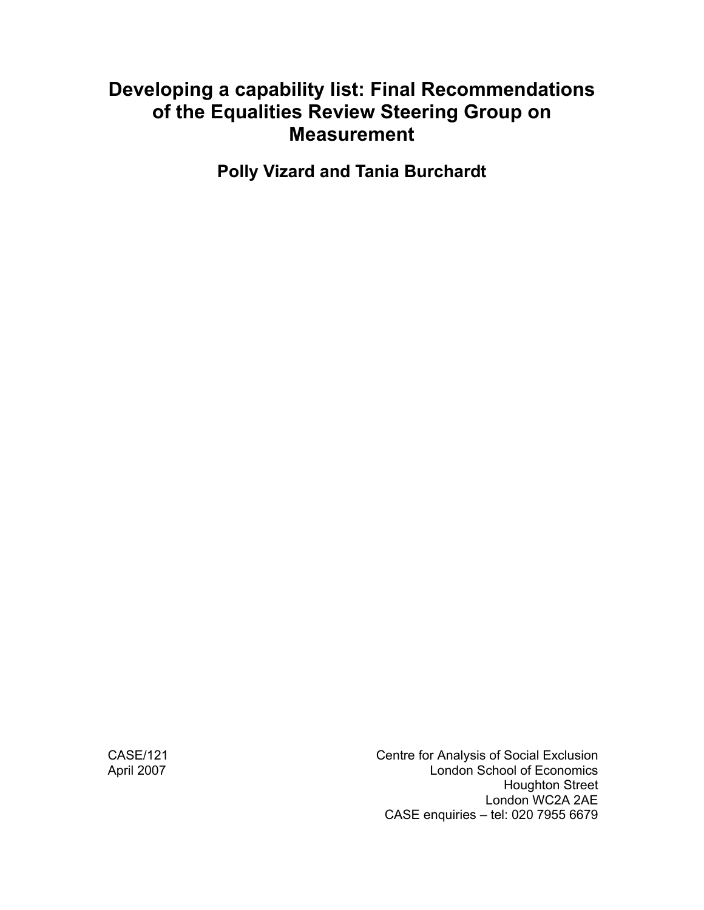# Developing a capability list: Final Recommendations of the Equalities Review Steering Group on Measurement

**Polly Vizard and Tania Burchardt**

CASE/121
April 2007

Centre for Analysis of Social Exclusion
London School of Economics
Houghton Street
London WC2A 2AE
CASE enquiries – tel: 020 7955 6679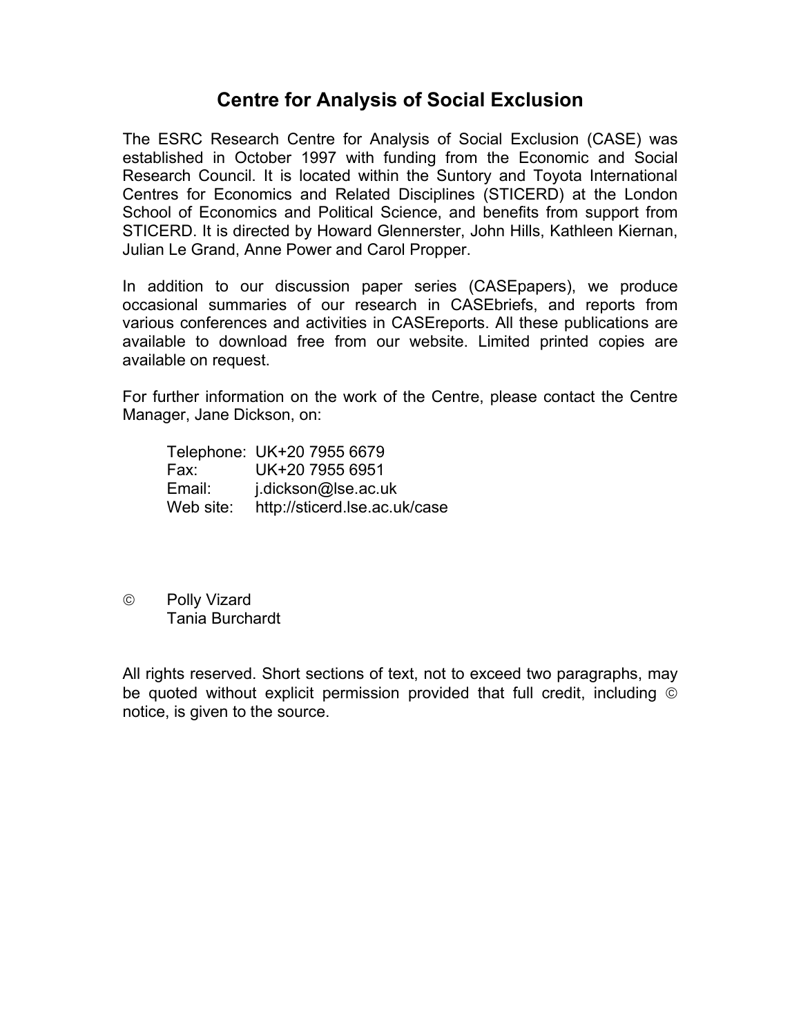# Centre for Analysis of Social Exclusion

The ESRC Research Centre for Analysis of Social Exclusion (CASE) was established in October 1997 with funding from the Economic and Social Research Council. It is located within the Suntory and Toyota International Centres for Economics and Related Disciplines (STICERD) at the London School of Economics and Political Science, and benefits from support from STICERD. It is directed by Howard Glennerster, John Hills, Kathleen Kiernan, Julian Le Grand, Anne Power and Carol Propper.

In addition to our discussion paper series (CASEpapers), we produce occasional summaries of our research in CASEbriefs, and reports from various conferences and activities in CASEreports. All these publications are available to download free from our website. Limited printed copies are available on request.

For further information on the work of the Centre, please contact the Centre Manager, Jane Dickson, on:

| | |
|---|---|
| Telephone: | UK+20 7955 6679 |
| Fax: | UK+20 7955 6951 |
| Email: | j.dickson@lse.ac.uk |
| Web site: | http://sticerd.lse.ac.uk/case |

© Polly Vizard
Tania Burchardt

All rights reserved. Short sections of text, not to exceed two paragraphs, may be quoted without explicit permission provided that full credit, including © notice, is given to the source.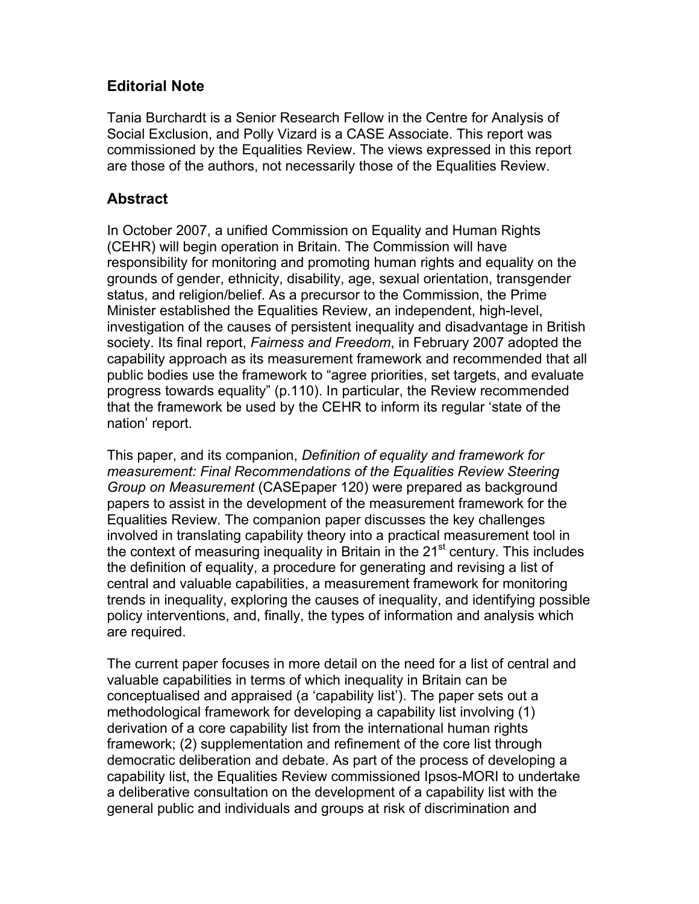## Editorial Note

Tania Burchardt is a Senior Research Fellow in the Centre for Analysis of Social Exclusion, and Polly Vizard is a CASE Associate. This report was commissioned by the Equalities Review. The views expressed in this report are those of the authors, not necessarily those of the Equalities Review.

## Abstract

In October 2007, a unified Commission on Equality and Human Rights (CEHR) will begin operation in Britain. The Commission will have responsibility for monitoring and promoting human rights and equality on the grounds of gender, ethnicity, disability, age, sexual orientation, transgender status, and religion/belief. As a precursor to the Commission, the Prime Minister established the Equalities Review, an independent, high-level, investigation of the causes of persistent inequality and disadvantage in British society. Its final report, *Fairness and Freedom*, in February 2007 adopted the capability approach as its measurement framework and recommended that all public bodies use the framework to "agree priorities, set targets, and evaluate progress towards equality" (p.110). In particular, the Review recommended that the framework be used by the CEHR to inform its regular 'state of the nation' report.

This paper, and its companion, *Definition of equality and framework for measurement: Final Recommendations of the Equalities Review Steering Group on Measurement* (CASEpaper 120) were prepared as background papers to assist in the development of the measurement framework for the Equalities Review. The companion paper discusses the key challenges involved in translating capability theory into a practical measurement tool in the context of measuring inequality in Britain in the 21st century. This includes the definition of equality, a procedure for generating and revising a list of central and valuable capabilities, a measurement framework for monitoring trends in inequality, exploring the causes of inequality, and identifying possible policy interventions, and, finally, the types of information and analysis which are required.

The current paper focuses in more detail on the need for a list of central and valuable capabilities in terms of which inequality in Britain can be conceptualised and appraised (a 'capability list'). The paper sets out a methodological framework for developing a capability list involving (1) derivation of a core capability list from the international human rights framework; (2) supplementation and refinement of the core list through democratic deliberation and debate. As part of the process of developing a capability list, the Equalities Review commissioned Ipsos-MORI to undertake a deliberative consultation on the development of a capability list with the general public and individuals and groups at risk of discrimination and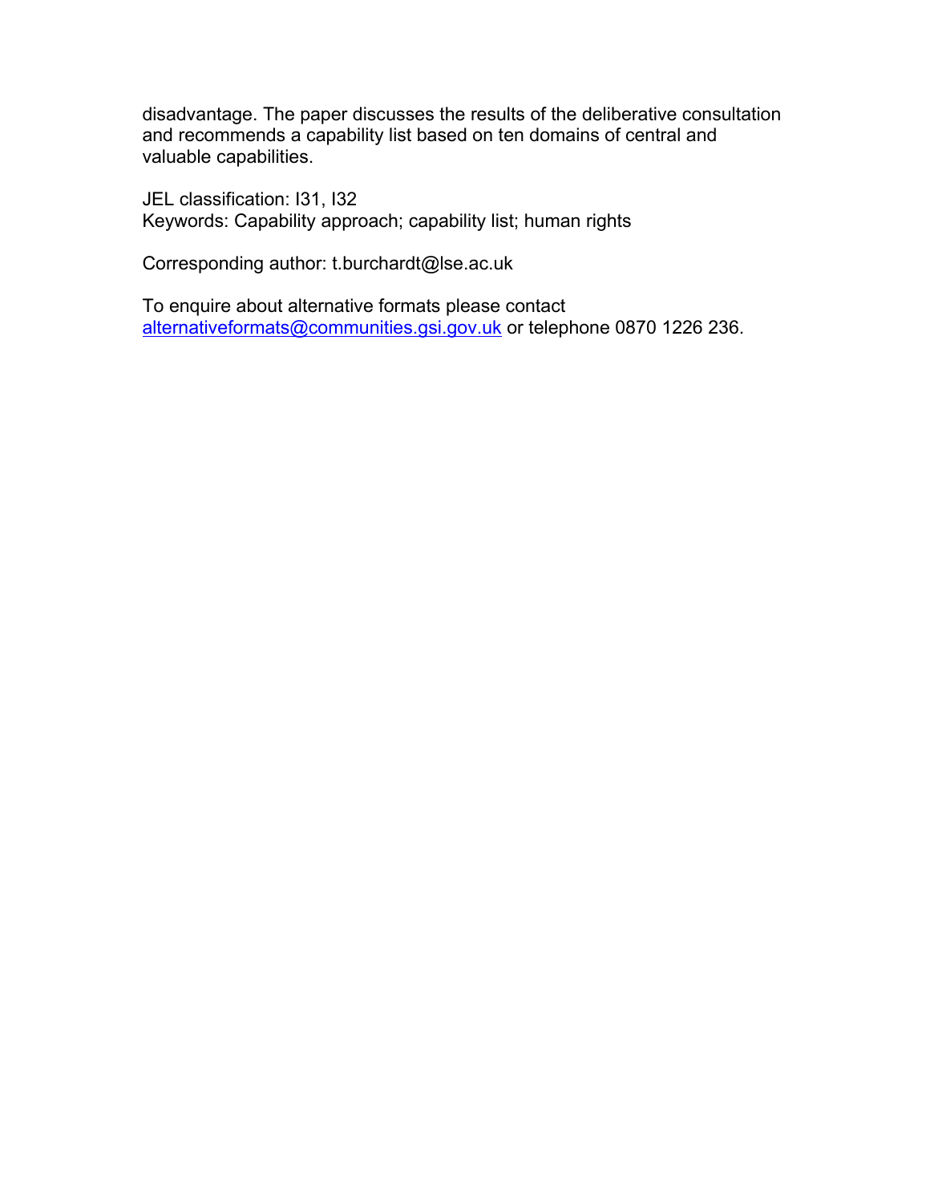disadvantage. The paper discusses the results of the deliberative consultation and recommends a capability list based on ten domains of central and valuable capabilities.

JEL classification: I31, I32
Keywords: Capability approach; capability list; human rights

Corresponding author: t.burchardt@lse.ac.uk

To enquire about alternative formats please contact alternativeformats@communities.gsi.gov.uk or telephone 0870 1226 236.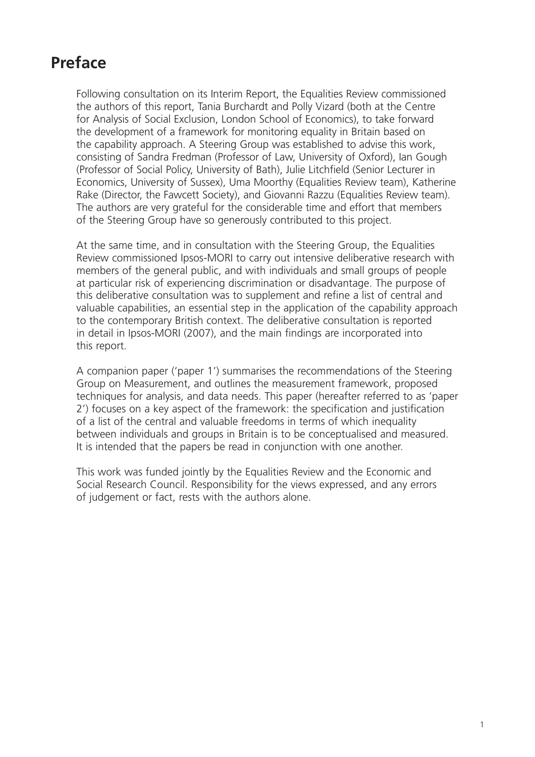# Preface

Following consultation on its Interim Report, the Equalities Review commissioned the authors of this report, Tania Burchardt and Polly Vizard (both at the Centre for Analysis of Social Exclusion, London School of Economics), to take forward the development of a framework for monitoring equality in Britain based on the capability approach. A Steering Group was established to advise this work, consisting of Sandra Fredman (Professor of Law, University of Oxford), Ian Gough (Professor of Social Policy, University of Bath), Julie Litchfield (Senior Lecturer in Economics, University of Sussex), Uma Moorthy (Equalities Review team), Katherine Rake (Director, the Fawcett Society), and Giovanni Razzu (Equalities Review team). The authors are very grateful for the considerable time and effort that members of the Steering Group have so generously contributed to this project.

At the same time, and in consultation with the Steering Group, the Equalities Review commissioned Ipsos-MORI to carry out intensive deliberative research with members of the general public, and with individuals and small groups of people at particular risk of experiencing discrimination or disadvantage. The purpose of this deliberative consultation was to supplement and refine a list of central and valuable capabilities, an essential step in the application of the capability approach to the contemporary British context. The deliberative consultation is reported in detail in Ipsos-MORI (2007), and the main findings are incorporated into this report.

A companion paper ('paper 1') summarises the recommendations of the Steering Group on Measurement, and outlines the measurement framework, proposed techniques for analysis, and data needs. This paper (hereafter referred to as 'paper 2') focuses on a key aspect of the framework: the specification and justification of a list of the central and valuable freedoms in terms of which inequality between individuals and groups in Britain is to be conceptualised and measured. It is intended that the papers be read in conjunction with one another.

This work was funded jointly by the Equalities Review and the Economic and Social Research Council. Responsibility for the views expressed, and any errors of judgement or fact, rests with the authors alone.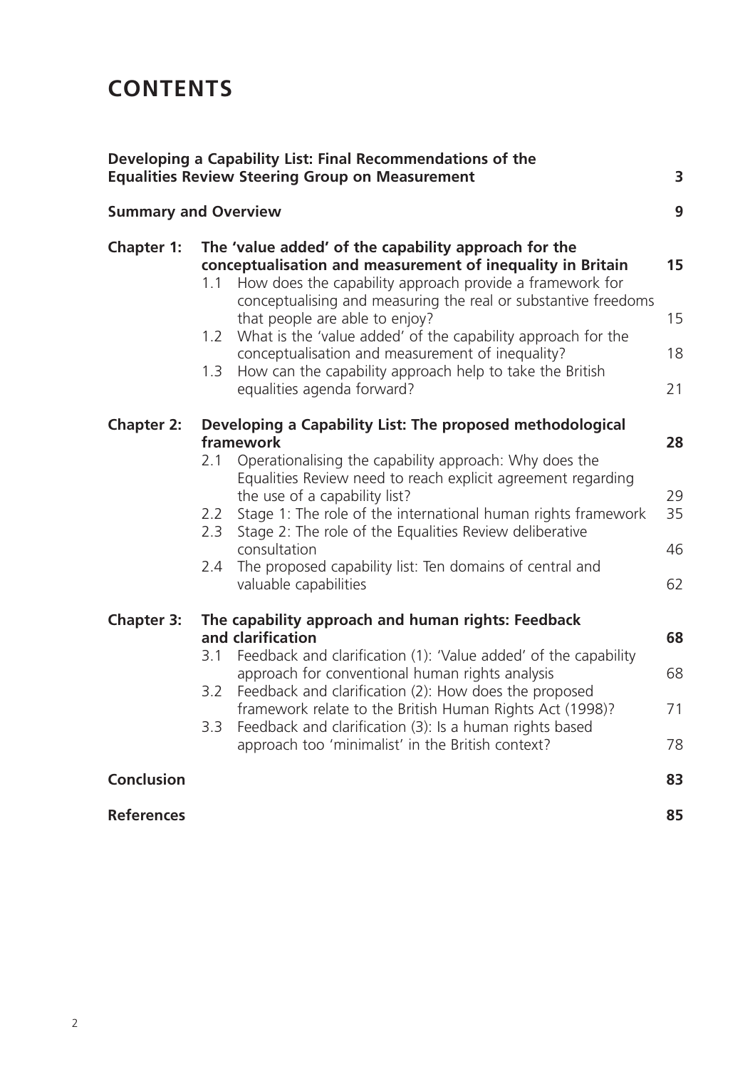# CONTENTS

| | | |
|---|---|---|
| **Developing a Capability List: Final Recommendations of the Equalities Review Steering Group on Measurement** | | **3** |
| **Summary and Overview** | | **9** |
| **Chapter 1:** | **The 'value added' of the capability approach for the conceptualisation and measurement of inequality in Britain** | **15** |
| | 1.1 How does the capability approach provide a framework for conceptualising and measuring the real or substantive freedoms that people are able to enjoy? | 15 |
| | 1.2 What is the 'value added' of the capability approach for the conceptualisation and measurement of inequality? | 18 |
| | 1.3 How can the capability approach help to take the British equalities agenda forward? | 21 |
| **Chapter 2:** | **Developing a Capability List: The proposed methodological framework** | **28** |
| | 2.1 Operationalising the capability approach: Why does the Equalities Review need to reach explicit agreement regarding the use of a capability list? | 29 |
| | 2.2 Stage 1: The role of the international human rights framework | 35 |
| | 2.3 Stage 2: The role of the Equalities Review deliberative consultation | 46 |
| | 2.4 The proposed capability list: Ten domains of central and valuable capabilities | 62 |
| **Chapter 3:** | **The capability approach and human rights: Feedback and clarification** | **68** |
| | 3.1 Feedback and clarification (1): 'Value added' of the capability approach for conventional human rights analysis | 68 |
| | 3.2 Feedback and clarification (2): How does the proposed framework relate to the British Human Rights Act (1998)? | 71 |
| | 3.3 Feedback and clarification (3): Is a human rights based approach too 'minimalist' in the British context? | 78 |
| **Conclusion** | | **83** |
| **References** | | **85** |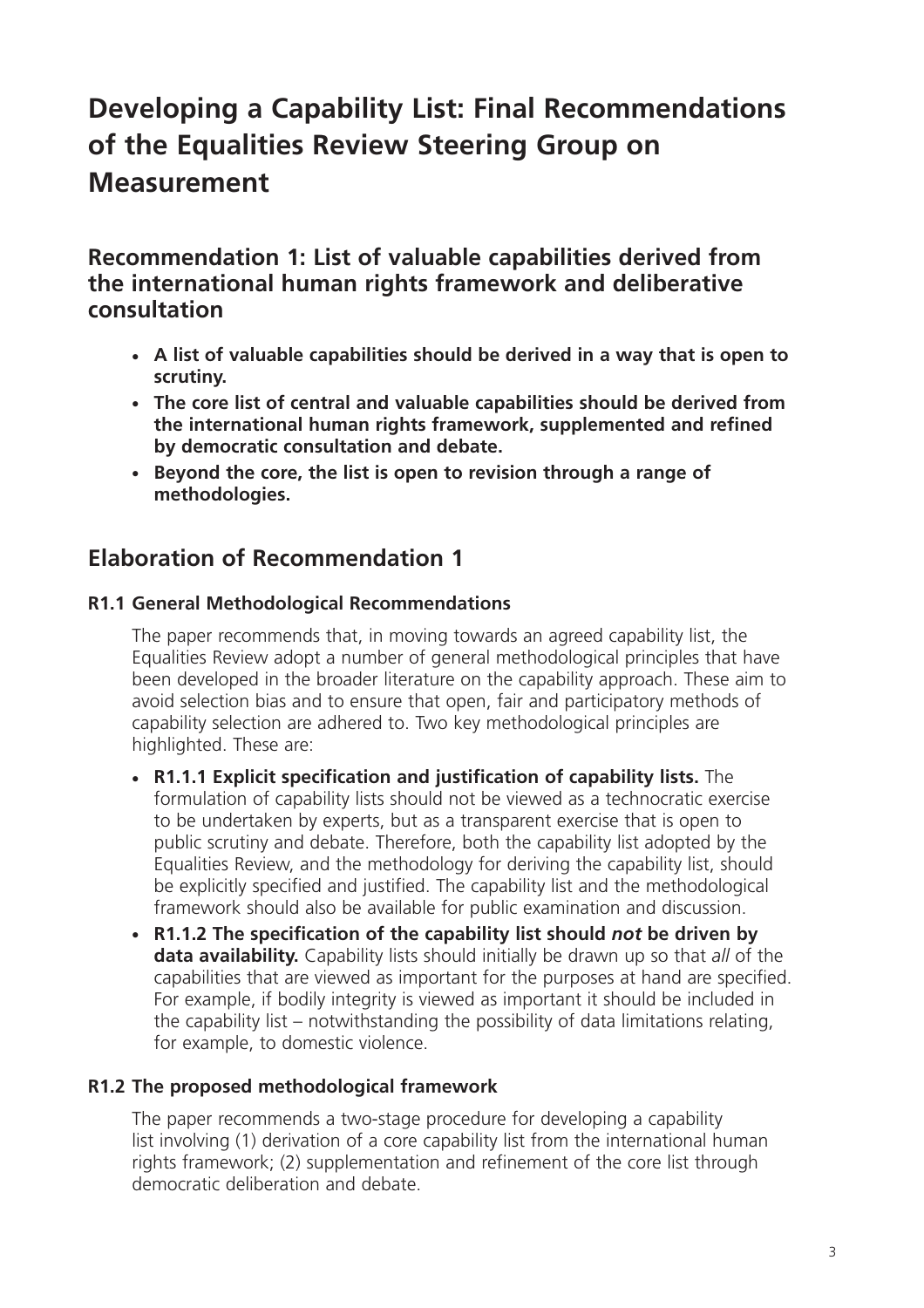# Developing a Capability List: Final Recommendations of the Equalities Review Steering Group on Measurement

## Recommendation 1: List of valuable capabilities derived from the international human rights framework and deliberative consultation

- **A list of valuable capabilities should be derived in a way that is open to scrutiny.**
- **The core list of central and valuable capabilities should be derived from the international human rights framework, supplemented and refined by democratic consultation and debate.**
- **Beyond the core, the list is open to revision through a range of methodologies.**

## Elaboration of Recommendation 1

### R1.1 General Methodological Recommendations

The paper recommends that, in moving towards an agreed capability list, the Equalities Review adopt a number of general methodological principles that have been developed in the broader literature on the capability approach. These aim to avoid selection bias and to ensure that open, fair and participatory methods of capability selection are adhered to. Two key methodological principles are highlighted. These are:

- **R1.1.1 Explicit specification and justification of capability lists.** The formulation of capability lists should not be viewed as a technocratic exercise to be undertaken by experts, but as a transparent exercise that is open to public scrutiny and debate. Therefore, both the capability list adopted by the Equalities Review, and the methodology for deriving the capability list, should be explicitly specified and justified. The capability list and the methodological framework should also be available for public examination and discussion.
- **R1.1.2 The specification of the capability list should *not* be driven by data availability.** Capability lists should initially be drawn up so that *all* of the capabilities that are viewed as important for the purposes at hand are specified. For example, if bodily integrity is viewed as important it should be included in the capability list – notwithstanding the possibility of data limitations relating, for example, to domestic violence.

### R1.2 The proposed methodological framework

The paper recommends a two-stage procedure for developing a capability list involving (1) derivation of a core capability list from the international human rights framework; (2) supplementation and refinement of the core list through democratic deliberation and debate.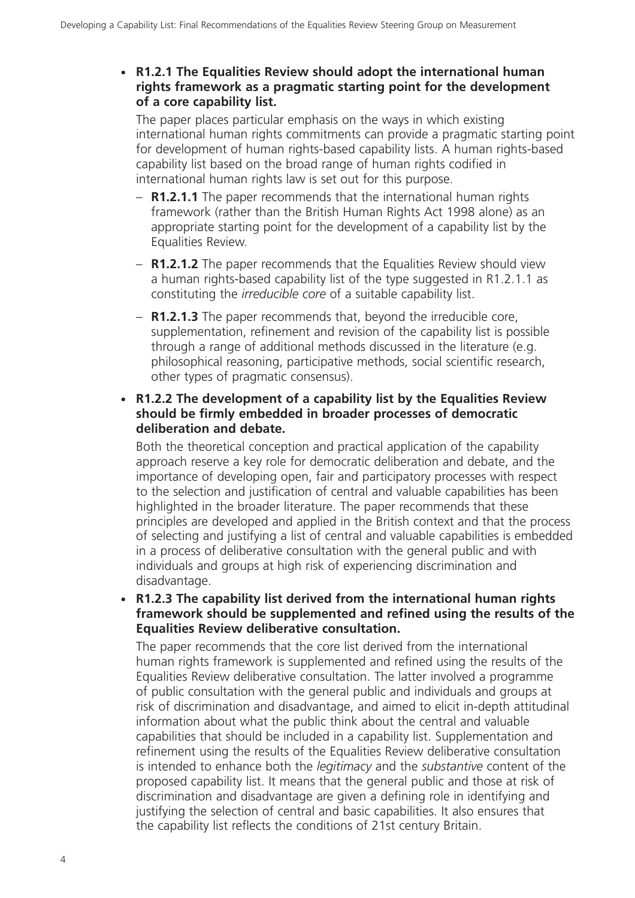- **R1.2.1 The Equalities Review should adopt the international human rights framework as a pragmatic starting point for the development of a core capability list.**

  The paper places particular emphasis on the ways in which existing international human rights commitments can provide a pragmatic starting point for development of human rights-based capability lists. A human rights-based capability list based on the broad range of human rights codified in international human rights law is set out for this purpose.

  - **R1.2.1.1** The paper recommends that the international human rights framework (rather than the British Human Rights Act 1998 alone) as an appropriate starting point for the development of a capability list by the Equalities Review.
  - **R1.2.1.2** The paper recommends that the Equalities Review should view a human rights-based capability list of the type suggested in R1.2.1.1 as constituting the *irreducible core* of a suitable capability list.
  - **R1.2.1.3** The paper recommends that, beyond the irreducible core, supplementation, refinement and revision of the capability list is possible through a range of additional methods discussed in the literature (e.g. philosophical reasoning, participative methods, social scientific research, other types of pragmatic consensus).

- **R1.2.2 The development of a capability list by the Equalities Review should be firmly embedded in broader processes of democratic deliberation and debate.**

  Both the theoretical conception and practical application of the capability approach reserve a key role for democratic deliberation and debate, and the importance of developing open, fair and participatory processes with respect to the selection and justification of central and valuable capabilities has been highlighted in the broader literature. The paper recommends that these principles are developed and applied in the British context and that the process of selecting and justifying a list of central and valuable capabilities is embedded in a process of deliberative consultation with the general public and with individuals and groups at high risk of experiencing discrimination and disadvantage.

- **R1.2.3 The capability list derived from the international human rights framework should be supplemented and refined using the results of the Equalities Review deliberative consultation.**

  The paper recommends that the core list derived from the international human rights framework is supplemented and refined using the results of the Equalities Review deliberative consultation. The latter involved a programme of public consultation with the general public and individuals and groups at risk of discrimination and disadvantage, and aimed to elicit in-depth attitudinal information about what the public think about the central and valuable capabilities that should be included in a capability list. Supplementation and refinement using the results of the Equalities Review deliberative consultation is intended to enhance both the *legitimacy* and the *substantive* content of the proposed capability list. It means that the general public and those at risk of discrimination and disadvantage are given a defining role in identifying and justifying the selection of central and basic capabilities. It also ensures that the capability list reflects the conditions of 21st century Britain.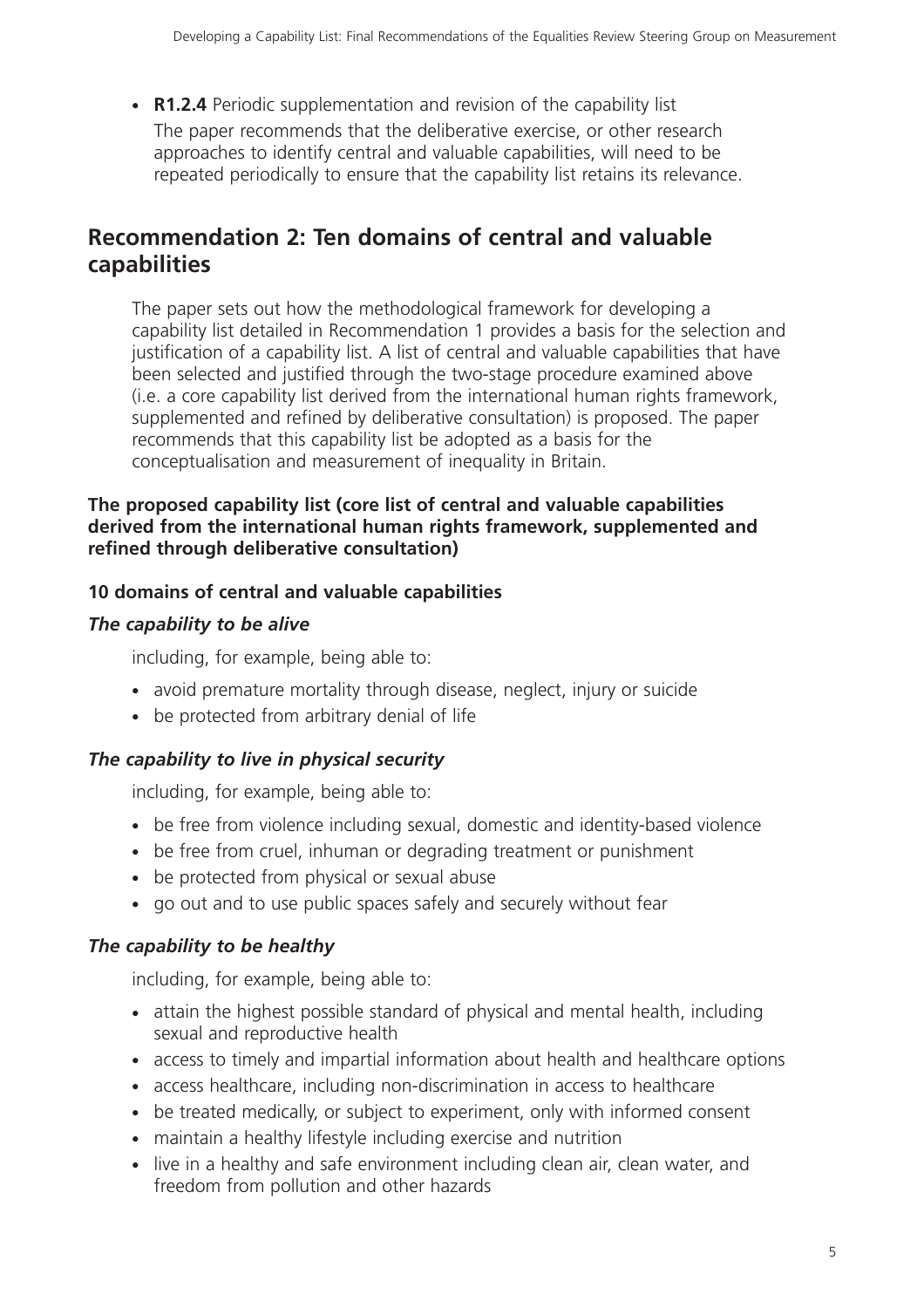- **R1.2.4** Periodic supplementation and revision of the capability list

  The paper recommends that the deliberative exercise, or other research approaches to identify central and valuable capabilities, will need to be repeated periodically to ensure that the capability list retains its relevance.

## Recommendation 2: Ten domains of central and valuable capabilities

The paper sets out how the methodological framework for developing a capability list detailed in Recommendation 1 provides a basis for the selection and justification of a capability list. A list of central and valuable capabilities that have been selected and justified through the two-stage procedure examined above (i.e. a core capability list derived from the international human rights framework, supplemented and refined by deliberative consultation) is proposed. The paper recommends that this capability list be adopted as a basis for the conceptualisation and measurement of inequality in Britain.

**The proposed capability list (core list of central and valuable capabilities derived from the international human rights framework, supplemented and refined through deliberative consultation)**

**10 domains of central and valuable capabilities**

***The capability to be alive***

including, for example, being able to:

- avoid premature mortality through disease, neglect, injury or suicide
- be protected from arbitrary denial of life

***The capability to live in physical security***

including, for example, being able to:

- be free from violence including sexual, domestic and identity-based violence
- be free from cruel, inhuman or degrading treatment or punishment
- be protected from physical or sexual abuse
- go out and to use public spaces safely and securely without fear

***The capability to be healthy***

including, for example, being able to:

- attain the highest possible standard of physical and mental health, including sexual and reproductive health
- access to timely and impartial information about health and healthcare options
- access healthcare, including non-discrimination in access to healthcare
- be treated medically, or subject to experiment, only with informed consent
- maintain a healthy lifestyle including exercise and nutrition
- live in a healthy and safe environment including clean air, clean water, and freedom from pollution and other hazards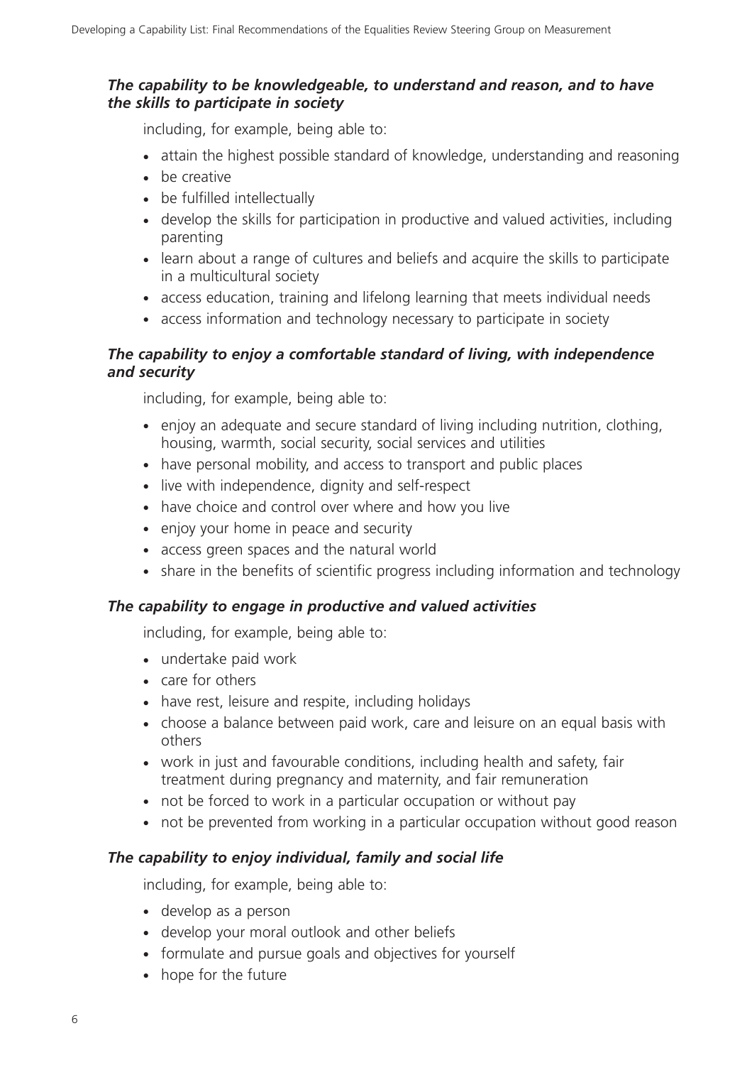***The capability to be knowledgeable, to understand and reason, and to have the skills to participate in society***

including, for example, being able to:

- attain the highest possible standard of knowledge, understanding and reasoning
- be creative
- be fulfilled intellectually
- develop the skills for participation in productive and valued activities, including parenting
- learn about a range of cultures and beliefs and acquire the skills to participate in a multicultural society
- access education, training and lifelong learning that meets individual needs
- access information and technology necessary to participate in society

***The capability to enjoy a comfortable standard of living, with independence and security***

including, for example, being able to:

- enjoy an adequate and secure standard of living including nutrition, clothing, housing, warmth, social security, social services and utilities
- have personal mobility, and access to transport and public places
- live with independence, dignity and self-respect
- have choice and control over where and how you live
- enjoy your home in peace and security
- access green spaces and the natural world
- share in the benefits of scientific progress including information and technology

***The capability to engage in productive and valued activities***

including, for example, being able to:

- undertake paid work
- care for others
- have rest, leisure and respite, including holidays
- choose a balance between paid work, care and leisure on an equal basis with others
- work in just and favourable conditions, including health and safety, fair treatment during pregnancy and maternity, and fair remuneration
- not be forced to work in a particular occupation or without pay
- not be prevented from working in a particular occupation without good reason

***The capability to enjoy individual, family and social life***

including, for example, being able to:

- develop as a person
- develop your moral outlook and other beliefs
- formulate and pursue goals and objectives for yourself
- hope for the future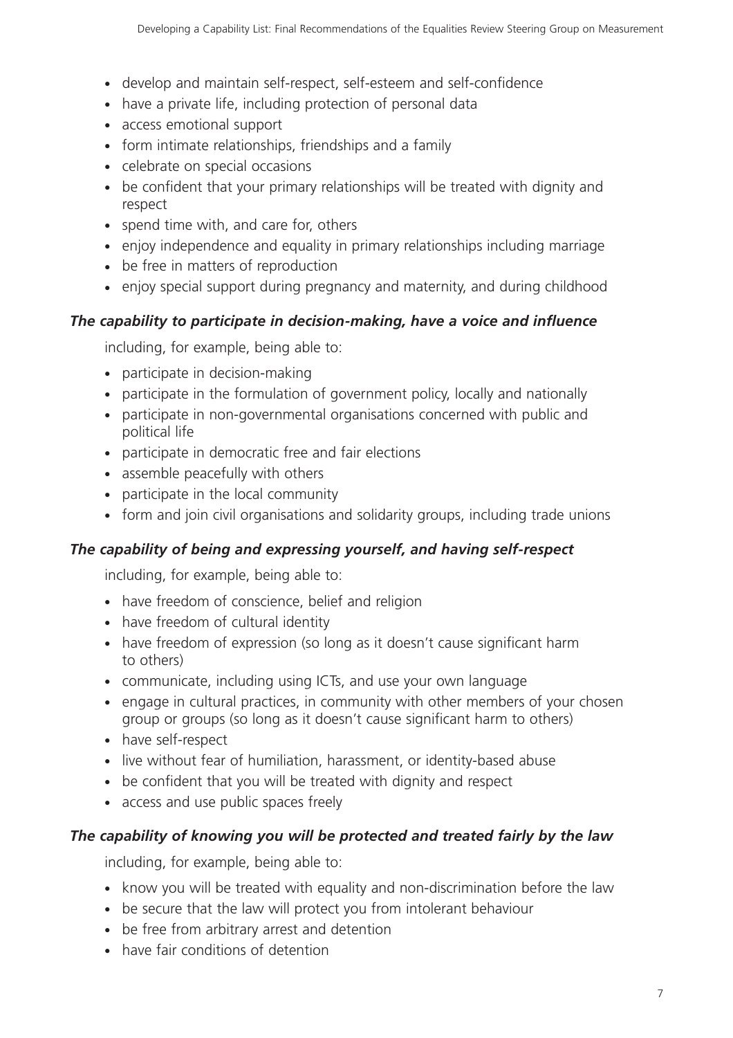- develop and maintain self-respect, self-esteem and self-confidence
- have a private life, including protection of personal data
- access emotional support
- form intimate relationships, friendships and a family
- celebrate on special occasions
- be confident that your primary relationships will be treated with dignity and respect
- spend time with, and care for, others
- enjoy independence and equality in primary relationships including marriage
- be free in matters of reproduction
- enjoy special support during pregnancy and maternity, and during childhood

***The capability to participate in decision-making, have a voice and influence***

including, for example, being able to:

- participate in decision-making
- participate in the formulation of government policy, locally and nationally
- participate in non-governmental organisations concerned with public and political life
- participate in democratic free and fair elections
- assemble peacefully with others
- participate in the local community
- form and join civil organisations and solidarity groups, including trade unions

***The capability of being and expressing yourself, and having self-respect***

including, for example, being able to:

- have freedom of conscience, belief and religion
- have freedom of cultural identity
- have freedom of expression (so long as it doesn't cause significant harm to others)
- communicate, including using ICTs, and use your own language
- engage in cultural practices, in community with other members of your chosen group or groups (so long as it doesn't cause significant harm to others)
- have self-respect
- live without fear of humiliation, harassment, or identity-based abuse
- be confident that you will be treated with dignity and respect
- access and use public spaces freely

***The capability of knowing you will be protected and treated fairly by the law***

including, for example, being able to:

- know you will be treated with equality and non-discrimination before the law
- be secure that the law will protect you from intolerant behaviour
- be free from arbitrary arrest and detention
- have fair conditions of detention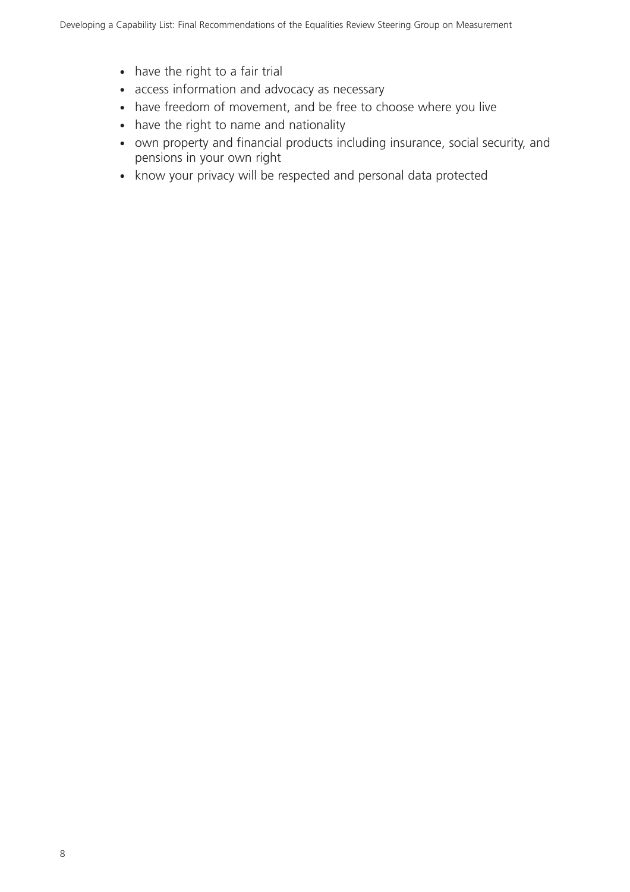- have the right to a fair trial
- access information and advocacy as necessary
- have freedom of movement, and be free to choose where you live
- have the right to name and nationality
- own property and financial products including insurance, social security, and pensions in your own right
- know your privacy will be respected and personal data protected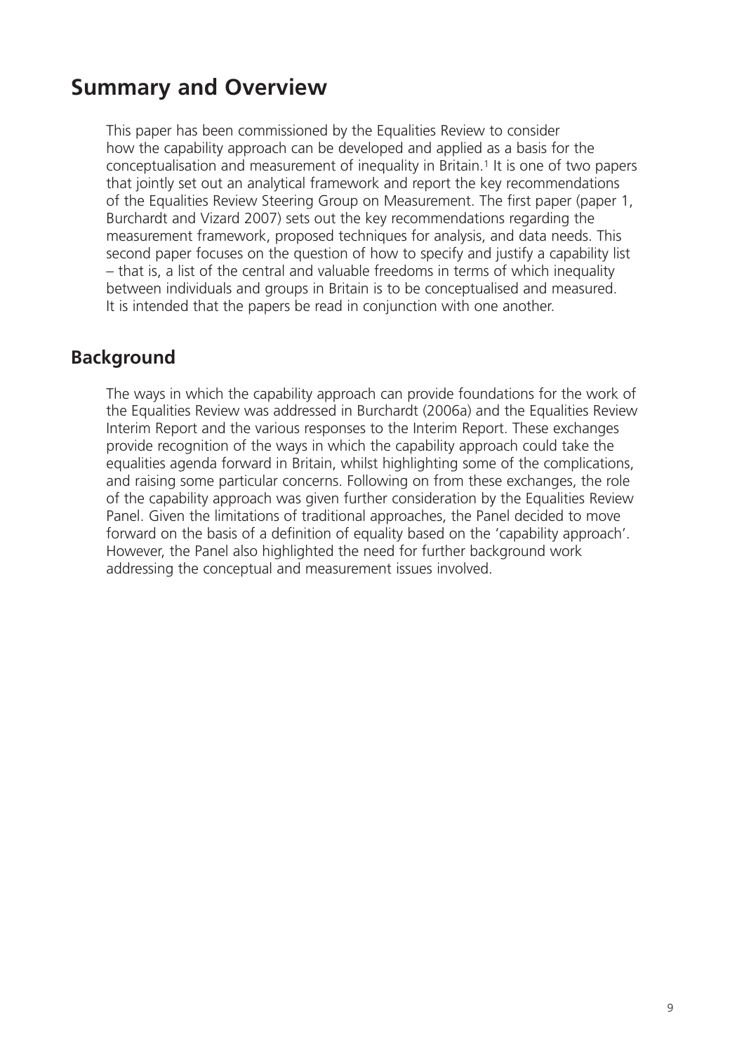## Summary and Overview

This paper has been commissioned by the Equalities Review to consider how the capability approach can be developed and applied as a basis for the conceptualisation and measurement of inequality in Britain.[1] It is one of two papers that jointly set out an analytical framework and report the key recommendations of the Equalities Review Steering Group on Measurement. The first paper (paper 1, Burchardt and Vizard 2007) sets out the key recommendations regarding the measurement framework, proposed techniques for analysis, and data needs. This second paper focuses on the question of how to specify and justify a capability list – that is, a list of the central and valuable freedoms in terms of which inequality between individuals and groups in Britain is to be conceptualised and measured. It is intended that the papers be read in conjunction with one another.

### Background

The ways in which the capability approach can provide foundations for the work of the Equalities Review was addressed in Burchardt (2006a) and the Equalities Review Interim Report and the various responses to the Interim Report. These exchanges provide recognition of the ways in which the capability approach could take the equalities agenda forward in Britain, whilst highlighting some of the complications, and raising some particular concerns. Following on from these exchanges, the role of the capability approach was given further consideration by the Equalities Review Panel. Given the limitations of traditional approaches, the Panel decided to move forward on the basis of a definition of equality based on the 'capability approach'. However, the Panel also highlighted the need for further background work addressing the conceptual and measurement issues involved.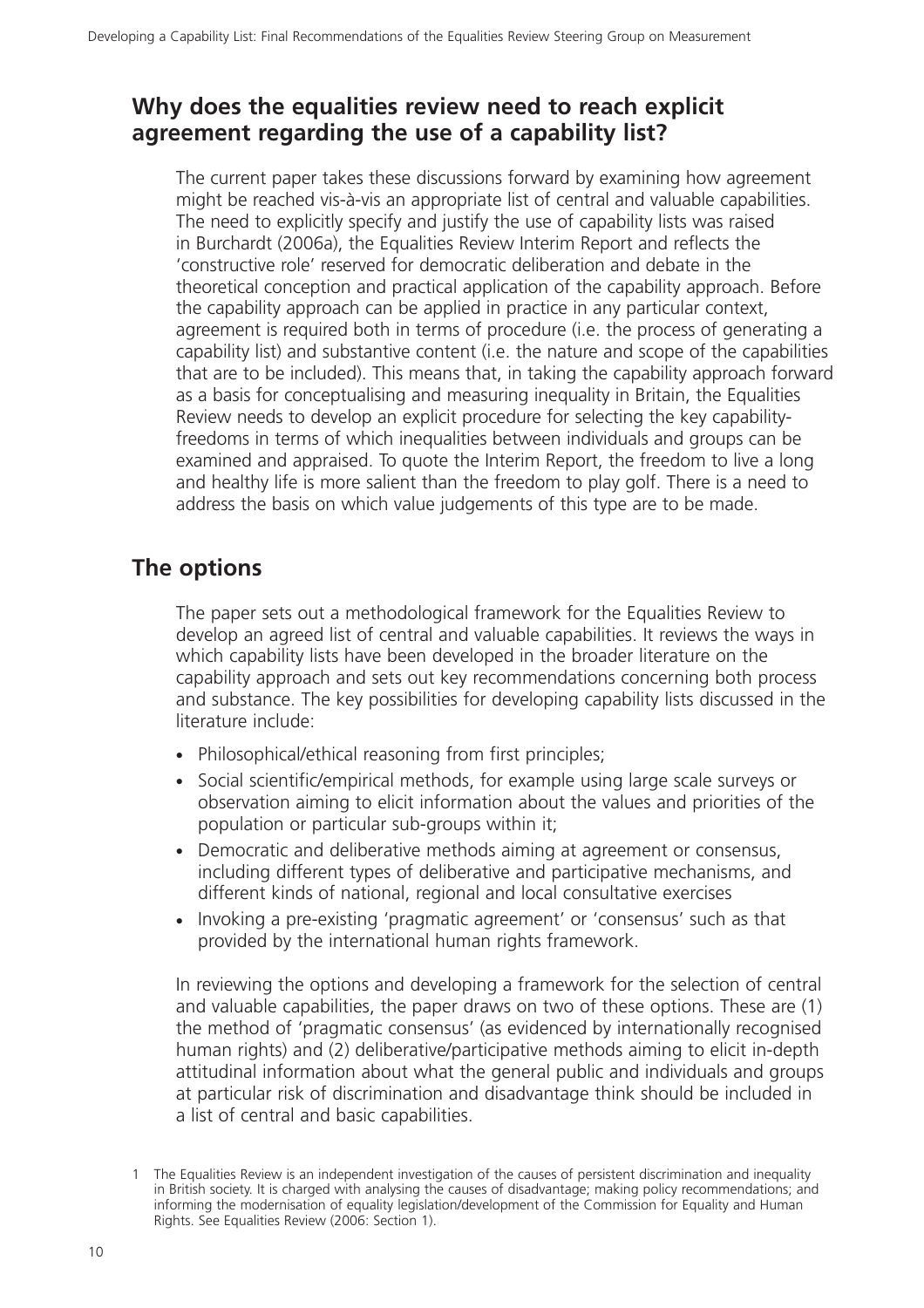## Why does the equalities review need to reach explicit agreement regarding the use of a capability list?

The current paper takes these discussions forward by examining how agreement might be reached vis-à-vis an appropriate list of central and valuable capabilities. The need to explicitly specify and justify the use of capability lists was raised in Burchardt (2006a), the Equalities Review Interim Report and reflects the 'constructive role' reserved for democratic deliberation and debate in the theoretical conception and practical application of the capability approach. Before the capability approach can be applied in practice in any particular context, agreement is required both in terms of procedure (i.e. the process of generating a capability list) and substantive content (i.e. the nature and scope of the capabilities that are to be included). This means that, in taking the capability approach forward as a basis for conceptualising and measuring inequality in Britain, the Equalities Review needs to develop an explicit procedure for selecting the key capability-freedoms in terms of which inequalities between individuals and groups can be examined and appraised. To quote the Interim Report, the freedom to live a long and healthy life is more salient than the freedom to play golf. There is a need to address the basis on which value judgements of this type are to be made.

## The options

The paper sets out a methodological framework for the Equalities Review to develop an agreed list of central and valuable capabilities. It reviews the ways in which capability lists have been developed in the broader literature on the capability approach and sets out key recommendations concerning both process and substance. The key possibilities for developing capability lists discussed in the literature include:

- Philosophical/ethical reasoning from first principles;
- Social scientific/empirical methods, for example using large scale surveys or observation aiming to elicit information about the values and priorities of the population or particular sub-groups within it;
- Democratic and deliberative methods aiming at agreement or consensus, including different types of deliberative and participative mechanisms, and different kinds of national, regional and local consultative exercises
- Invoking a pre-existing 'pragmatic agreement' or 'consensus' such as that provided by the international human rights framework.

In reviewing the options and developing a framework for the selection of central and valuable capabilities, the paper draws on two of these options. These are (1) the method of 'pragmatic consensus' (as evidenced by internationally recognised human rights) and (2) deliberative/participative methods aiming to elicit in-depth attitudinal information about what the general public and individuals and groups at particular risk of discrimination and disadvantage think should be included in a list of central and basic capabilities.

1 The Equalities Review is an independent investigation of the causes of persistent discrimination and inequality in British society. It is charged with analysing the causes of disadvantage; making policy recommendations; and informing the modernisation of equality legislation/development of the Commission for Equality and Human Rights. See Equalities Review (2006: Section 1).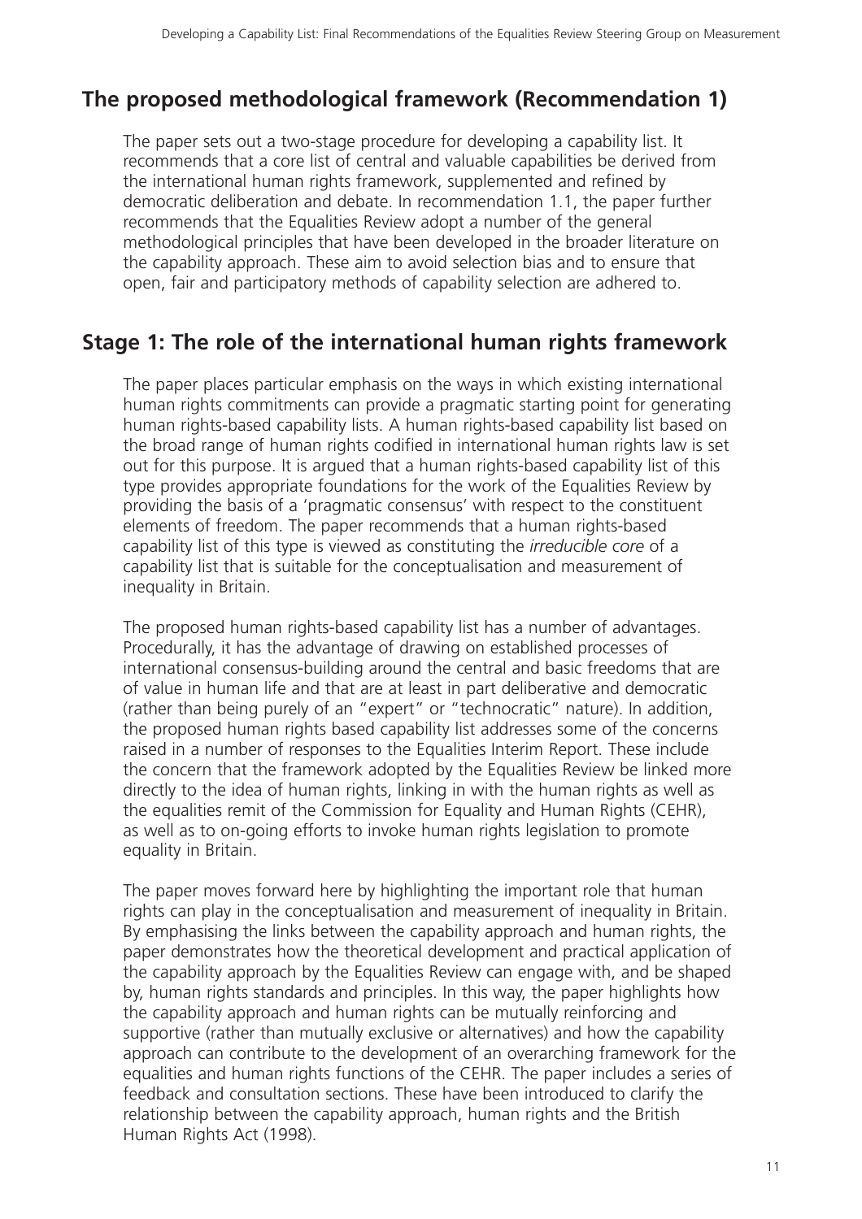## The proposed methodological framework (Recommendation 1)

The paper sets out a two-stage procedure for developing a capability list. It recommends that a core list of central and valuable capabilities be derived from the international human rights framework, supplemented and refined by democratic deliberation and debate. In recommendation 1.1, the paper further recommends that the Equalities Review adopt a number of the general methodological principles that have been developed in the broader literature on the capability approach. These aim to avoid selection bias and to ensure that open, fair and participatory methods of capability selection are adhered to.

## Stage 1: The role of the international human rights framework

The paper places particular emphasis on the ways in which existing international human rights commitments can provide a pragmatic starting point for generating human rights-based capability lists. A human rights-based capability list based on the broad range of human rights codified in international human rights law is set out for this purpose. It is argued that a human rights-based capability list of this type provides appropriate foundations for the work of the Equalities Review by providing the basis of a 'pragmatic consensus' with respect to the constituent elements of freedom. The paper recommends that a human rights-based capability list of this type is viewed as constituting the *irreducible core* of a capability list that is suitable for the conceptualisation and measurement of inequality in Britain.

The proposed human rights-based capability list has a number of advantages. Procedurally, it has the advantage of drawing on established processes of international consensus-building around the central and basic freedoms that are of value in human life and that are at least in part deliberative and democratic (rather than being purely of an "expert" or "technocratic" nature). In addition, the proposed human rights based capability list addresses some of the concerns raised in a number of responses to the Equalities Interim Report. These include the concern that the framework adopted by the Equalities Review be linked more directly to the idea of human rights, linking in with the human rights as well as the equalities remit of the Commission for Equality and Human Rights (CEHR), as well as to on-going efforts to invoke human rights legislation to promote equality in Britain.

The paper moves forward here by highlighting the important role that human rights can play in the conceptualisation and measurement of inequality in Britain. By emphasising the links between the capability approach and human rights, the paper demonstrates how the theoretical development and practical application of the capability approach by the Equalities Review can engage with, and be shaped by, human rights standards and principles. In this way, the paper highlights how the capability approach and human rights can be mutually reinforcing and supportive (rather than mutually exclusive or alternatives) and how the capability approach can contribute to the development of an overarching framework for the equalities and human rights functions of the CEHR. The paper includes a series of feedback and consultation sections. These have been introduced to clarify the relationship between the capability approach, human rights and the British Human Rights Act (1998).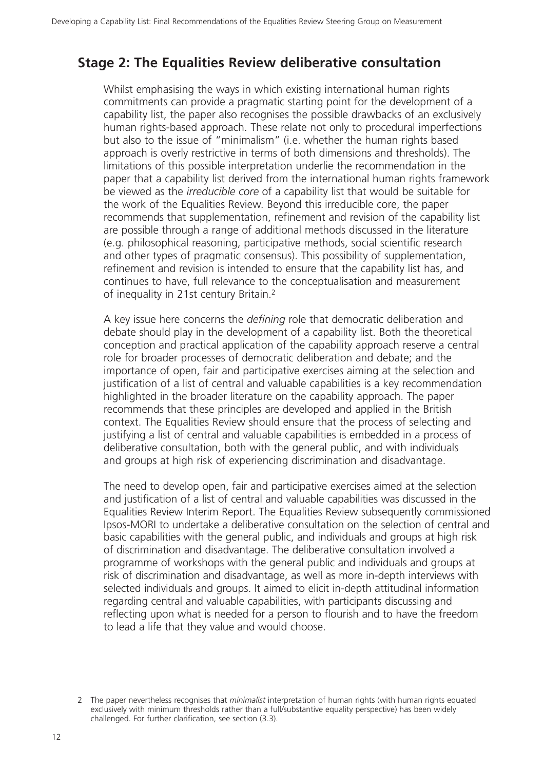## Stage 2: The Equalities Review deliberative consultation

Whilst emphasising the ways in which existing international human rights commitments can provide a pragmatic starting point for the development of a capability list, the paper also recognises the possible drawbacks of an exclusively human rights-based approach. These relate not only to procedural imperfections but also to the issue of "minimalism" (i.e. whether the human rights based approach is overly restrictive in terms of both dimensions and thresholds). The limitations of this possible interpretation underlie the recommendation in the paper that a capability list derived from the international human rights framework be viewed as the *irreducible core* of a capability list that would be suitable for the work of the Equalities Review. Beyond this irreducible core, the paper recommends that supplementation, refinement and revision of the capability list are possible through a range of additional methods discussed in the literature (e.g. philosophical reasoning, participative methods, social scientific research and other types of pragmatic consensus). This possibility of supplementation, refinement and revision is intended to ensure that the capability list has, and continues to have, full relevance to the conceptualisation and measurement of inequality in 21st century Britain.[2]

A key issue here concerns the *defining* role that democratic deliberation and debate should play in the development of a capability list. Both the theoretical conception and practical application of the capability approach reserve a central role for broader processes of democratic deliberation and debate; and the importance of open, fair and participative exercises aiming at the selection and justification of a list of central and valuable capabilities is a key recommendation highlighted in the broader literature on the capability approach. The paper recommends that these principles are developed and applied in the British context. The Equalities Review should ensure that the process of selecting and justifying a list of central and valuable capabilities is embedded in a process of deliberative consultation, both with the general public, and with individuals and groups at high risk of experiencing discrimination and disadvantage.

The need to develop open, fair and participative exercises aimed at the selection and justification of a list of central and valuable capabilities was discussed in the Equalities Review Interim Report. The Equalities Review subsequently commissioned Ipsos-MORI to undertake a deliberative consultation on the selection of central and basic capabilities with the general public, and individuals and groups at high risk of discrimination and disadvantage. The deliberative consultation involved a programme of workshops with the general public and individuals and groups at risk of discrimination and disadvantage, as well as more in-depth interviews with selected individuals and groups. It aimed to elicit in-depth attitudinal information regarding central and valuable capabilities, with participants discussing and reflecting upon what is needed for a person to flourish and to have the freedom to lead a life that they value and would choose.

2 The paper nevertheless recognises that *minimalist* interpretation of human rights (with human rights equated exclusively with minimum thresholds rather than a full/substantive equality perspective) has been widely challenged. For further clarification, see section (3.3).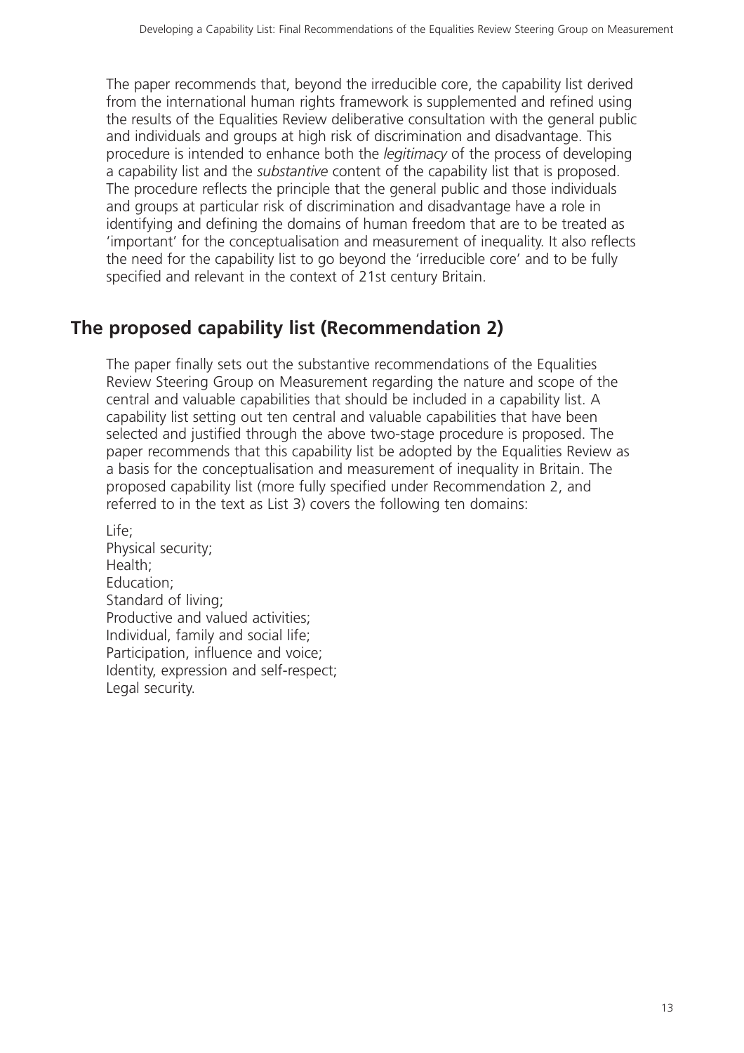The paper recommends that, beyond the irreducible core, the capability list derived from the international human rights framework is supplemented and refined using the results of the Equalities Review deliberative consultation with the general public and individuals and groups at high risk of discrimination and disadvantage. This procedure is intended to enhance both the *legitimacy* of the process of developing a capability list and the *substantive* content of the capability list that is proposed. The procedure reflects the principle that the general public and those individuals and groups at particular risk of discrimination and disadvantage have a role in identifying and defining the domains of human freedom that are to be treated as 'important' for the conceptualisation and measurement of inequality. It also reflects the need for the capability list to go beyond the 'irreducible core' and to be fully specified and relevant in the context of 21st century Britain.

## The proposed capability list (Recommendation 2)

The paper finally sets out the substantive recommendations of the Equalities Review Steering Group on Measurement regarding the nature and scope of the central and valuable capabilities that should be included in a capability list. A capability list setting out ten central and valuable capabilities that have been selected and justified through the above two-stage procedure is proposed. The paper recommends that this capability list be adopted by the Equalities Review as a basis for the conceptualisation and measurement of inequality in Britain. The proposed capability list (more fully specified under Recommendation 2, and referred to in the text as List 3) covers the following ten domains:

Life;
Physical security;
Health;
Education;
Standard of living;
Productive and valued activities;
Individual, family and social life;
Participation, influence and voice;
Identity, expression and self-respect;
Legal security.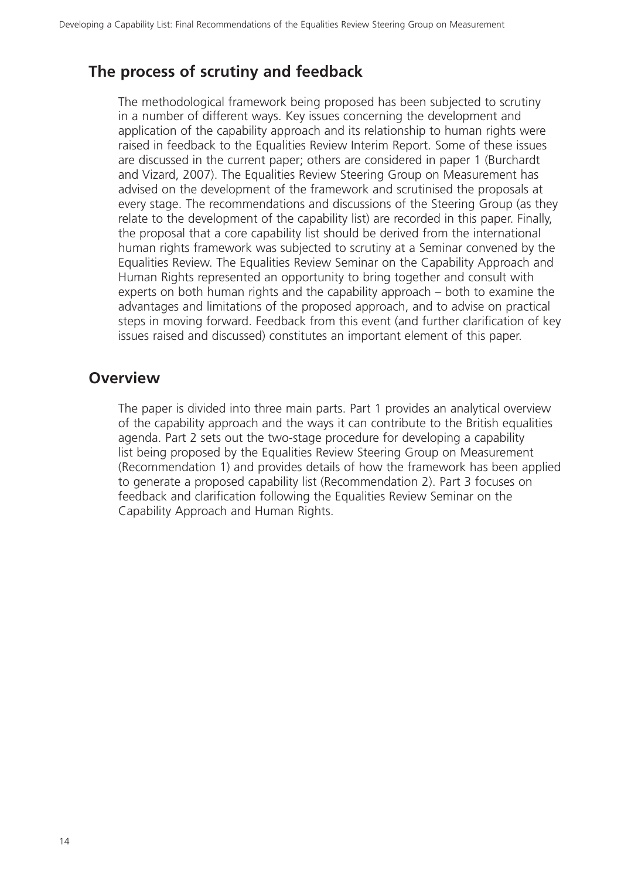## The process of scrutiny and feedback

The methodological framework being proposed has been subjected to scrutiny in a number of different ways. Key issues concerning the development and application of the capability approach and its relationship to human rights were raised in feedback to the Equalities Review Interim Report. Some of these issues are discussed in the current paper; others are considered in paper 1 (Burchardt and Vizard, 2007). The Equalities Review Steering Group on Measurement has advised on the development of the framework and scrutinised the proposals at every stage. The recommendations and discussions of the Steering Group (as they relate to the development of the capability list) are recorded in this paper. Finally, the proposal that a core capability list should be derived from the international human rights framework was subjected to scrutiny at a Seminar convened by the Equalities Review. The Equalities Review Seminar on the Capability Approach and Human Rights represented an opportunity to bring together and consult with experts on both human rights and the capability approach – both to examine the advantages and limitations of the proposed approach, and to advise on practical steps in moving forward. Feedback from this event (and further clarification of key issues raised and discussed) constitutes an important element of this paper.

## Overview

The paper is divided into three main parts. Part 1 provides an analytical overview of the capability approach and the ways it can contribute to the British equalities agenda. Part 2 sets out the two-stage procedure for developing a capability list being proposed by the Equalities Review Steering Group on Measurement (Recommendation 1) and provides details of how the framework has been applied to generate a proposed capability list (Recommendation 2). Part 3 focuses on feedback and clarification following the Equalities Review Seminar on the Capability Approach and Human Rights.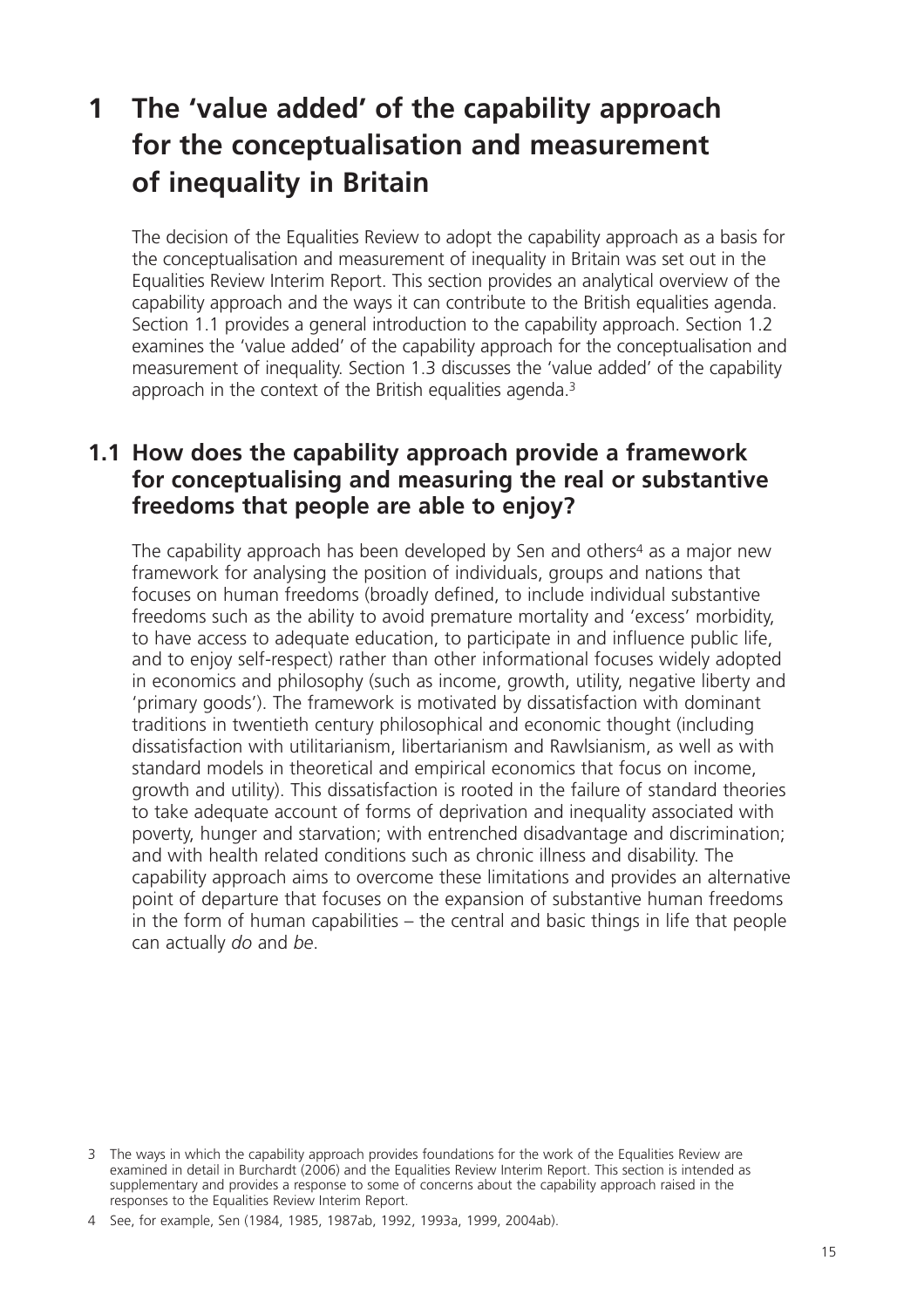# 1 The 'value added' of the capability approach for the conceptualisation and measurement of inequality in Britain

The decision of the Equalities Review to adopt the capability approach as a basis for the conceptualisation and measurement of inequality in Britain was set out in the Equalities Review Interim Report. This section provides an analytical overview of the capability approach and the ways it can contribute to the British equalities agenda. Section 1.1 provides a general introduction to the capability approach. Section 1.2 examines the 'value added' of the capability approach for the conceptualisation and measurement of inequality. Section 1.3 discusses the 'value added' of the capability approach in the context of the British equalities agenda.[3]

## 1.1 How does the capability approach provide a framework for conceptualising and measuring the real or substantive freedoms that people are able to enjoy?

The capability approach has been developed by Sen and others[4] as a major new framework for analysing the position of individuals, groups and nations that focuses on human freedoms (broadly defined, to include individual substantive freedoms such as the ability to avoid premature mortality and 'excess' morbidity, to have access to adequate education, to participate in and influence public life, and to enjoy self-respect) rather than other informational focuses widely adopted in economics and philosophy (such as income, growth, utility, negative liberty and 'primary goods'). The framework is motivated by dissatisfaction with dominant traditions in twentieth century philosophical and economic thought (including dissatisfaction with utilitarianism, libertarianism and Rawlsianism, as well as with standard models in theoretical and empirical economics that focus on income, growth and utility). This dissatisfaction is rooted in the failure of standard theories to take adequate account of forms of deprivation and inequality associated with poverty, hunger and starvation; with entrenched disadvantage and discrimination; and with health related conditions such as chronic illness and disability. The capability approach aims to overcome these limitations and provides an alternative point of departure that focuses on the expansion of substantive human freedoms in the form of human capabilities – the central and basic things in life that people can actually *do* and *be*.

3 The ways in which the capability approach provides foundations for the work of the Equalities Review are examined in detail in Burchardt (2006) and the Equalities Review Interim Report. This section is intended as supplementary and provides a response to some of concerns about the capability approach raised in the responses to the Equalities Review Interim Report.

4 See, for example, Sen (1984, 1985, 1987ab, 1992, 1993a, 1999, 2004ab).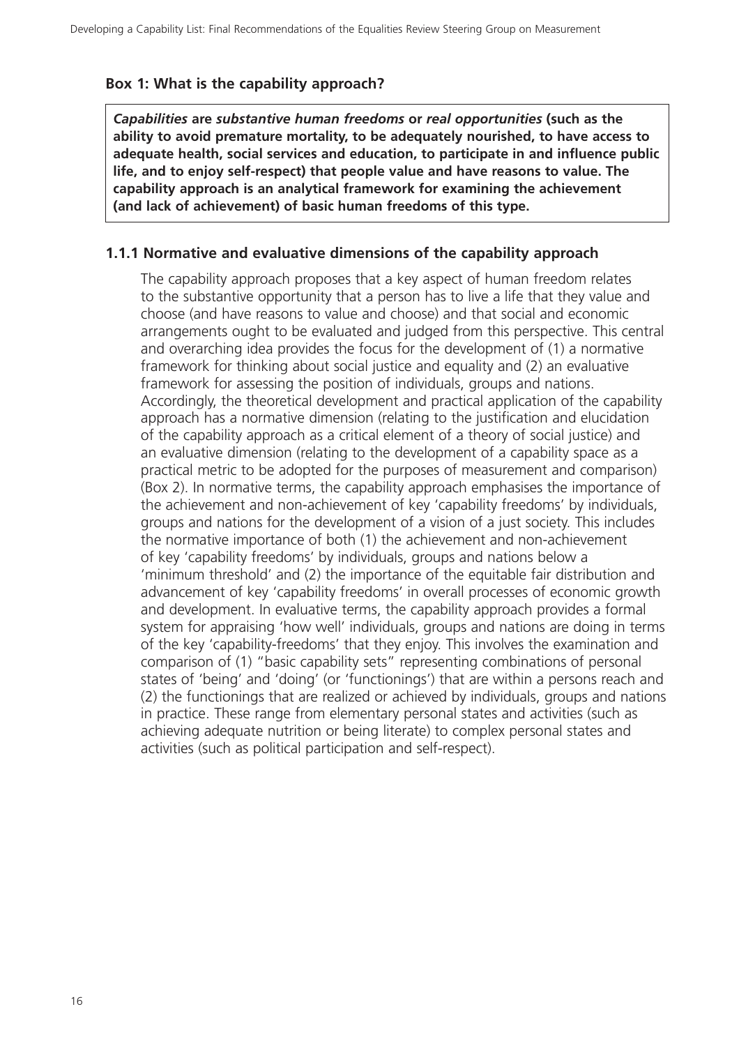**Box 1: What is the capability approach?**

> ***Capabilities* are *substantive human freedoms* or *real opportunities* (such as the ability to avoid premature mortality, to be adequately nourished, to have access to adequate health, social services and education, to participate in and influence public life, and to enjoy self-respect) that people value and have reasons to value. The capability approach is an analytical framework for examining the achievement (and lack of achievement) of basic human freedoms of this type.**

### 1.1.1 Normative and evaluative dimensions of the capability approach

The capability approach proposes that a key aspect of human freedom relates to the substantive opportunity that a person has to live a life that they value and choose (and have reasons to value and choose) and that social and economic arrangements ought to be evaluated and judged from this perspective. This central and overarching idea provides the focus for the development of (1) a normative framework for thinking about social justice and equality and (2) an evaluative framework for assessing the position of individuals, groups and nations. Accordingly, the theoretical development and practical application of the capability approach has a normative dimension (relating to the justification and elucidation of the capability approach as a critical element of a theory of social justice) and an evaluative dimension (relating to the development of a capability space as a practical metric to be adopted for the purposes of measurement and comparison) (Box 2). In normative terms, the capability approach emphasises the importance of the achievement and non-achievement of key 'capability freedoms' by individuals, groups and nations for the development of a vision of a just society. This includes the normative importance of both (1) the achievement and non-achievement of key 'capability freedoms' by individuals, groups and nations below a 'minimum threshold' and (2) the importance of the equitable fair distribution and advancement of key 'capability freedoms' in overall processes of economic growth and development. In evaluative terms, the capability approach provides a formal system for appraising 'how well' individuals, groups and nations are doing in terms of the key 'capability-freedoms' that they enjoy. This involves the examination and comparison of (1) "basic capability sets" representing combinations of personal states of 'being' and 'doing' (or 'functionings') that are within a persons reach and (2) the functionings that are realized or achieved by individuals, groups and nations in practice. These range from elementary personal states and activities (such as achieving adequate nutrition or being literate) to complex personal states and activities (such as political participation and self-respect).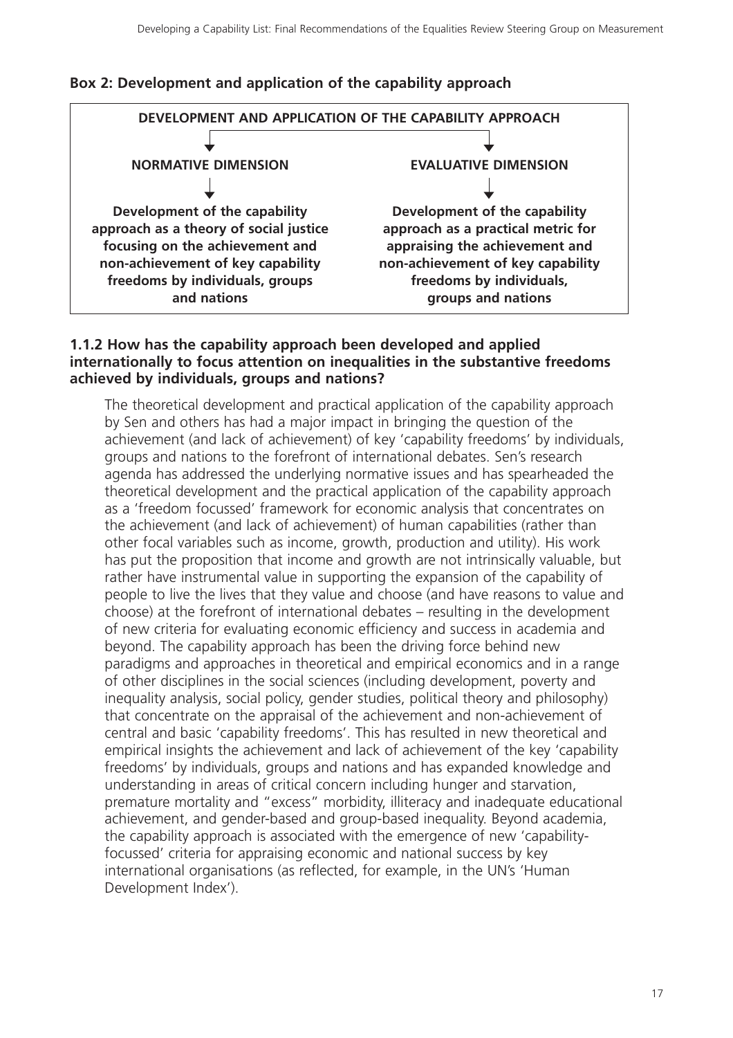**Box 2: Development and application of the capability approach**

**DEVELOPMENT AND APPLICATION OF THE CAPABILITY APPROACH**

| **NORMATIVE DIMENSION** | **EVALUATIVE DIMENSION** |
| --- | --- |
| **Development of the capability approach as a theory of social justice focusing on the achievement and non-achievement of key capability freedoms by individuals, groups and nations** | **Development of the capability approach as a practical metric for appraising the achievement and non-achievement of key capability freedoms by individuals, groups and nations** |

### 1.1.2 How has the capability approach been developed and applied internationally to focus attention on inequalities in the substantive freedoms achieved by individuals, groups and nations?

The theoretical development and practical application of the capability approach by Sen and others has had a major impact in bringing the question of the achievement (and lack of achievement) of key 'capability freedoms' by individuals, groups and nations to the forefront of international debates. Sen's research agenda has addressed the underlying normative issues and has spearheaded the theoretical development and the practical application of the capability approach as a 'freedom focussed' framework for economic analysis that concentrates on the achievement (and lack of achievement) of human capabilities (rather than other focal variables such as income, growth, production and utility). His work has put the proposition that income and growth are not intrinsically valuable, but rather have instrumental value in supporting the expansion of the capability of people to live the lives that they value and choose (and have reasons to value and choose) at the forefront of international debates – resulting in the development of new criteria for evaluating economic efficiency and success in academia and beyond. The capability approach has been the driving force behind new paradigms and approaches in theoretical and empirical economics and in a range of other disciplines in the social sciences (including development, poverty and inequality analysis, social policy, gender studies, political theory and philosophy) that concentrate on the appraisal of the achievement and non-achievement of central and basic 'capability freedoms'. This has resulted in new theoretical and empirical insights the achievement and lack of achievement of the key 'capability freedoms' by individuals, groups and nations and has expanded knowledge and understanding in areas of critical concern including hunger and starvation, premature mortality and "excess" morbidity, illiteracy and inadequate educational achievement, and gender-based and group-based inequality. Beyond academia, the capability approach is associated with the emergence of new 'capability-focussed' criteria for appraising economic and national success by key international organisations (as reflected, for example, in the UN's 'Human Development Index').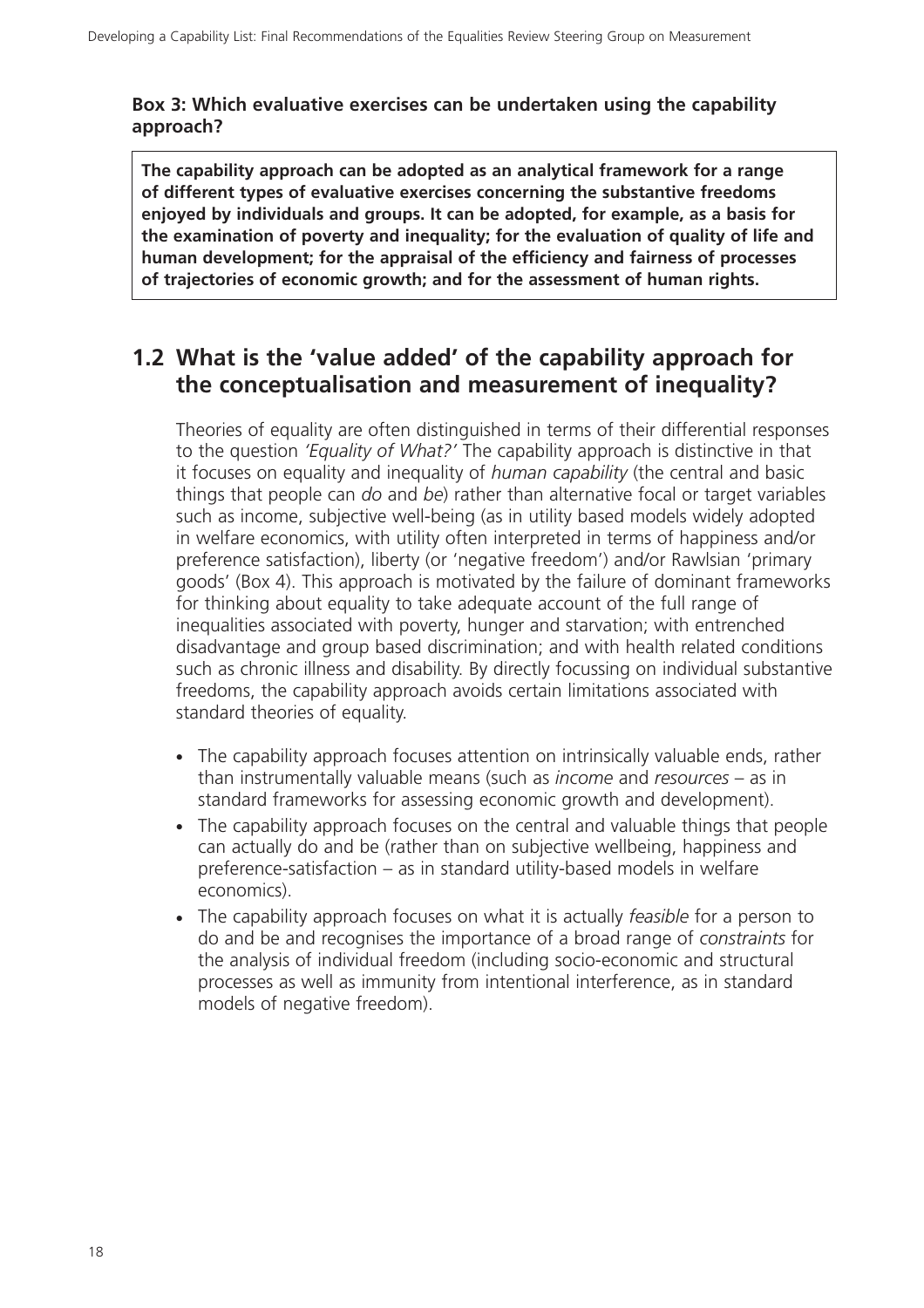**Box 3: Which evaluative exercises can be undertaken using the capability approach?**

**The capability approach can be adopted as an analytical framework for a range of different types of evaluative exercises concerning the substantive freedoms enjoyed by individuals and groups. It can be adopted, for example, as a basis for the examination of poverty and inequality; for the evaluation of quality of life and human development; for the appraisal of the efficiency and fairness of processes of trajectories of economic growth; and for the assessment of human rights.**

## 1.2 What is the 'value added' of the capability approach for the conceptualisation and measurement of inequality?

Theories of equality are often distinguished in terms of their differential responses to the question *'Equality of What?'* The capability approach is distinctive in that it focuses on equality and inequality of *human capability* (the central and basic things that people can *do* and *be*) rather than alternative focal or target variables such as income, subjective well-being (as in utility based models widely adopted in welfare economics, with utility often interpreted in terms of happiness and/or preference satisfaction), liberty (or 'negative freedom') and/or Rawlsian 'primary goods' (Box 4). This approach is motivated by the failure of dominant frameworks for thinking about equality to take adequate account of the full range of inequalities associated with poverty, hunger and starvation; with entrenched disadvantage and group based discrimination; and with health related conditions such as chronic illness and disability. By directly focussing on individual substantive freedoms, the capability approach avoids certain limitations associated with standard theories of equality.

- The capability approach focuses attention on intrinsically valuable ends, rather than instrumentally valuable means (such as *income* and *resources* – as in standard frameworks for assessing economic growth and development).
- The capability approach focuses on the central and valuable things that people can actually do and be (rather than on subjective wellbeing, happiness and preference-satisfaction – as in standard utility-based models in welfare economics).
- The capability approach focuses on what it is actually *feasible* for a person to do and be and recognises the importance of a broad range of *constraints* for the analysis of individual freedom (including socio-economic and structural processes as well as immunity from intentional interference, as in standard models of negative freedom).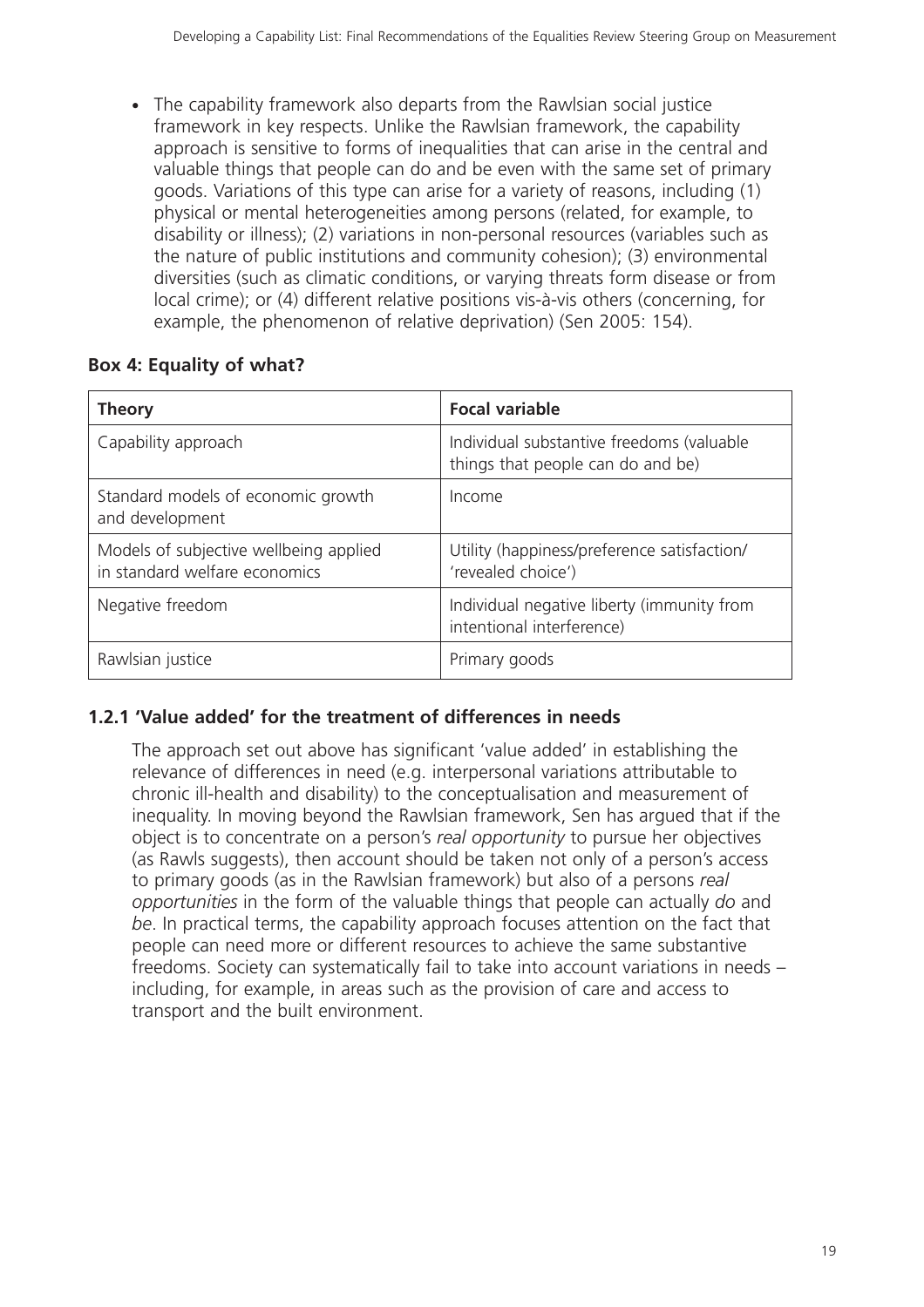- The capability framework also departs from the Rawlsian social justice framework in key respects. Unlike the Rawlsian framework, the capability approach is sensitive to forms of inequalities that can arise in the central and valuable things that people can do and be even with the same set of primary goods. Variations of this type can arise for a variety of reasons, including (1) physical or mental heterogeneities among persons (related, for example, to disability or illness); (2) variations in non-personal resources (variables such as the nature of public institutions and community cohesion); (3) environmental diversities (such as climatic conditions, or varying threats form disease or from local crime); or (4) different relative positions vis-à-vis others (concerning, for example, the phenomenon of relative deprivation) (Sen 2005: 154).

**Box 4: Equality of what?**

| Theory | Focal variable |
| --- | --- |
| Capability approach | Individual substantive freedoms (valuable things that people can do and be) |
| Standard models of economic growth and development | Income |
| Models of subjective wellbeing applied in standard welfare economics | Utility (happiness/preference satisfaction/ 'revealed choice') |
| Negative freedom | Individual negative liberty (immunity from intentional interference) |
| Rawlsian justice | Primary goods |

### 1.2.1 'Value added' for the treatment of differences in needs

The approach set out above has significant 'value added' in establishing the relevance of differences in need (e.g. interpersonal variations attributable to chronic ill-health and disability) to the conceptualisation and measurement of inequality. In moving beyond the Rawlsian framework, Sen has argued that if the object is to concentrate on a person's *real opportunity* to pursue her objectives (as Rawls suggests), then account should be taken not only of a person's access to primary goods (as in the Rawlsian framework) but also of a persons *real opportunities* in the form of the valuable things that people can actually *do* and *be*. In practical terms, the capability approach focuses attention on the fact that people can need more or different resources to achieve the same substantive freedoms. Society can systematically fail to take into account variations in needs – including, for example, in areas such as the provision of care and access to transport and the built environment.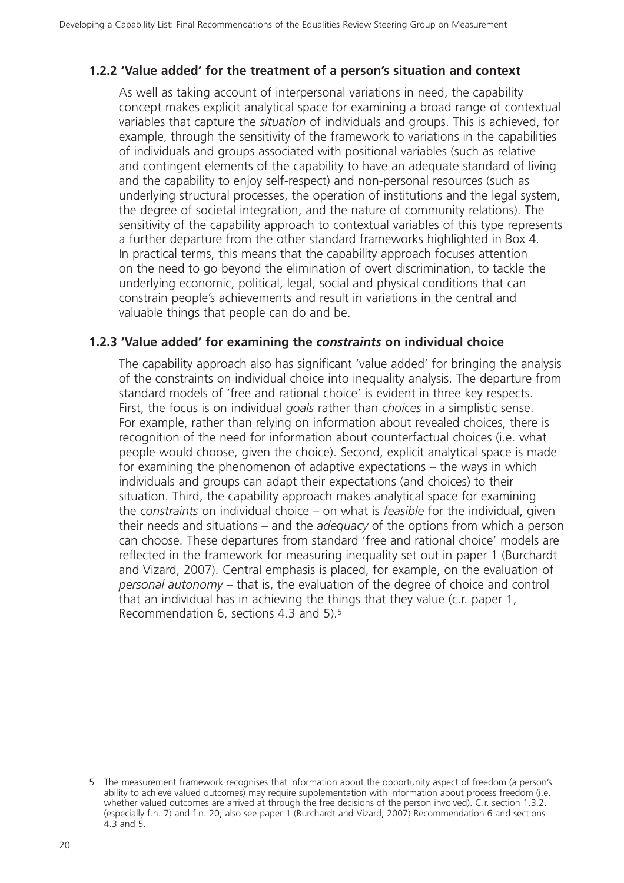### 1.2.2 'Value added' for the treatment of a person's situation and context

As well as taking account of interpersonal variations in need, the capability concept makes explicit analytical space for examining a broad range of contextual variables that capture the *situation* of individuals and groups. This is achieved, for example, through the sensitivity of the framework to variations in the capabilities of individuals and groups associated with positional variables (such as relative and contingent elements of the capability to have an adequate standard of living and the capability to enjoy self-respect) and non-personal resources (such as underlying structural processes, the operation of institutions and the legal system, the degree of societal integration, and the nature of community relations). The sensitivity of the capability approach to contextual variables of this type represents a further departure from the other standard frameworks highlighted in Box 4. In practical terms, this means that the capability approach focuses attention on the need to go beyond the elimination of overt discrimination, to tackle the underlying economic, political, legal, social and physical conditions that can constrain people's achievements and result in variations in the central and valuable things that people can do and be.

### 1.2.3 'Value added' for examining the *constraints* on individual choice

The capability approach also has significant 'value added' for bringing the analysis of the constraints on individual choice into inequality analysis. The departure from standard models of 'free and rational choice' is evident in three key respects. First, the focus is on individual *goals* rather than *choices* in a simplistic sense. For example, rather than relying on information about revealed choices, there is recognition of the need for information about counterfactual choices (i.e. what people would choose, given the choice). Second, explicit analytical space is made for examining the phenomenon of adaptive expectations – the ways in which individuals and groups can adapt their expectations (and choices) to their situation. Third, the capability approach makes analytical space for examining the *constraints* on individual choice – on what is *feasible* for the individual, given their needs and situations – and the *adequacy* of the options from which a person can choose. These departures from standard 'free and rational choice' models are reflected in the framework for measuring inequality set out in paper 1 (Burchardt and Vizard, 2007). Central emphasis is placed, for example, on the evaluation of *personal autonomy* – that is, the evaluation of the degree of choice and control that an individual has in achieving the things that they value (c.r. paper 1, Recommendation 6, sections 4.3 and 5).[5]

5 The measurement framework recognises that information about the opportunity aspect of freedom (a person's ability to achieve valued outcomes) may require supplementation with information about process freedom (i.e. whether valued outcomes are arrived at through the free decisions of the person involved). C.r. section 1.3.2. (especially f.n. 7) and f.n. 20; also see paper 1 (Burchardt and Vizard, 2007) Recommendation 6 and sections 4.3 and 5.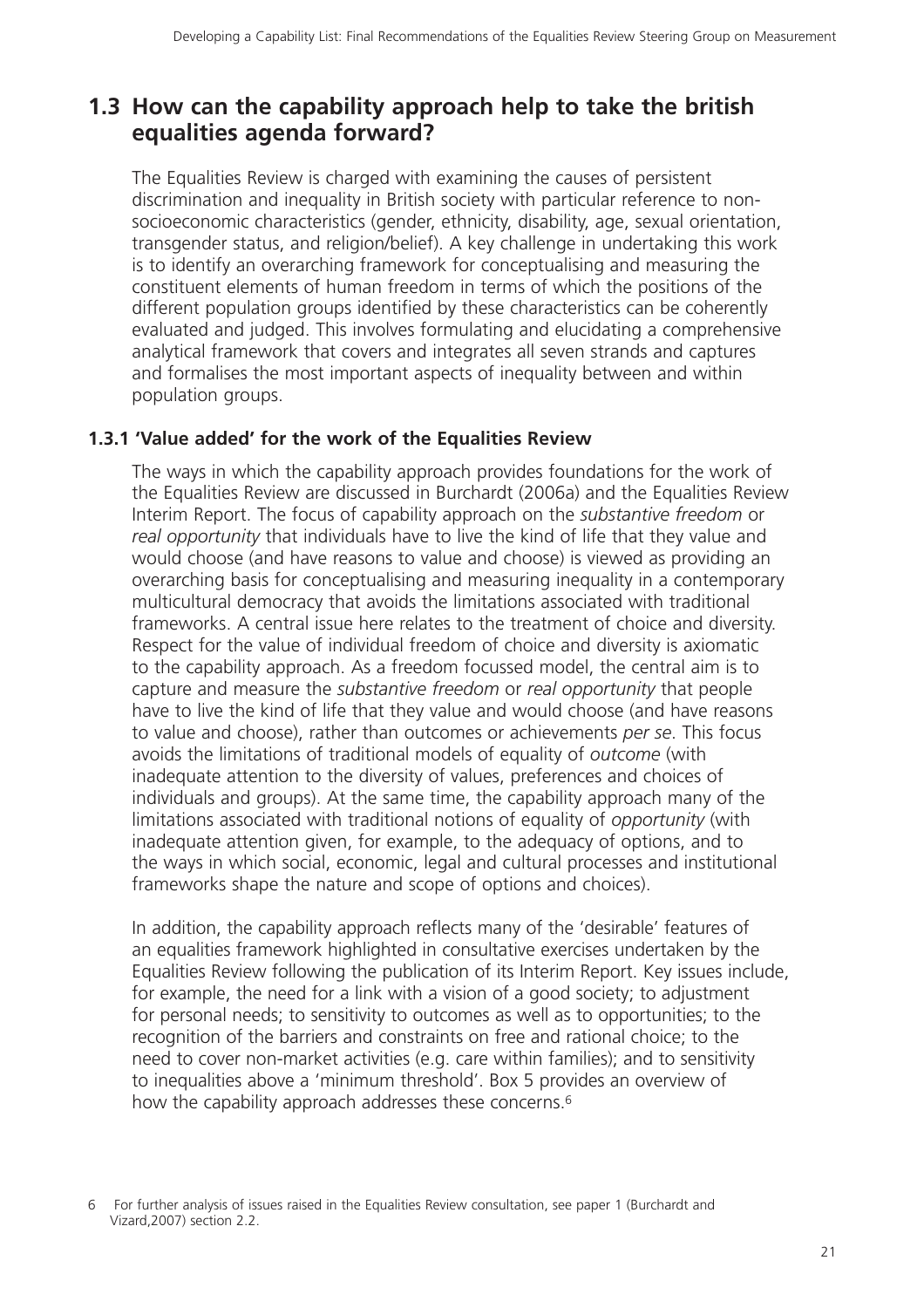## 1.3 How can the capability approach help to take the british equalities agenda forward?

The Equalities Review is charged with examining the causes of persistent discrimination and inequality in British society with particular reference to non-socioeconomic characteristics (gender, ethnicity, disability, age, sexual orientation, transgender status, and religion/belief). A key challenge in undertaking this work is to identify an overarching framework for conceptualising and measuring the constituent elements of human freedom in terms of which the positions of the different population groups identified by these characteristics can be coherently evaluated and judged. This involves formulating and elucidating a comprehensive analytical framework that covers and integrates all seven strands and captures and formalises the most important aspects of inequality between and within population groups.

### 1.3.1 'Value added' for the work of the Equalities Review

The ways in which the capability approach provides foundations for the work of the Equalities Review are discussed in Burchardt (2006a) and the Equalities Review Interim Report. The focus of capability approach on the *substantive freedom* or *real opportunity* that individuals have to live the kind of life that they value and would choose (and have reasons to value and choose) is viewed as providing an overarching basis for conceptualising and measuring inequality in a contemporary multicultural democracy that avoids the limitations associated with traditional frameworks. A central issue here relates to the treatment of choice and diversity. Respect for the value of individual freedom of choice and diversity is axiomatic to the capability approach. As a freedom focussed model, the central aim is to capture and measure the *substantive freedom* or *real opportunity* that people have to live the kind of life that they value and would choose (and have reasons to value and choose), rather than outcomes or achievements *per se*. This focus avoids the limitations of traditional models of equality of *outcome* (with inadequate attention to the diversity of values, preferences and choices of individuals and groups). At the same time, the capability approach many of the limitations associated with traditional notions of equality of *opportunity* (with inadequate attention given, for example, to the adequacy of options, and to the ways in which social, economic, legal and cultural processes and institutional frameworks shape the nature and scope of options and choices).

In addition, the capability approach reflects many of the 'desirable' features of an equalities framework highlighted in consultative exercises undertaken by the Equalities Review following the publication of its Interim Report. Key issues include, for example, the need for a link with a vision of a good society; to adjustment for personal needs; to sensitivity to outcomes as well as to opportunities; to the recognition of the barriers and constraints on free and rational choice; to the need to cover non-market activities (e.g. care within families); and to sensitivity to inequalities above a 'minimum threshold'. Box 5 provides an overview of how the capability approach addresses these concerns.[6]

[6] For further analysis of issues raised in the Equalities Review consultation, see paper 1 (Burchardt and Vizard,2007) section 2.2.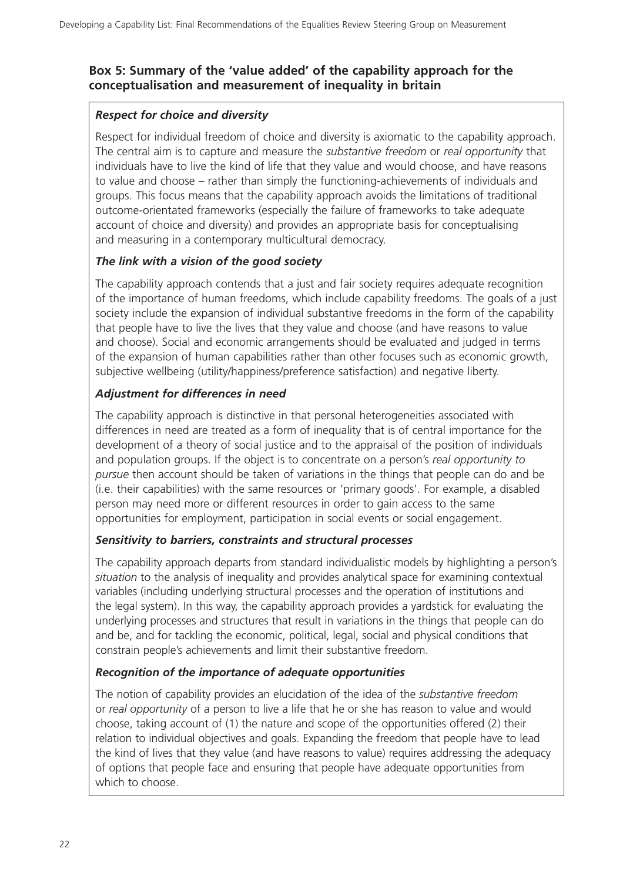## Box 5: Summary of the 'value added' of the capability approach for the conceptualisation and measurement of inequality in britain

***Respect for choice and diversity***

Respect for individual freedom of choice and diversity is axiomatic to the capability approach. The central aim is to capture and measure the *substantive freedom* or *real opportunity* that individuals have to live the kind of life that they value and would choose, and have reasons to value and choose – rather than simply the functioning-achievements of individuals and groups. This focus means that the capability approach avoids the limitations of traditional outcome-orientated frameworks (especially the failure of frameworks to take adequate account of choice and diversity) and provides an appropriate basis for conceptualising and measuring in a contemporary multicultural democracy.

***The link with a vision of the good society***

The capability approach contends that a just and fair society requires adequate recognition of the importance of human freedoms, which include capability freedoms. The goals of a just society include the expansion of individual substantive freedoms in the form of the capability that people have to live the lives that they value and choose (and have reasons to value and choose). Social and economic arrangements should be evaluated and judged in terms of the expansion of human capabilities rather than other focuses such as economic growth, subjective wellbeing (utility/happiness/preference satisfaction) and negative liberty.

***Adjustment for differences in need***

The capability approach is distinctive in that personal heterogeneities associated with differences in need are treated as a form of inequality that is of central importance for the development of a theory of social justice and to the appraisal of the position of individuals and population groups. If the object is to concentrate on a person's *real opportunity to pursue* then account should be taken of variations in the things that people can do and be (i.e. their capabilities) with the same resources or 'primary goods'. For example, a disabled person may need more or different resources in order to gain access to the same opportunities for employment, participation in social events or social engagement.

***Sensitivity to barriers, constraints and structural processes***

The capability approach departs from standard individualistic models by highlighting a person's *situation* to the analysis of inequality and provides analytical space for examining contextual variables (including underlying structural processes and the operation of institutions and the legal system). In this way, the capability approach provides a yardstick for evaluating the underlying processes and structures that result in variations in the things that people can do and be, and for tackling the economic, political, legal, social and physical conditions that constrain people's achievements and limit their substantive freedom.

***Recognition of the importance of adequate opportunities***

The notion of capability provides an elucidation of the idea of the *substantive freedom* or *real opportunity* of a person to live a life that he or she has reason to value and would choose, taking account of (1) the nature and scope of the opportunities offered (2) their relation to individual objectives and goals. Expanding the freedom that people have to lead the kind of lives that they value (and have reasons to value) requires addressing the adequacy of options that people face and ensuring that people have adequate opportunities from which to choose.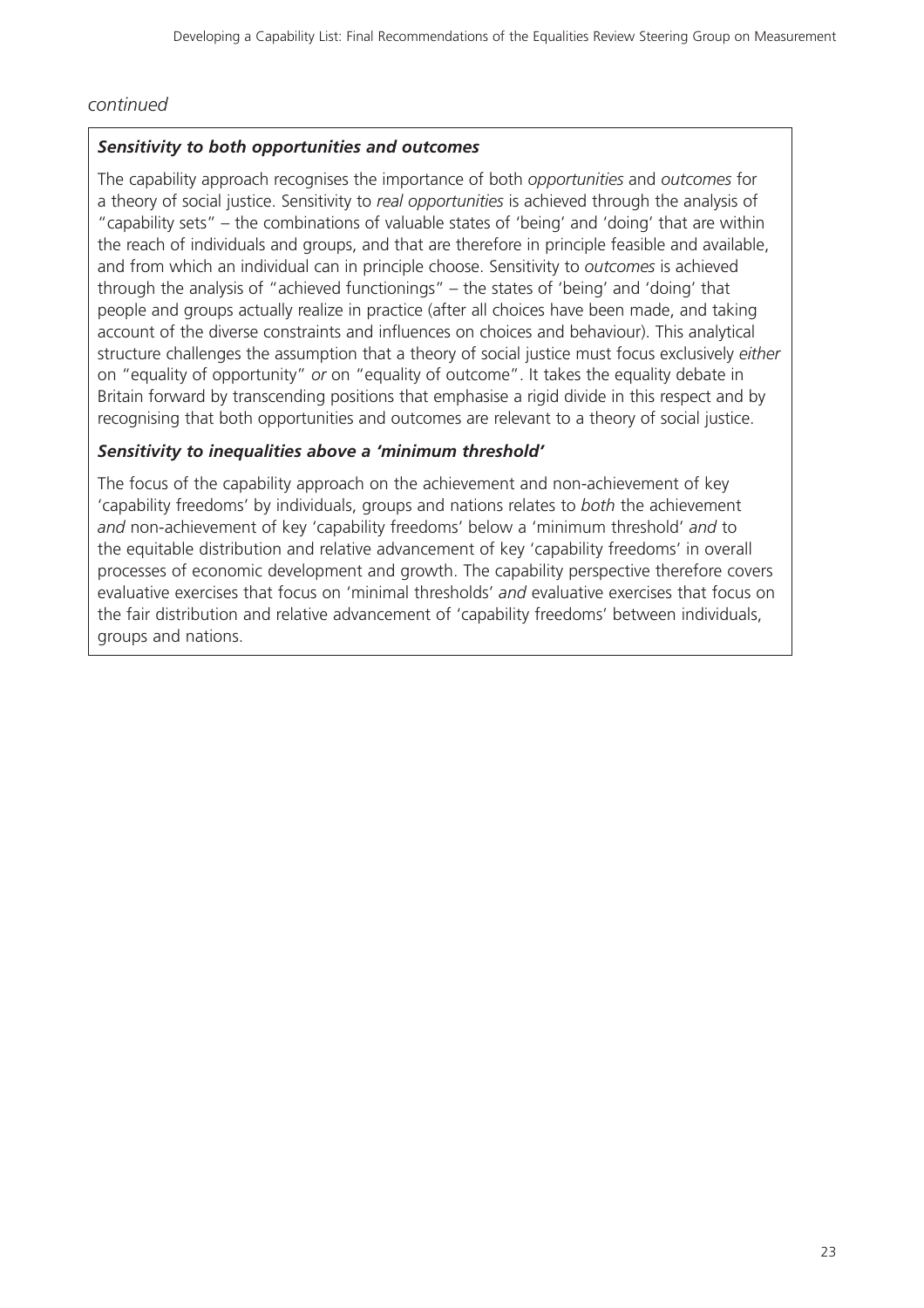*continued*

***Sensitivity to both opportunities and outcomes***

The capability approach recognises the importance of both *opportunities* and *outcomes* for a theory of social justice. Sensitivity to *real opportunities* is achieved through the analysis of "capability sets" – the combinations of valuable states of 'being' and 'doing' that are within the reach of individuals and groups, and that are therefore in principle feasible and available, and from which an individual can in principle choose. Sensitivity to *outcomes* is achieved through the analysis of "achieved functionings" – the states of 'being' and 'doing' that people and groups actually realize in practice (after all choices have been made, and taking account of the diverse constraints and influences on choices and behaviour). This analytical structure challenges the assumption that a theory of social justice must focus exclusively *either* on "equality of opportunity" *or* on "equality of outcome". It takes the equality debate in Britain forward by transcending positions that emphasise a rigid divide in this respect and by recognising that both opportunities and outcomes are relevant to a theory of social justice.

***Sensitivity to inequalities above a 'minimum threshold'***

The focus of the capability approach on the achievement and non-achievement of key 'capability freedoms' by individuals, groups and nations relates to *both* the achievement *and* non-achievement of key 'capability freedoms' below a 'minimum threshold' *and* to the equitable distribution and relative advancement of key 'capability freedoms' in overall processes of economic development and growth. The capability perspective therefore covers evaluative exercises that focus on 'minimal thresholds' *and* evaluative exercises that focus on the fair distribution and relative advancement of 'capability freedoms' between individuals, groups and nations.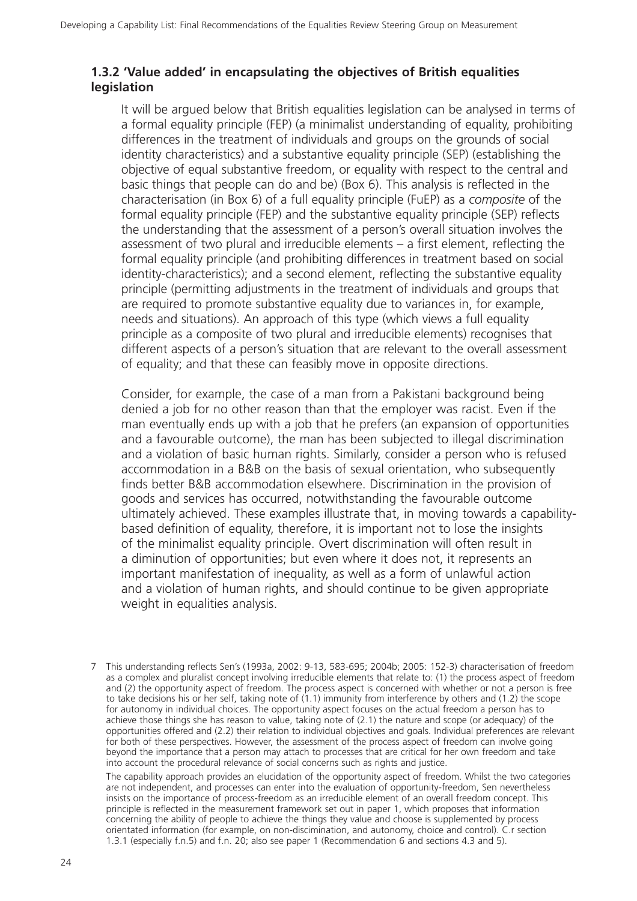### 1.3.2 'Value added' in encapsulating the objectives of British equalities legislation

It will be argued below that British equalities legislation can be analysed in terms of a formal equality principle (FEP) (a minimalist understanding of equality, prohibiting differences in the treatment of individuals and groups on the grounds of social identity characteristics) and a substantive equality principle (SEP) (establishing the objective of equal substantive freedom, or equality with respect to the central and basic things that people can do and be) (Box 6). This analysis is reflected in the characterisation (in Box 6) of a full equality principle (FuEP) as a *composite* of the formal equality principle (FEP) and the substantive equality principle (SEP) reflects the understanding that the assessment of a person's overall situation involves the assessment of two plural and irreducible elements – a first element, reflecting the formal equality principle (and prohibiting differences in treatment based on social identity-characteristics); and a second element, reflecting the substantive equality principle (permitting adjustments in the treatment of individuals and groups that are required to promote substantive equality due to variances in, for example, needs and situations). An approach of this type (which views a full equality principle as a composite of two plural and irreducible elements) recognises that different aspects of a person's situation that are relevant to the overall assessment of equality; and that these can feasibly move in opposite directions.

Consider, for example, the case of a man from a Pakistani background being denied a job for no other reason than that the employer was racist. Even if the man eventually ends up with a job that he prefers (an expansion of opportunities and a favourable outcome), the man has been subjected to illegal discrimination and a violation of basic human rights. Similarly, consider a person who is refused accommodation in a B&B on the basis of sexual orientation, who subsequently finds better B&B accommodation elsewhere. Discrimination in the provision of goods and services has occurred, notwithstanding the favourable outcome ultimately achieved. These examples illustrate that, in moving towards a capability-based definition of equality, therefore, it is important not to lose the insights of the minimalist equality principle. Overt discrimination will often result in a diminution of opportunities; but even where it does not, it represents an important manifestation of inequality, as well as a form of unlawful action and a violation of human rights, and should continue to be given appropriate weight in equalities analysis.

---

7 This understanding reflects Sen's (1993a, 2002: 9-13, 583-695; 2004b; 2005: 152-3) characterisation of freedom as a complex and pluralist concept involving irreducible elements that relate to: (1) the process aspect of freedom and (2) the opportunity aspect of freedom. The process aspect is concerned with whether or not a person is free to take decisions his or her self, taking note of (1.1) immunity from interference by others and (1.2) the scope for autonomy in individual choices. The opportunity aspect focuses on the actual freedom a person has to achieve those things she has reason to value, taking note of (2.1) the nature and scope (or adequacy) of the opportunities offered and (2.2) their relation to individual objectives and goals. Individual preferences are relevant for both of these perspectives. However, the assessment of the process aspect of freedom can involve going beyond the importance that a person may attach to processes that are critical for her own freedom and take into account the procedural relevance of social concerns such as rights and justice.

The capability approach provides an elucidation of the opportunity aspect of freedom. Whilst the two categories are not independent, and processes can enter into the evaluation of opportunity-freedom, Sen nevertheless insists on the importance of process-freedom as an irreducible element of an overall freedom concept. This principle is reflected in the measurement framework set out in paper 1, which proposes that information concerning the ability of people to achieve the things they value and choose is supplemented by process orientated information (for example, on non-discimination, and autonomy, choice and control). C.r section 1.3.1 (especially f.n.5) and f.n. 20; also see paper 1 (Recommendation 6 and sections 4.3 and 5).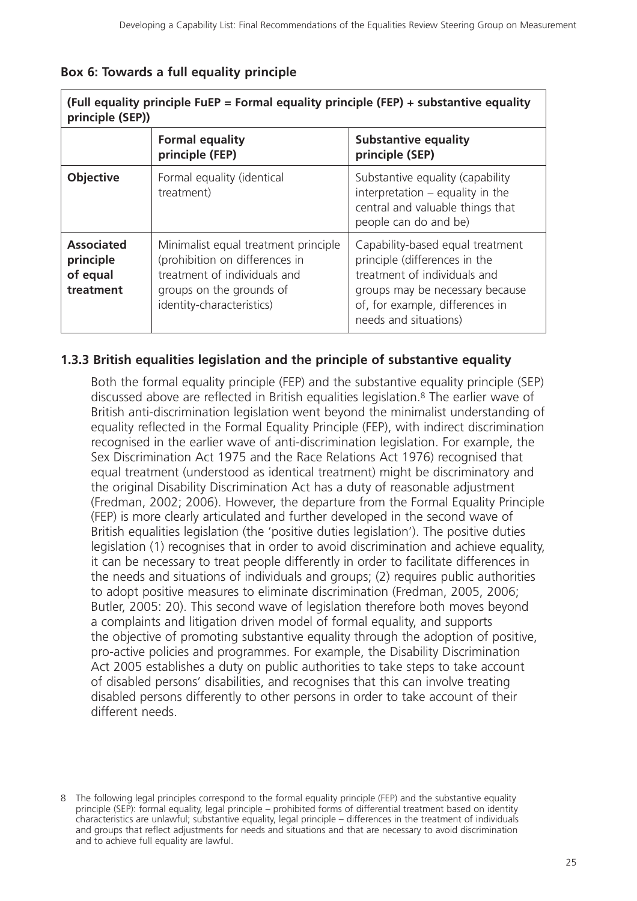### Box 6: Towards a full equality principle

| (Full equality principle FuEP = Formal equality principle (FEP) + substantive equality principle (SEP)) | | |
|---|---|---|
| | **Formal equality principle (FEP)** | **Substantive equality principle (SEP)** |
| **Objective** | Formal equality (identical treatment) | Substantive equality (capability interpretation – equality in the central and valuable things that people can do and be) |
| **Associated principle of equal treatment** | Minimalist equal treatment principle (prohibition on differences in treatment of individuals and groups on the grounds of identity-characteristics) | Capability-based equal treatment principle (differences in the treatment of individuals and groups may be necessary because of, for example, differences in needs and situations) |

### 1.3.3 British equalities legislation and the principle of substantive equality

Both the formal equality principle (FEP) and the substantive equality principle (SEP) discussed above are reflected in British equalities legislation.[8] The earlier wave of British anti-discrimination legislation went beyond the minimalist understanding of equality reflected in the Formal Equality Principle (FEP), with indirect discrimination recognised in the earlier wave of anti-discrimination legislation. For example, the Sex Discrimination Act 1975 and the Race Relations Act 1976) recognised that equal treatment (understood as identical treatment) might be discriminatory and the original Disability Discrimination Act has a duty of reasonable adjustment (Fredman, 2002; 2006). However, the departure from the Formal Equality Principle (FEP) is more clearly articulated and further developed in the second wave of British equalities legislation (the 'positive duties legislation'). The positive duties legislation (1) recognises that in order to avoid discrimination and achieve equality, it can be necessary to treat people differently in order to facilitate differences in the needs and situations of individuals and groups; (2) requires public authorities to adopt positive measures to eliminate discrimination (Fredman, 2005, 2006; Butler, 2005: 20). This second wave of legislation therefore both moves beyond a complaints and litigation driven model of formal equality, and supports the objective of promoting substantive equality through the adoption of positive, pro-active policies and programmes. For example, the Disability Discrimination Act 2005 establishes a duty on public authorities to take steps to take account of disabled persons' disabilities, and recognises that this can involve treating disabled persons differently to other persons in order to take account of their different needs.

8 The following legal principles correspond to the formal equality principle (FEP) and the substantive equality principle (SEP): formal equality, legal principle – prohibited forms of differential treatment based on identity characteristics are unlawful; substantive equality, legal principle – differences in the treatment of individuals and groups that reflect adjustments for needs and situations and that are necessary to avoid discrimination and to achieve full equality are lawful.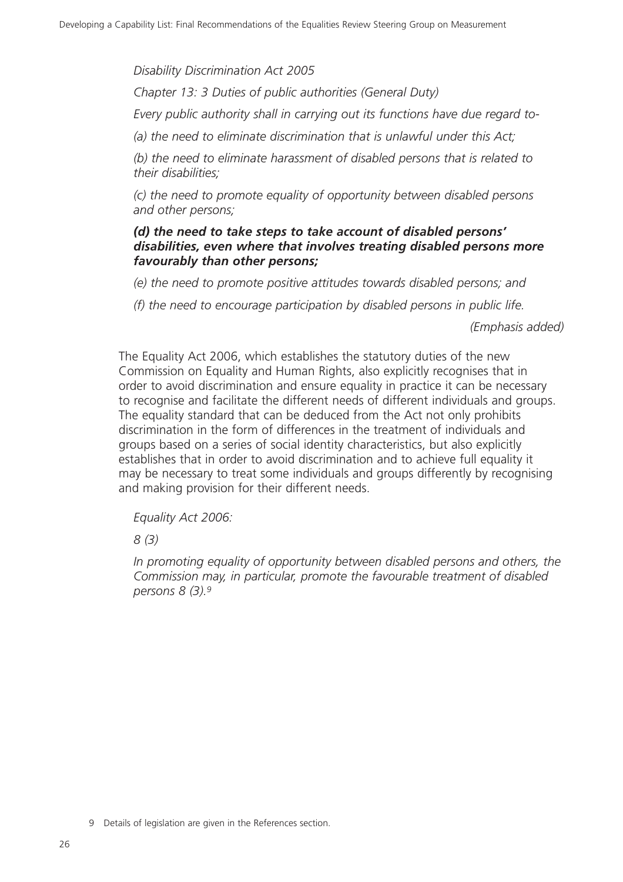*Disability Discrimination Act 2005*

*Chapter 13: 3 Duties of public authorities (General Duty)*

*Every public authority shall in carrying out its functions have due regard to-*

*(a) the need to eliminate discrimination that is unlawful under this Act;*

*(b) the need to eliminate harassment of disabled persons that is related to their disabilities;*

*(c) the need to promote equality of opportunity between disabled persons and other persons;*

***(d) the need to take steps to take account of disabled persons' disabilities, even where that involves treating disabled persons more favourably than other persons;***

*(e) the need to promote positive attitudes towards disabled persons; and*

*(f) the need to encourage participation by disabled persons in public life.*

*(Emphasis added)*

The Equality Act 2006, which establishes the statutory duties of the new Commission on Equality and Human Rights, also explicitly recognises that in order to avoid discrimination and ensure equality in practice it can be necessary to recognise and facilitate the different needs of different individuals and groups. The equality standard that can be deduced from the Act not only prohibits discrimination in the form of differences in the treatment of individuals and groups based on a series of social identity characteristics, but also explicitly establishes that in order to avoid discrimination and to achieve full equality it may be necessary to treat some individuals and groups differently by recognising and making provision for their different needs.

*Equality Act 2006:*

*8 (3)*

*In promoting equality of opportunity between disabled persons and others, the Commission may, in particular, promote the favourable treatment of disabled persons 8 (3).*[9]

9 Details of legislation are given in the References section.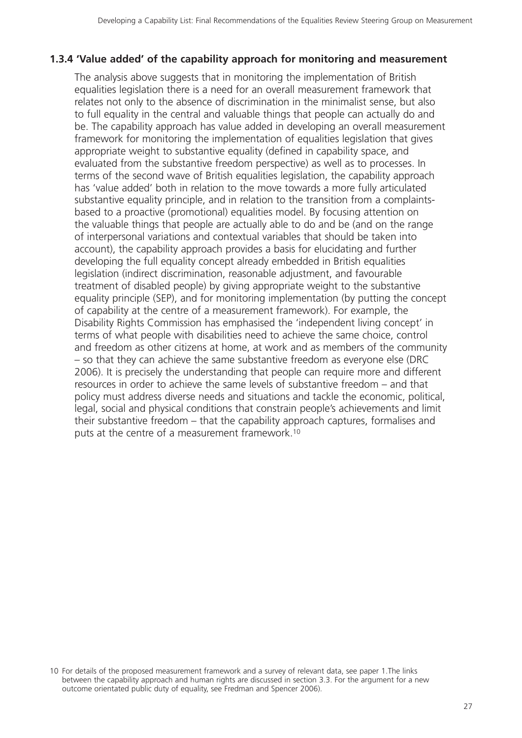### 1.3.4 'Value added' of the capability approach for monitoring and measurement

The analysis above suggests that in monitoring the implementation of British equalities legislation there is a need for an overall measurement framework that relates not only to the absence of discrimination in the minimalist sense, but also to full equality in the central and valuable things that people can actually do and be. The capability approach has value added in developing an overall measurement framework for monitoring the implementation of equalities legislation that gives appropriate weight to substantive equality (defined in capability space, and evaluated from the substantive freedom perspective) as well as to processes. In terms of the second wave of British equalities legislation, the capability approach has 'value added' both in relation to the move towards a more fully articulated substantive equality principle, and in relation to the transition from a complaints-based to a proactive (promotional) equalities model. By focusing attention on the valuable things that people are actually able to do and be (and on the range of interpersonal variations and contextual variables that should be taken into account), the capability approach provides a basis for elucidating and further developing the full equality concept already embedded in British equalities legislation (indirect discrimination, reasonable adjustment, and favourable treatment of disabled people) by giving appropriate weight to the substantive equality principle (SEP), and for monitoring implementation (by putting the concept of capability at the centre of a measurement framework). For example, the Disability Rights Commission has emphasised the 'independent living concept' in terms of what people with disabilities need to achieve the same choice, control and freedom as other citizens at home, at work and as members of the community – so that they can achieve the same substantive freedom as everyone else (DRC 2006). It is precisely the understanding that people can require more and different resources in order to achieve the same levels of substantive freedom – and that policy must address diverse needs and situations and tackle the economic, political, legal, social and physical conditions that constrain people's achievements and limit their substantive freedom – that the capability approach captures, formalises and puts at the centre of a measurement framework.[10]

10 For details of the proposed measurement framework and a survey of relevant data, see paper 1.The links between the capability approach and human rights are discussed in section 3.3. For the argument for a new outcome orientated public duty of equality, see Fredman and Spencer 2006).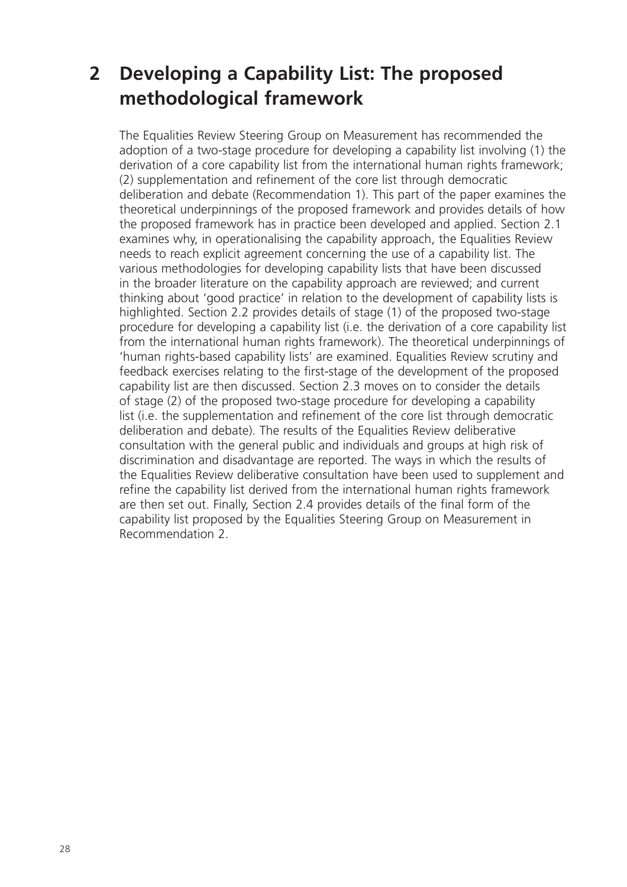# 2 Developing a Capability List: The proposed methodological framework

The Equalities Review Steering Group on Measurement has recommended the adoption of a two-stage procedure for developing a capability list involving (1) the derivation of a core capability list from the international human rights framework; (2) supplementation and refinement of the core list through democratic deliberation and debate (Recommendation 1). This part of the paper examines the theoretical underpinnings of the proposed framework and provides details of how the proposed framework has in practice been developed and applied. Section 2.1 examines why, in operationalising the capability approach, the Equalities Review needs to reach explicit agreement concerning the use of a capability list. The various methodologies for developing capability lists that have been discussed in the broader literature on the capability approach are reviewed; and current thinking about 'good practice' in relation to the development of capability lists is highlighted. Section 2.2 provides details of stage (1) of the proposed two-stage procedure for developing a capability list (i.e. the derivation of a core capability list from the international human rights framework). The theoretical underpinnings of 'human rights-based capability lists' are examined. Equalities Review scrutiny and feedback exercises relating to the first-stage of the development of the proposed capability list are then discussed. Section 2.3 moves on to consider the details of stage (2) of the proposed two-stage procedure for developing a capability list (i.e. the supplementation and refinement of the core list through democratic deliberation and debate). The results of the Equalities Review deliberative consultation with the general public and individuals and groups at high risk of discrimination and disadvantage are reported. The ways in which the results of the Equalities Review deliberative consultation have been used to supplement and refine the capability list derived from the international human rights framework are then set out. Finally, Section 2.4 provides details of the final form of the capability list proposed by the Equalities Steering Group on Measurement in Recommendation 2.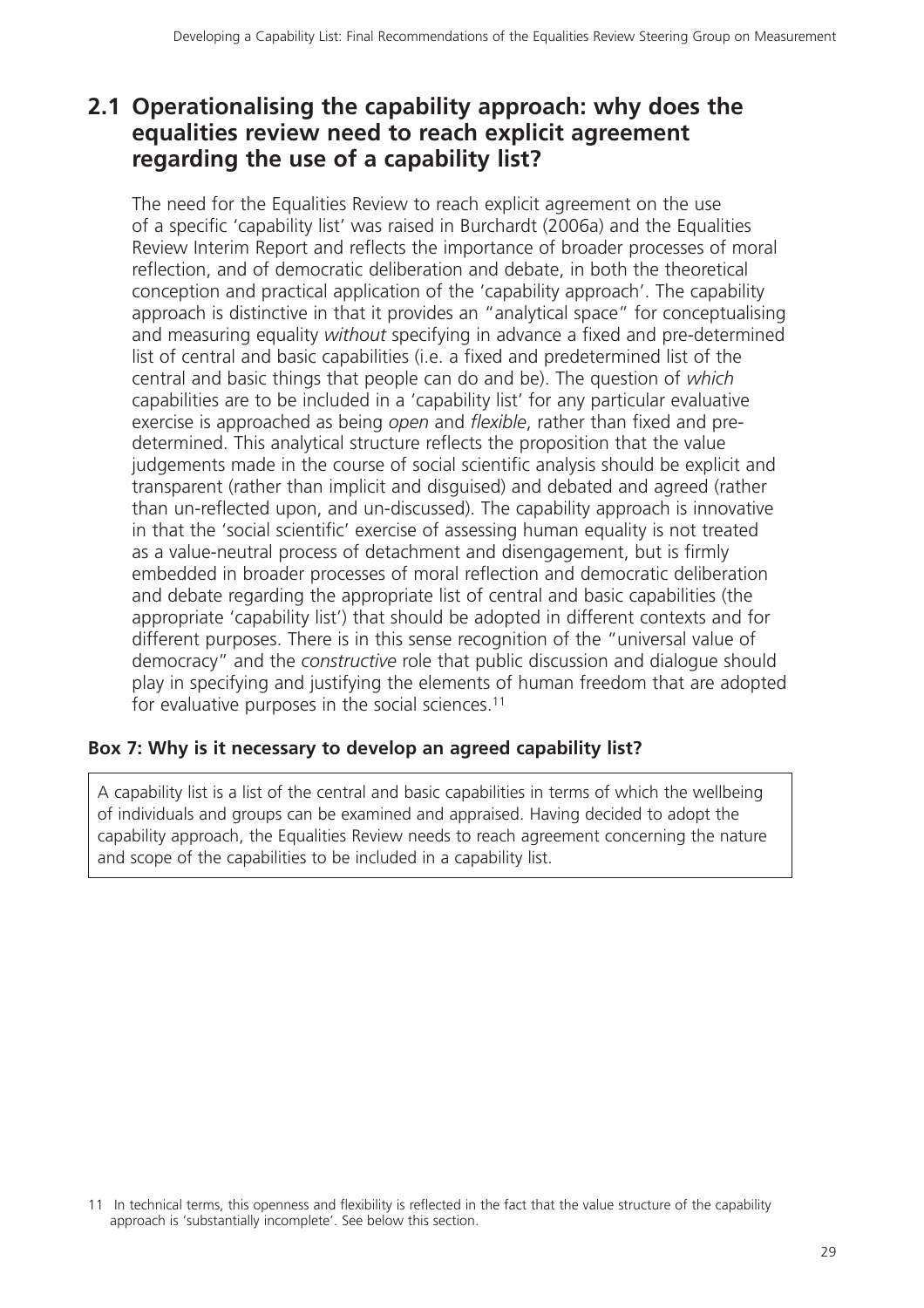## 2.1 Operationalising the capability approach: why does the equalities review need to reach explicit agreement regarding the use of a capability list?

The need for the Equalities Review to reach explicit agreement on the use of a specific 'capability list' was raised in Burchardt (2006a) and the Equalities Review Interim Report and reflects the importance of broader processes of moral reflection, and of democratic deliberation and debate, in both the theoretical conception and practical application of the 'capability approach'. The capability approach is distinctive in that it provides an "analytical space" for conceptualising and measuring equality *without* specifying in advance a fixed and pre-determined list of central and basic capabilities (i.e. a fixed and predetermined list of the central and basic things that people can do and be). The question of *which* capabilities are to be included in a 'capability list' for any particular evaluative exercise is approached as being *open* and *flexible*, rather than fixed and pre-determined. This analytical structure reflects the proposition that the value judgements made in the course of social scientific analysis should be explicit and transparent (rather than implicit and disguised) and debated and agreed (rather than un-reflected upon, and un-discussed). The capability approach is innovative in that the 'social scientific' exercise of assessing human equality is not treated as a value-neutral process of detachment and disengagement, but is firmly embedded in broader processes of moral reflection and democratic deliberation and debate regarding the appropriate list of central and basic capabilities (the appropriate 'capability list') that should be adopted in different contexts and for different purposes. There is in this sense recognition of the "universal value of democracy" and the *constructive* role that public discussion and dialogue should play in specifying and justifying the elements of human freedom that are adopted for evaluative purposes in the social sciences.[11]

**Box 7: Why is it necessary to develop an agreed capability list?**

A capability list is a list of the central and basic capabilities in terms of which the wellbeing of individuals and groups can be examined and appraised. Having decided to adopt the capability approach, the Equalities Review needs to reach agreement concerning the nature and scope of the capabilities to be included in a capability list.

11 In technical terms, this openness and flexibility is reflected in the fact that the value structure of the capability approach is 'substantially incomplete'. See below this section.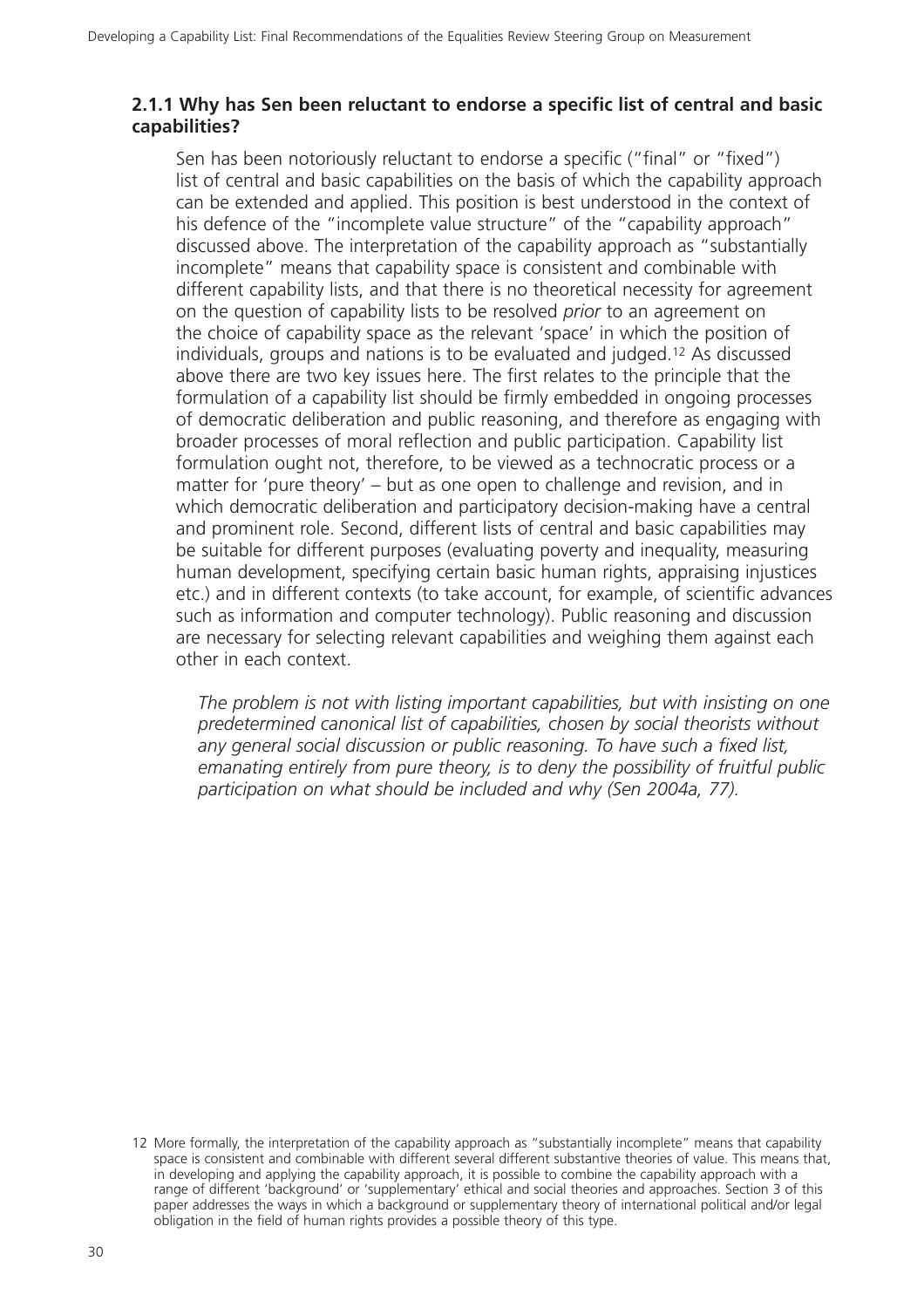### 2.1.1 Why has Sen been reluctant to endorse a specific list of central and basic capabilities?

Sen has been notoriously reluctant to endorse a specific ("final" or "fixed") list of central and basic capabilities on the basis of which the capability approach can be extended and applied. This position is best understood in the context of his defence of the "incomplete value structure" of the "capability approach" discussed above. The interpretation of the capability approach as "substantially incomplete" means that capability space is consistent and combinable with different capability lists, and that there is no theoretical necessity for agreement on the question of capability lists to be resolved *prior* to an agreement on the choice of capability space as the relevant 'space' in which the position of individuals, groups and nations is to be evaluated and judged.[12] As discussed above there are two key issues here. The first relates to the principle that the formulation of a capability list should be firmly embedded in ongoing processes of democratic deliberation and public reasoning, and therefore as engaging with broader processes of moral reflection and public participation. Capability list formulation ought not, therefore, to be viewed as a technocratic process or a matter for 'pure theory' – but as one open to challenge and revision, and in which democratic deliberation and participatory decision-making have a central and prominent role. Second, different lists of central and basic capabilities may be suitable for different purposes (evaluating poverty and inequality, measuring human development, specifying certain basic human rights, appraising injustices etc.) and in different contexts (to take account, for example, of scientific advances such as information and computer technology). Public reasoning and discussion are necessary for selecting relevant capabilities and weighing them against each other in each context.

> *The problem is not with listing important capabilities, but with insisting on one predetermined canonical list of capabilities, chosen by social theorists without any general social discussion or public reasoning. To have such a fixed list, emanating entirely from pure theory, is to deny the possibility of fruitful public participation on what should be included and why (Sen 2004a, 77).*

12 More formally, the interpretation of the capability approach as "substantially incomplete" means that capability space is consistent and combinable with different several different substantive theories of value. This means that, in developing and applying the capability approach, it is possible to combine the capability approach with a range of different 'background' or 'supplementary' ethical and social theories and approaches. Section 3 of this paper addresses the ways in which a background or supplementary theory of international political and/or legal obligation in the field of human rights provides a possible theory of this type.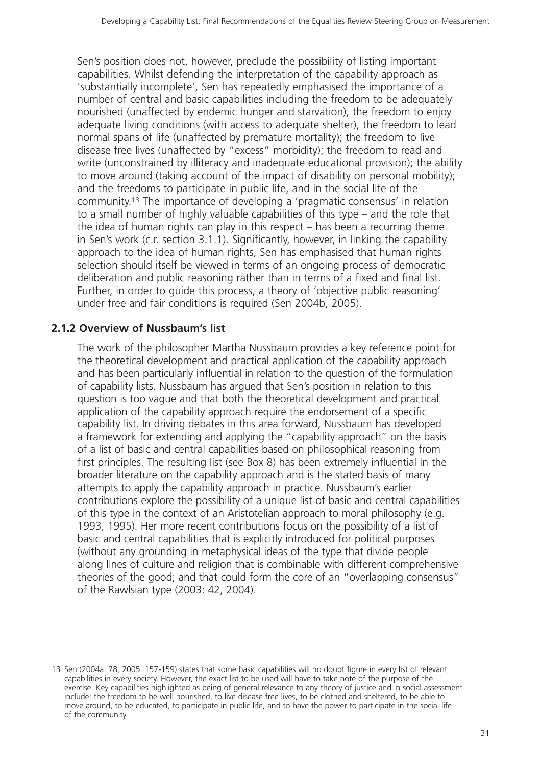Sen's position does not, however, preclude the possibility of listing important capabilities. Whilst defending the interpretation of the capability approach as 'substantially incomplete', Sen has repeatedly emphasised the importance of a number of central and basic capabilities including the freedom to be adequately nourished (unaffected by endemic hunger and starvation), the freedom to enjoy adequate living conditions (with access to adequate shelter), the freedom to lead normal spans of life (unaffected by premature mortality); the freedom to live disease free lives (unaffected by "excess" morbidity); the freedom to read and write (unconstrained by illiteracy and inadequate educational provision); the ability to move around (taking account of the impact of disability on personal mobility); and the freedoms to participate in public life, and in the social life of the community.[13] The importance of developing a 'pragmatic consensus' in relation to a small number of highly valuable capabilities of this type – and the role that the idea of human rights can play in this respect – has been a recurring theme in Sen's work (c.r. section 3.1.1). Significantly, however, in linking the capability approach to the idea of human rights, Sen has emphasised that human rights selection should itself be viewed in terms of an ongoing process of democratic deliberation and public reasoning rather than in terms of a fixed and final list. Further, in order to guide this process, a theory of 'objective public reasoning' under free and fair conditions is required (Sen 2004b, 2005).

### 2.1.2 Overview of Nussbaum's list

The work of the philosopher Martha Nussbaum provides a key reference point for the theoretical development and practical application of the capability approach and has been particularly influential in relation to the question of the formulation of capability lists. Nussbaum has argued that Sen's position in relation to this question is too vague and that both the theoretical development and practical application of the capability approach require the endorsement of a specific capability list. In driving debates in this area forward, Nussbaum has developed a framework for extending and applying the "capability approach" on the basis of a list of basic and central capabilities based on philosophical reasoning from first principles. The resulting list (see Box 8) has been extremely influential in the broader literature on the capability approach and is the stated basis of many attempts to apply the capability approach in practice. Nussbaum's earlier contributions explore the possibility of a unique list of basic and central capabilities of this type in the context of an Aristotelian approach to moral philosophy (e.g. 1993, 1995). Her more recent contributions focus on the possibility of a list of basic and central capabilities that is explicitly introduced for political purposes (without any grounding in metaphysical ideas of the type that divide people along lines of culture and religion that is combinable with different comprehensive theories of the good; and that could form the core of an "overlapping consensus" of the Rawlsian type (2003: 42, 2004).

13 Sen (2004a: 78; 2005: 157-159) states that some basic capabilities will no doubt figure in every list of relevant capabilities in every society. However, the exact list to be used will have to take note of the purpose of the exercise. Key capabilities highlighted as being of general relevance to any theory of justice and in social assessment include: the freedom to be well nourished, to live disease free lives, to be clothed and sheltered, to be able to move around, to be educated, to participate in public life, and to have the power to participate in the social life of the community.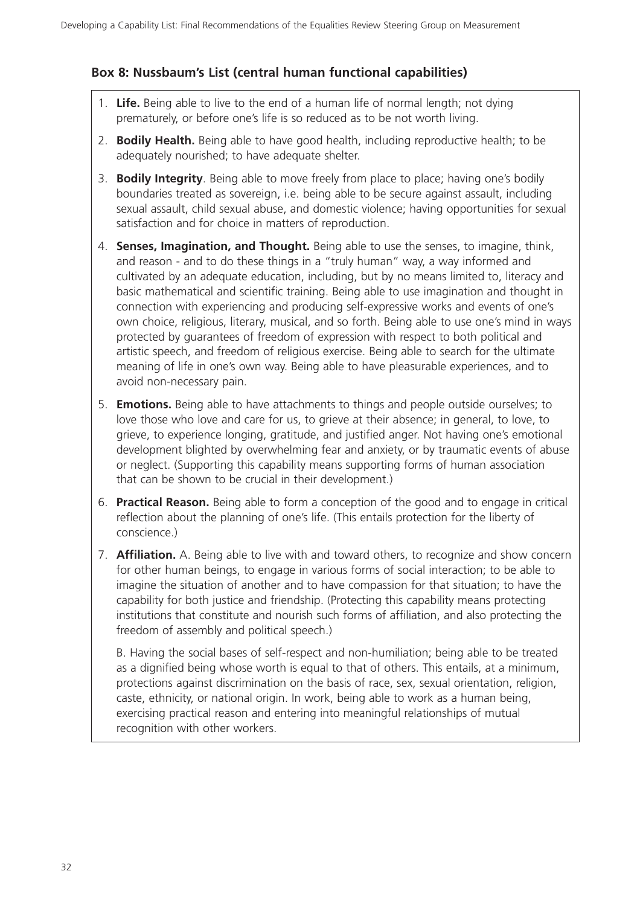### Box 8: Nussbaum's List (central human functional capabilities)

1. **Life.** Being able to live to the end of a human life of normal length; not dying prematurely, or before one's life is so reduced as to be not worth living.
2. **Bodily Health.** Being able to have good health, including reproductive health; to be adequately nourished; to have adequate shelter.
3. **Bodily Integrity**. Being able to move freely from place to place; having one's bodily boundaries treated as sovereign, i.e. being able to be secure against assault, including sexual assault, child sexual abuse, and domestic violence; having opportunities for sexual satisfaction and for choice in matters of reproduction.
4. **Senses, Imagination, and Thought.** Being able to use the senses, to imagine, think, and reason - and to do these things in a "truly human" way, a way informed and cultivated by an adequate education, including, but by no means limited to, literacy and basic mathematical and scientific training. Being able to use imagination and thought in connection with experiencing and producing self-expressive works and events of one's own choice, religious, literary, musical, and so forth. Being able to use one's mind in ways protected by guarantees of freedom of expression with respect to both political and artistic speech, and freedom of religious exercise. Being able to search for the ultimate meaning of life in one's own way. Being able to have pleasurable experiences, and to avoid non-necessary pain.
5. **Emotions.** Being able to have attachments to things and people outside ourselves; to love those who love and care for us, to grieve at their absence; in general, to love, to grieve, to experience longing, gratitude, and justified anger. Not having one's emotional development blighted by overwhelming fear and anxiety, or by traumatic events of abuse or neglect. (Supporting this capability means supporting forms of human association that can be shown to be crucial in their development.)
6. **Practical Reason.** Being able to form a conception of the good and to engage in critical reflection about the planning of one's life. (This entails protection for the liberty of conscience.)
7. **Affiliation.** A. Being able to live with and toward others, to recognize and show concern for other human beings, to engage in various forms of social interaction; to be able to imagine the situation of another and to have compassion for that situation; to have the capability for both justice and friendship. (Protecting this capability means protecting institutions that constitute and nourish such forms of affiliation, and also protecting the freedom of assembly and political speech.)

   B. Having the social bases of self-respect and non-humiliation; being able to be treated as a dignified being whose worth is equal to that of others. This entails, at a minimum, protections against discrimination on the basis of race, sex, sexual orientation, religion, caste, ethnicity, or national origin. In work, being able to work as a human being, exercising practical reason and entering into meaningful relationships of mutual recognition with other workers.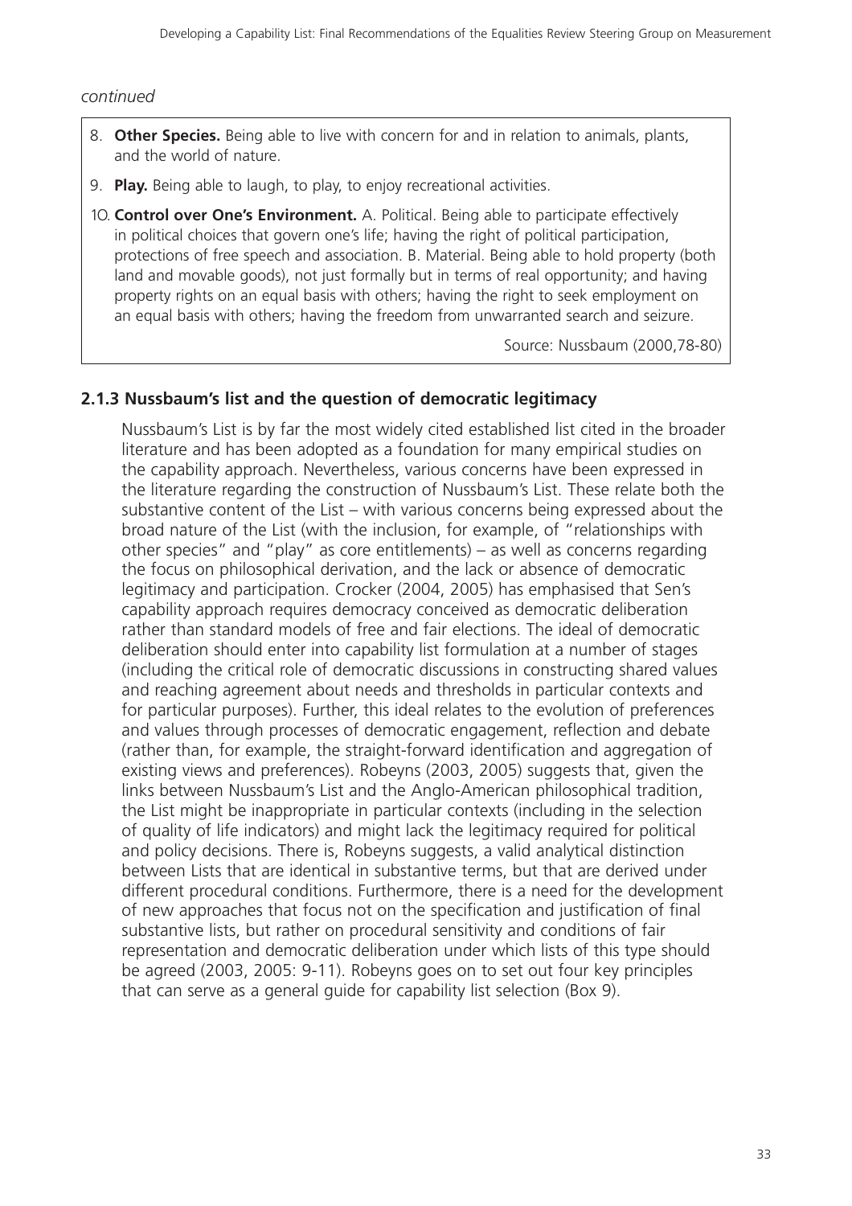*continued*

8. **Other Species.** Being able to live with concern for and in relation to animals, plants, and the world of nature.
9. **Play.** Being able to laugh, to play, to enjoy recreational activities.
10. **Control over One's Environment.** A. Political. Being able to participate effectively in political choices that govern one's life; having the right of political participation, protections of free speech and association. B. Material. Being able to hold property (both land and movable goods), not just formally but in terms of real opportunity; and having property rights on an equal basis with others; having the right to seek employment on an equal basis with others; having the freedom from unwarranted search and seizure.

Source: Nussbaum (2000,78-80)

### 2.1.3 Nussbaum's list and the question of democratic legitimacy

Nussbaum's List is by far the most widely cited established list cited in the broader literature and has been adopted as a foundation for many empirical studies on the capability approach. Nevertheless, various concerns have been expressed in the literature regarding the construction of Nussbaum's List. These relate both the substantive content of the List – with various concerns being expressed about the broad nature of the List (with the inclusion, for example, of "relationships with other species" and "play" as core entitlements) – as well as concerns regarding the focus on philosophical derivation, and the lack or absence of democratic legitimacy and participation. Crocker (2004, 2005) has emphasised that Sen's capability approach requires democracy conceived as democratic deliberation rather than standard models of free and fair elections. The ideal of democratic deliberation should enter into capability list formulation at a number of stages (including the critical role of democratic discussions in constructing shared values and reaching agreement about needs and thresholds in particular contexts and for particular purposes). Further, this ideal relates to the evolution of preferences and values through processes of democratic engagement, reflection and debate (rather than, for example, the straight-forward identification and aggregation of existing views and preferences). Robeyns (2003, 2005) suggests that, given the links between Nussbaum's List and the Anglo-American philosophical tradition, the List might be inappropriate in particular contexts (including in the selection of quality of life indicators) and might lack the legitimacy required for political and policy decisions. There is, Robeyns suggests, a valid analytical distinction between Lists that are identical in substantive terms, but that are derived under different procedural conditions. Furthermore, there is a need for the development of new approaches that focus not on the specification and justification of final substantive lists, but rather on procedural sensitivity and conditions of fair representation and democratic deliberation under which lists of this type should be agreed (2003, 2005: 9-11). Robeyns goes on to set out four key principles that can serve as a general guide for capability list selection (Box 9).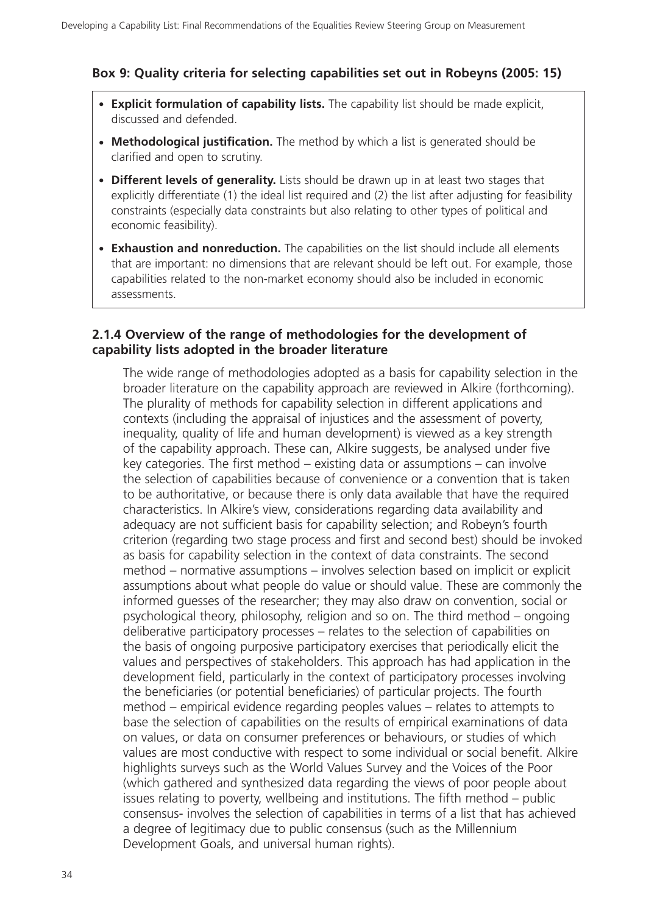### Box 9: Quality criteria for selecting capabilities set out in Robeyns (2005: 15)

- **Explicit formulation of capability lists.** The capability list should be made explicit, discussed and defended.
- **Methodological justification.** The method by which a list is generated should be clarified and open to scrutiny.
- **Different levels of generality.** Lists should be drawn up in at least two stages that explicitly differentiate (1) the ideal list required and (2) the list after adjusting for feasibility constraints (especially data constraints but also relating to other types of political and economic feasibility).
- **Exhaustion and nonreduction.** The capabilities on the list should include all elements that are important: no dimensions that are relevant should be left out. For example, those capabilities related to the non-market economy should also be included in economic assessments.

### 2.1.4 Overview of the range of methodologies for the development of capability lists adopted in the broader literature

The wide range of methodologies adopted as a basis for capability selection in the broader literature on the capability approach are reviewed in Alkire (forthcoming). The plurality of methods for capability selection in different applications and contexts (including the appraisal of injustices and the assessment of poverty, inequality, quality of life and human development) is viewed as a key strength of the capability approach. These can, Alkire suggests, be analysed under five key categories. The first method – existing data or assumptions – can involve the selection of capabilities because of convenience or a convention that is taken to be authoritative, or because there is only data available that have the required characteristics. In Alkire's view, considerations regarding data availability and adequacy are not sufficient basis for capability selection; and Robeyn's fourth criterion (regarding two stage process and first and second best) should be invoked as basis for capability selection in the context of data constraints. The second method – normative assumptions – involves selection based on implicit or explicit assumptions about what people do value or should value. These are commonly the informed guesses of the researcher; they may also draw on convention, social or psychological theory, philosophy, religion and so on. The third method – ongoing deliberative participatory processes – relates to the selection of capabilities on the basis of ongoing purposive participatory exercises that periodically elicit the values and perspectives of stakeholders. This approach has had application in the development field, particularly in the context of participatory processes involving the beneficiaries (or potential beneficiaries) of particular projects. The fourth method – empirical evidence regarding peoples values – relates to attempts to base the selection of capabilities on the results of empirical examinations of data on values, or data on consumer preferences or behaviours, or studies of which values are most conductive with respect to some individual or social benefit. Alkire highlights surveys such as the World Values Survey and the Voices of the Poor (which gathered and synthesized data regarding the views of poor people about issues relating to poverty, wellbeing and institutions. The fifth method – public consensus- involves the selection of capabilities in terms of a list that has achieved a degree of legitimacy due to public consensus (such as the Millennium Development Goals, and universal human rights).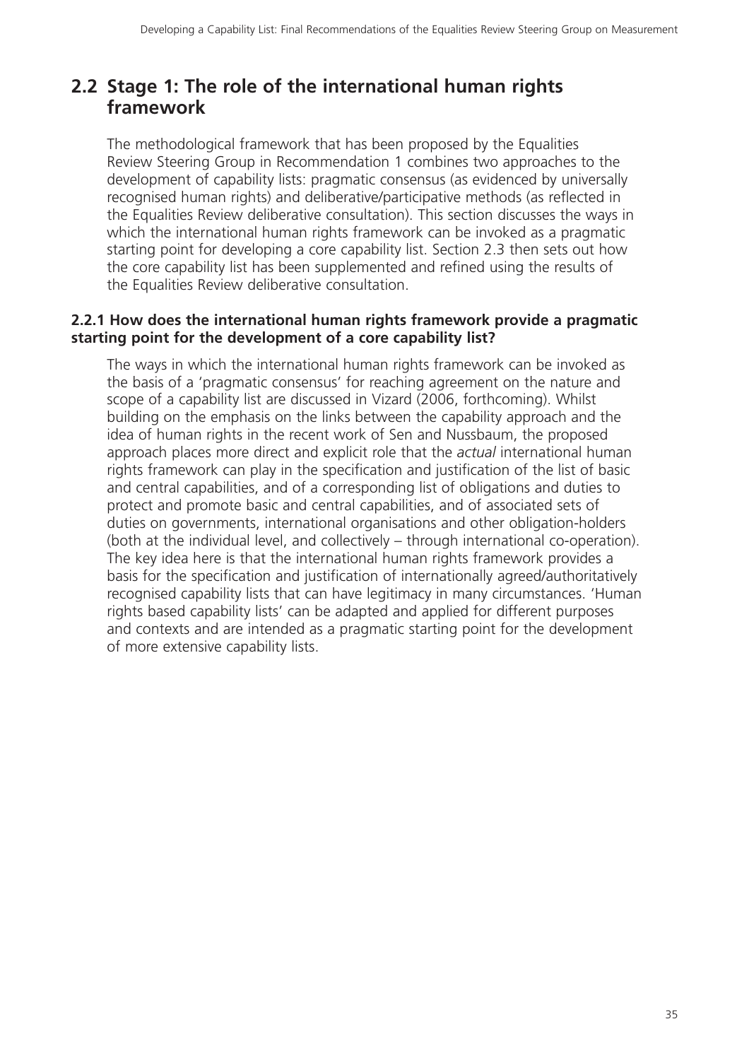## 2.2 Stage 1: The role of the international human rights framework

The methodological framework that has been proposed by the Equalities Review Steering Group in Recommendation 1 combines two approaches to the development of capability lists: pragmatic consensus (as evidenced by universally recognised human rights) and deliberative/participative methods (as reflected in the Equalities Review deliberative consultation). This section discusses the ways in which the international human rights framework can be invoked as a pragmatic starting point for developing a core capability list. Section 2.3 then sets out how the core capability list has been supplemented and refined using the results of the Equalities Review deliberative consultation.

### 2.2.1 How does the international human rights framework provide a pragmatic starting point for the development of a core capability list?

The ways in which the international human rights framework can be invoked as the basis of a 'pragmatic consensus' for reaching agreement on the nature and scope of a capability list are discussed in Vizard (2006, forthcoming). Whilst building on the emphasis on the links between the capability approach and the idea of human rights in the recent work of Sen and Nussbaum, the proposed approach places more direct and explicit role that the *actual* international human rights framework can play in the specification and justification of the list of basic and central capabilities, and of a corresponding list of obligations and duties to protect and promote basic and central capabilities, and of associated sets of duties on governments, international organisations and other obligation-holders (both at the individual level, and collectively – through international co-operation). The key idea here is that the international human rights framework provides a basis for the specification and justification of internationally agreed/authoritatively recognised capability lists that can have legitimacy in many circumstances. 'Human rights based capability lists' can be adapted and applied for different purposes and contexts and are intended as a pragmatic starting point for the development of more extensive capability lists.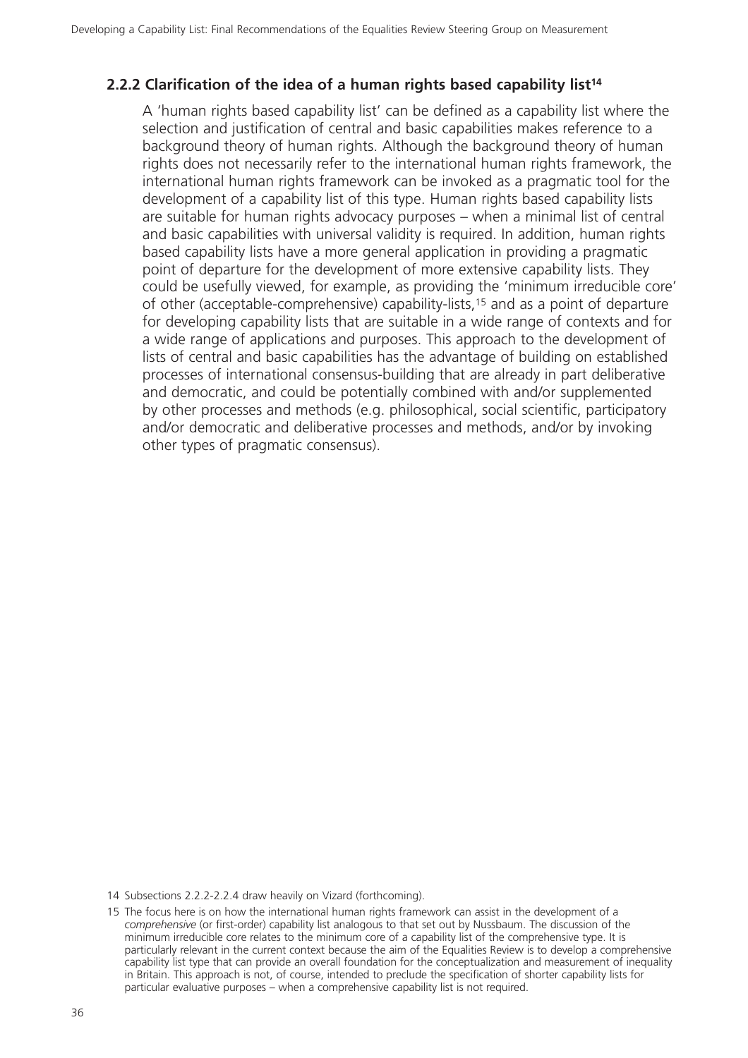### 2.2.2 Clarification of the idea of a human rights based capability list[14]

A 'human rights based capability list' can be defined as a capability list where the selection and justification of central and basic capabilities makes reference to a background theory of human rights. Although the background theory of human rights does not necessarily refer to the international human rights framework, the international human rights framework can be invoked as a pragmatic tool for the development of a capability list of this type. Human rights based capability lists are suitable for human rights advocacy purposes – when a minimal list of central and basic capabilities with universal validity is required. In addition, human rights based capability lists have a more general application in providing a pragmatic point of departure for the development of more extensive capability lists. They could be usefully viewed, for example, as providing the 'minimum irreducible core' of other (acceptable-comprehensive) capability-lists,[15] and as a point of departure for developing capability lists that are suitable in a wide range of contexts and for a wide range of applications and purposes. This approach to the development of lists of central and basic capabilities has the advantage of building on established processes of international consensus-building that are already in part deliberative and democratic, and could be potentially combined with and/or supplemented by other processes and methods (e.g. philosophical, social scientific, participatory and/or democratic and deliberative processes and methods, and/or by invoking other types of pragmatic consensus).

14 Subsections 2.2.2-2.2.4 draw heavily on Vizard (forthcoming).

15 The focus here is on how the international human rights framework can assist in the development of a *comprehensive* (or first-order) capability list analogous to that set out by Nussbaum. The discussion of the minimum irreducible core relates to the minimum core of a capability list of the comprehensive type. It is particularly relevant in the current context because the aim of the Equalities Review is to develop a comprehensive capability list type that can provide an overall foundation for the conceptualization and measurement of inequality in Britain. This approach is not, of course, intended to preclude the specification of shorter capability lists for particular evaluative purposes – when a comprehensive capability list is not required.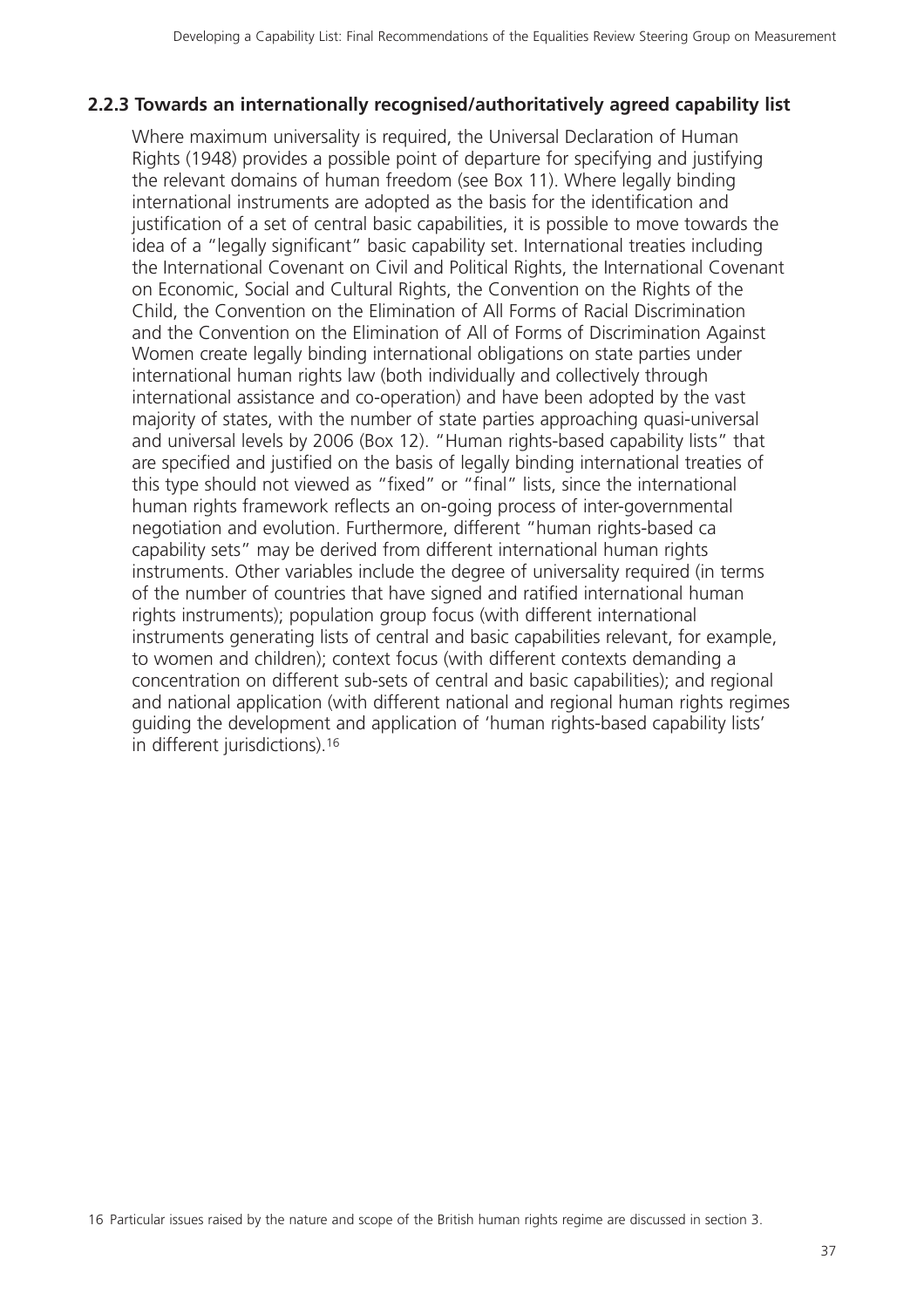### 2.2.3 Towards an internationally recognised/authoritatively agreed capability list

Where maximum universality is required, the Universal Declaration of Human Rights (1948) provides a possible point of departure for specifying and justifying the relevant domains of human freedom (see Box 11). Where legally binding international instruments are adopted as the basis for the identification and justification of a set of central basic capabilities, it is possible to move towards the idea of a "legally significant" basic capability set. International treaties including the International Covenant on Civil and Political Rights, the International Covenant on Economic, Social and Cultural Rights, the Convention on the Rights of the Child, the Convention on the Elimination of All Forms of Racial Discrimination and the Convention on the Elimination of All of Forms of Discrimination Against Women create legally binding international obligations on state parties under international human rights law (both individually and collectively through international assistance and co-operation) and have been adopted by the vast majority of states, with the number of state parties approaching quasi-universal and universal levels by 2006 (Box 12). "Human rights-based capability lists" that are specified and justified on the basis of legally binding international treaties of this type should not viewed as "fixed" or "final" lists, since the international human rights framework reflects an on-going process of inter-governmental negotiation and evolution. Furthermore, different "human rights-based ca capability sets" may be derived from different international human rights instruments. Other variables include the degree of universality required (in terms of the number of countries that have signed and ratified international human rights instruments); population group focus (with different international instruments generating lists of central and basic capabilities relevant, for example, to women and children); context focus (with different contexts demanding a concentration on different sub-sets of central and basic capabilities); and regional and national application (with different national and regional human rights regimes guiding the development and application of 'human rights-based capability lists' in different jurisdictions).[16]

[16] Particular issues raised by the nature and scope of the British human rights regime are discussed in section 3.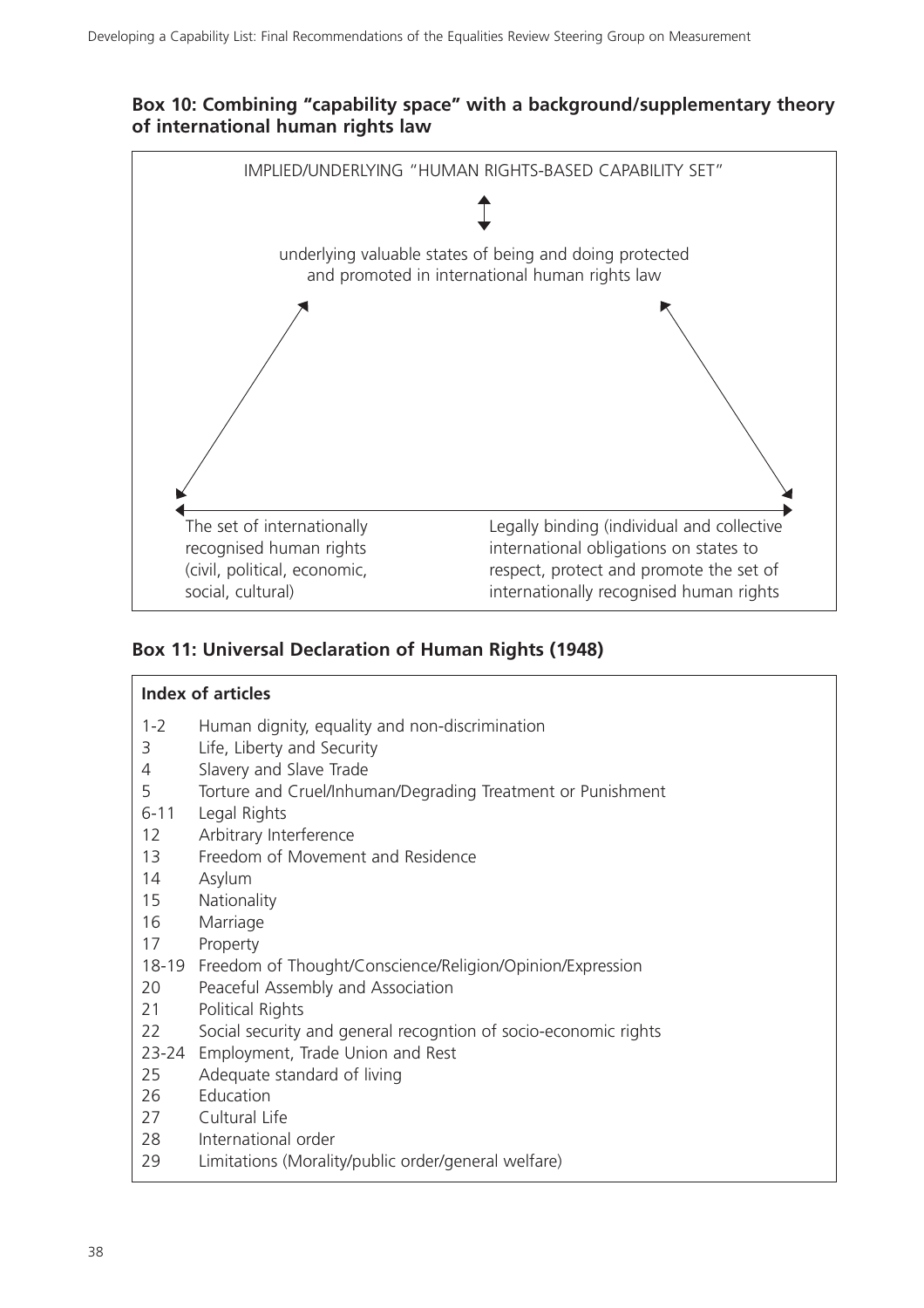**Box 10: Combining "capability space" with a background/supplementary theory of international human rights law**

IMPLIED/UNDERLYING "HUMAN RIGHTS-BASED CAPABILITY SET"

↕

underlying valuable states of being and doing protected and promoted in international human rights law

The set of internationally recognised human rights (civil, political, economic, social, cultural)

Legally binding (individual and collective international obligations on states to respect, protect and promote the set of internationally recognised human rights

**Box 11: Universal Declaration of Human Rights (1948)**

**Index of articles**

| | |
|---|---|
| 1-2 | Human dignity, equality and non-discrimination |
| 3 | Life, Liberty and Security |
| 4 | Slavery and Slave Trade |
| 5 | Torture and Cruel/Inhuman/Degrading Treatment or Punishment |
| 6-11 | Legal Rights |
| 12 | Arbitrary Interference |
| 13 | Freedom of Movement and Residence |
| 14 | Asylum |
| 15 | Nationality |
| 16 | Marriage |
| 17 | Property |
| 18-19 | Freedom of Thought/Conscience/Religion/Opinion/Expression |
| 20 | Peaceful Assembly and Association |
| 21 | Political Rights |
| 22 | Social security and general recogntion of socio-economic rights |
| 23-24 | Employment, Trade Union and Rest |
| 25 | Adequate standard of living |
| 26 | Education |
| 27 | Cultural Life |
| 28 | International order |
| 29 | Limitations (Morality/public order/general welfare) |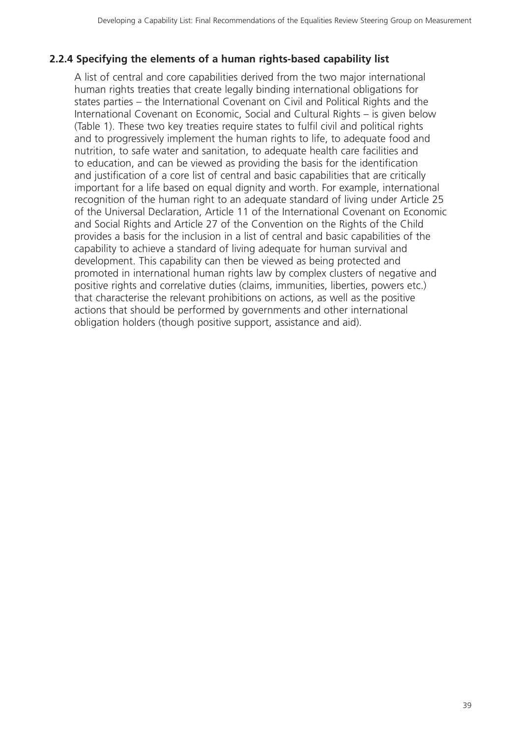### 2.2.4 Specifying the elements of a human rights-based capability list

A list of central and core capabilities derived from the two major international human rights treaties that create legally binding international obligations for states parties – the International Covenant on Civil and Political Rights and the International Covenant on Economic, Social and Cultural Rights – is given below (Table 1). These two key treaties require states to fulfil civil and political rights and to progressively implement the human rights to life, to adequate food and nutrition, to safe water and sanitation, to adequate health care facilities and to education, and can be viewed as providing the basis for the identification and justification of a core list of central and basic capabilities that are critically important for a life based on equal dignity and worth. For example, international recognition of the human right to an adequate standard of living under Article 25 of the Universal Declaration, Article 11 of the International Covenant on Economic and Social Rights and Article 27 of the Convention on the Rights of the Child provides a basis for the inclusion in a list of central and basic capabilities of the capability to achieve a standard of living adequate for human survival and development. This capability can then be viewed as being protected and promoted in international human rights law by complex clusters of negative and positive rights and correlative duties (claims, immunities, liberties, powers etc.) that characterise the relevant prohibitions on actions, as well as the positive actions that should be performed by governments and other international obligation holders (though positive support, assistance and aid).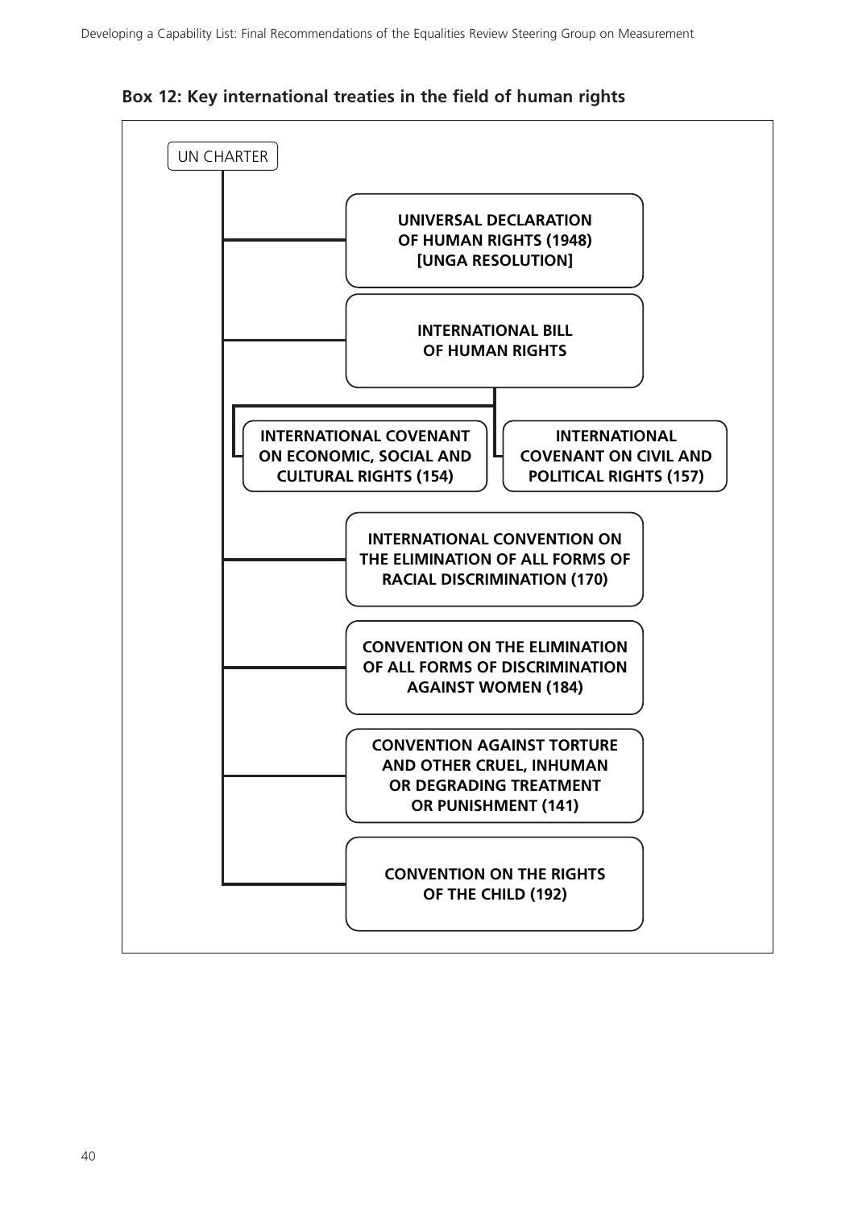**Box 12: Key international treaties in the field of human rights**

- UN CHARTER
  - **UNIVERSAL DECLARATION OF HUMAN RIGHTS (1948) [UNGA RESOLUTION]**
  - **INTERNATIONAL BILL OF HUMAN RIGHTS**
    - **INTERNATIONAL COVENANT ON ECONOMIC, SOCIAL AND CULTURAL RIGHTS (154)**
    - **INTERNATIONAL COVENANT ON CIVIL AND POLITICAL RIGHTS (157)**
  - **INTERNATIONAL CONVENTION ON THE ELIMINATION OF ALL FORMS OF RACIAL DISCRIMINATION (170)**
  - **CONVENTION ON THE ELIMINATION OF ALL FORMS OF DISCRIMINATION AGAINST WOMEN (184)**
  - **CONVENTION AGAINST TORTURE AND OTHER CRUEL, INHUMAN OR DEGRADING TREATMENT OR PUNISHMENT (141)**
  - **CONVENTION ON THE RIGHTS OF THE CHILD (192)**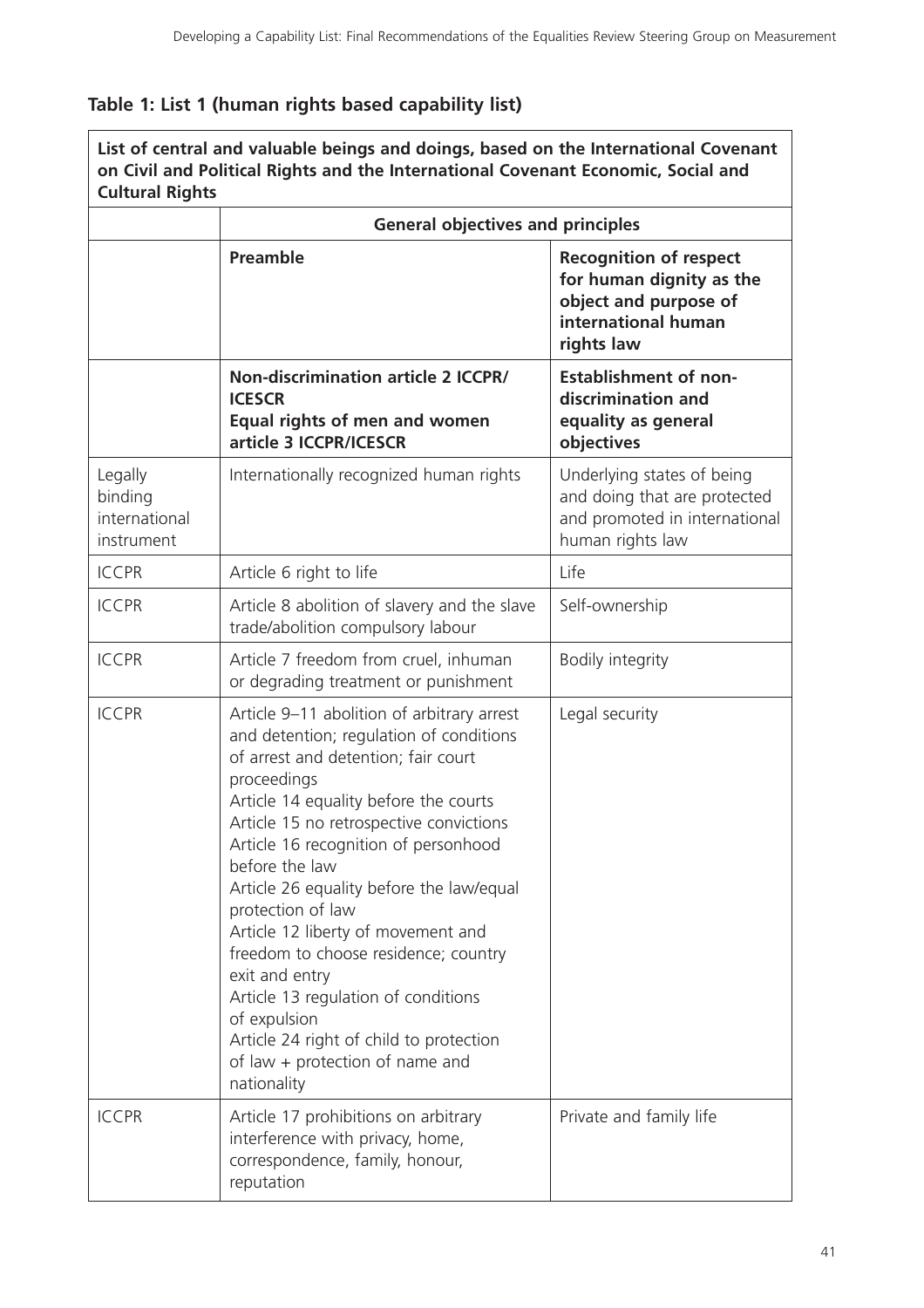**Table 1: List 1 (human rights based capability list)**

| List of central and valuable beings and doings, based on the International Covenant on Civil and Political Rights and the International Covenant Economic, Social and Cultural Rights | | |
|---|---|---|
| | **General objectives and principles** | |
| | **Preamble** | **Recognition of respect for human dignity as the object and purpose of international human rights law** |
| | **Non-discrimination article 2 ICCPR/ ICESCR**<br>**Equal rights of men and women article 3 ICCPR/ICESCR** | **Establishment of non-discrimination and equality as general objectives** |
| Legally binding international instrument | Internationally recognized human rights | Underlying states of being and doing that are protected and promoted in international human rights law |
| ICCPR | Article 6 right to life | Life |
| ICCPR | Article 8 abolition of slavery and the slave trade/abolition compulsory labour | Self-ownership |
| ICCPR | Article 7 freedom from cruel, inhuman or degrading treatment or punishment | Bodily integrity |
| ICCPR | Article 9–11 abolition of arbitrary arrest and detention; regulation of conditions of arrest and detention; fair court proceedings<br>Article 14 equality before the courts<br>Article 15 no retrospective convictions<br>Article 16 recognition of personhood before the law<br>Article 26 equality before the law/equal protection of law<br>Article 12 liberty of movement and freedom to choose residence; country exit and entry<br>Article 13 regulation of conditions of expulsion<br>Article 24 right of child to protection of law + protection of name and nationality | Legal security |
| ICCPR | Article 17 prohibitions on arbitrary interference with privacy, home, correspondence, family, honour, reputation | Private and family life |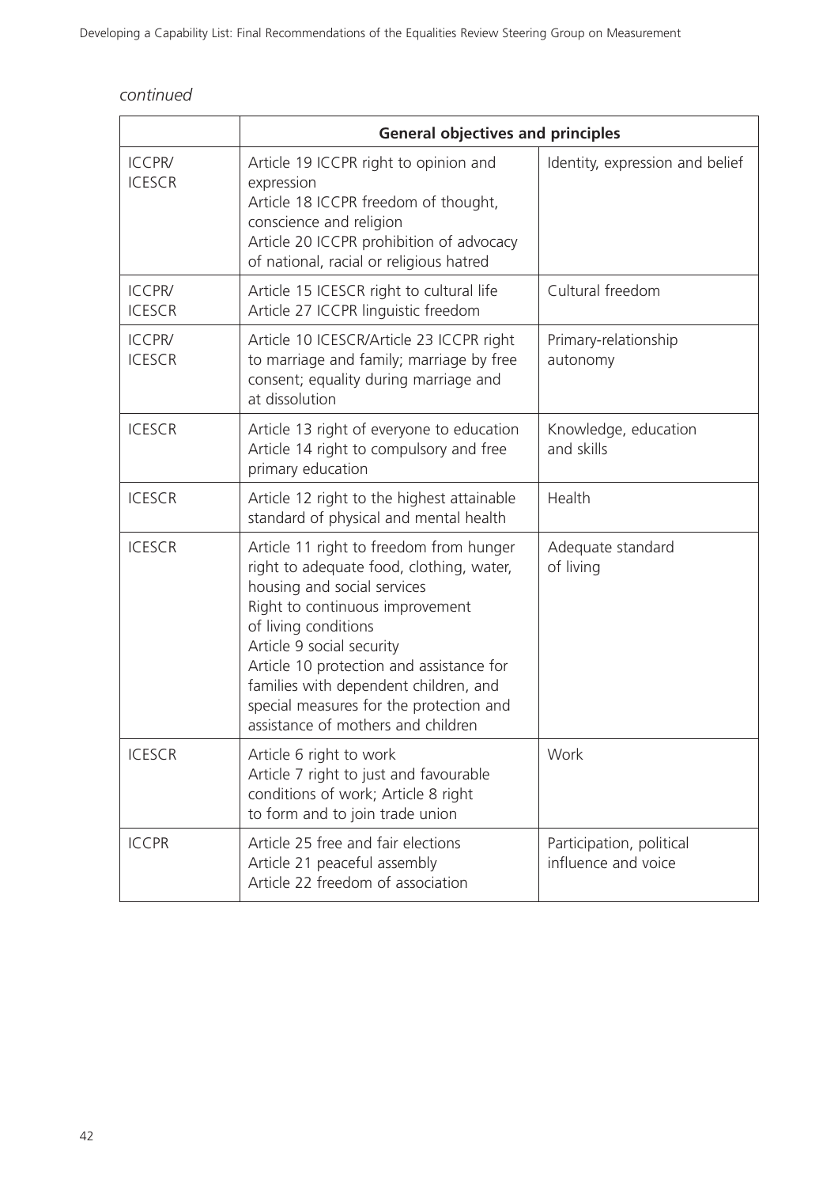*continued*

| | General objectives and principles | |
|---|---|---|
| ICCPR/ ICESCR | Article 19 ICCPR right to opinion and expression<br>Article 18 ICCPR freedom of thought, conscience and religion<br>Article 20 ICCPR prohibition of advocacy of national, racial or religious hatred | Identity, expression and belief |
| ICCPR/ ICESCR | Article 15 ICESCR right to cultural life<br>Article 27 ICCPR linguistic freedom | Cultural freedom |
| ICCPR/ ICESCR | Article 10 ICESCR/Article 23 ICCPR right to marriage and family; marriage by free consent; equality during marriage and at dissolution | Primary-relationship autonomy |
| ICESCR | Article 13 right of everyone to education<br>Article 14 right to compulsory and free primary education | Knowledge, education and skills |
| ICESCR | Article 12 right to the highest attainable standard of physical and mental health | Health |
| ICESCR | Article 11 right to freedom from hunger right to adequate food, clothing, water, housing and social services<br>Right to continuous improvement of living conditions<br>Article 9 social security<br>Article 10 protection and assistance for families with dependent children, and special measures for the protection and assistance of mothers and children | Adequate standard of living |
| ICESCR | Article 6 right to work<br>Article 7 right to just and favourable conditions of work; Article 8 right to form and to join trade union | Work |
| ICCPR | Article 25 free and fair elections<br>Article 21 peaceful assembly<br>Article 22 freedom of association | Participation, political influence and voice |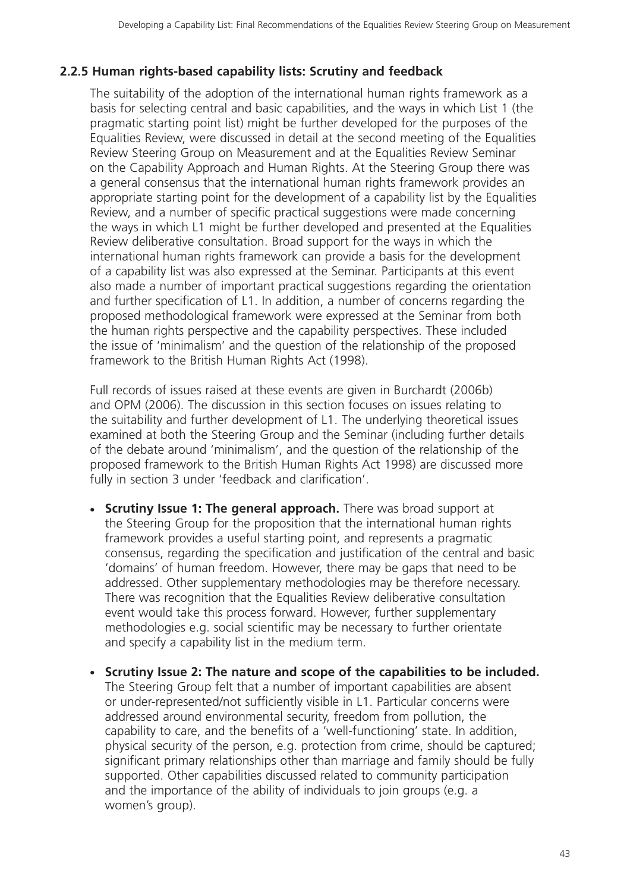### 2.2.5 Human rights-based capability lists: Scrutiny and feedback

The suitability of the adoption of the international human rights framework as a basis for selecting central and basic capabilities, and the ways in which List 1 (the pragmatic starting point list) might be further developed for the purposes of the Equalities Review, were discussed in detail at the second meeting of the Equalities Review Steering Group on Measurement and at the Equalities Review Seminar on the Capability Approach and Human Rights. At the Steering Group there was a general consensus that the international human rights framework provides an appropriate starting point for the development of a capability list by the Equalities Review, and a number of specific practical suggestions were made concerning the ways in which L1 might be further developed and presented at the Equalities Review deliberative consultation. Broad support for the ways in which the international human rights framework can provide a basis for the development of a capability list was also expressed at the Seminar. Participants at this event also made a number of important practical suggestions regarding the orientation and further specification of L1. In addition, a number of concerns regarding the proposed methodological framework were expressed at the Seminar from both the human rights perspective and the capability perspectives. These included the issue of 'minimalism' and the question of the relationship of the proposed framework to the British Human Rights Act (1998).

Full records of issues raised at these events are given in Burchardt (2006b) and OPM (2006). The discussion in this section focuses on issues relating to the suitability and further development of L1. The underlying theoretical issues examined at both the Steering Group and the Seminar (including further details of the debate around 'minimalism', and the question of the relationship of the proposed framework to the British Human Rights Act 1998) are discussed more fully in section 3 under 'feedback and clarification'.

- **Scrutiny Issue 1: The general approach.** There was broad support at the Steering Group for the proposition that the international human rights framework provides a useful starting point, and represents a pragmatic consensus, regarding the specification and justification of the central and basic 'domains' of human freedom. However, there may be gaps that need to be addressed. Other supplementary methodologies may be therefore necessary. There was recognition that the Equalities Review deliberative consultation event would take this process forward. However, further supplementary methodologies e.g. social scientific may be necessary to further orientate and specify a capability list in the medium term.

- **Scrutiny Issue 2: The nature and scope of the capabilities to be included.** The Steering Group felt that a number of important capabilities are absent or under-represented/not sufficiently visible in L1. Particular concerns were addressed around environmental security, freedom from pollution, the capability to care, and the benefits of a 'well-functioning' state. In addition, physical security of the person, e.g. protection from crime, should be captured; significant primary relationships other than marriage and family should be fully supported. Other capabilities discussed related to community participation and the importance of the ability of individuals to join groups (e.g. a women's group).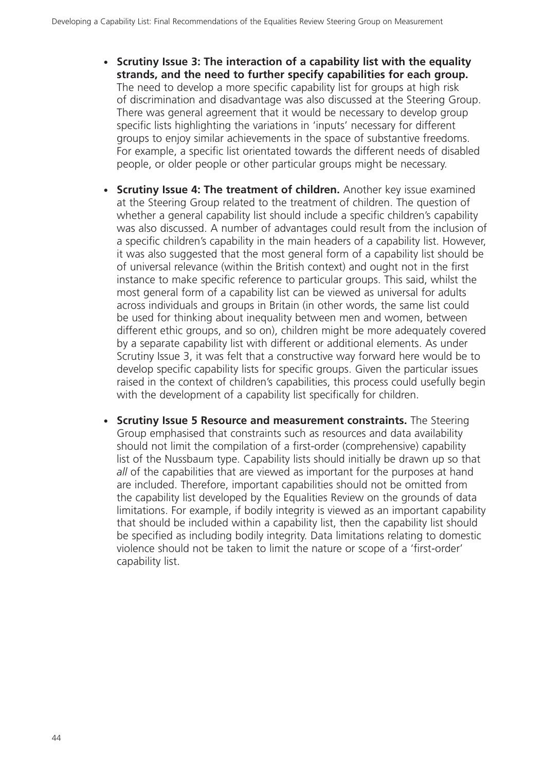- **Scrutiny Issue 3: The interaction of a capability list with the equality strands, and the need to further specify capabilities for each group.** The need to develop a more specific capability list for groups at high risk of discrimination and disadvantage was also discussed at the Steering Group. There was general agreement that it would be necessary to develop group specific lists highlighting the variations in 'inputs' necessary for different groups to enjoy similar achievements in the space of substantive freedoms. For example, a specific list orientated towards the different needs of disabled people, or older people or other particular groups might be necessary.

- **Scrutiny Issue 4: The treatment of children.** Another key issue examined at the Steering Group related to the treatment of children. The question of whether a general capability list should include a specific children's capability was also discussed. A number of advantages could result from the inclusion of a specific children's capability in the main headers of a capability list. However, it was also suggested that the most general form of a capability list should be of universal relevance (within the British context) and ought not in the first instance to make specific reference to particular groups. This said, whilst the most general form of a capability list can be viewed as universal for adults across individuals and groups in Britain (in other words, the same list could be used for thinking about inequality between men and women, between different ethic groups, and so on), children might be more adequately covered by a separate capability list with different or additional elements. As under Scrutiny Issue 3, it was felt that a constructive way forward here would be to develop specific capability lists for specific groups. Given the particular issues raised in the context of children's capabilities, this process could usefully begin with the development of a capability list specifically for children.

- **Scrutiny Issue 5 Resource and measurement constraints.** The Steering Group emphasised that constraints such as resources and data availability should not limit the compilation of a first-order (comprehensive) capability list of the Nussbaum type. Capability lists should initially be drawn up so that *all* of the capabilities that are viewed as important for the purposes at hand are included. Therefore, important capabilities should not be omitted from the capability list developed by the Equalities Review on the grounds of data limitations. For example, if bodily integrity is viewed as an important capability that should be included within a capability list, then the capability list should be specified as including bodily integrity. Data limitations relating to domestic violence should not be taken to limit the nature or scope of a 'first-order' capability list.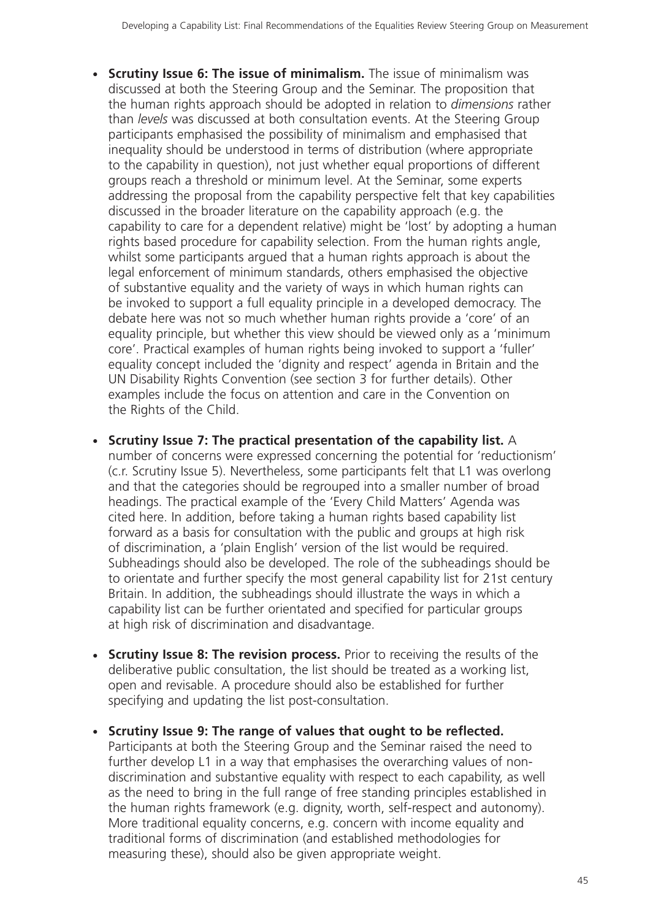- **Scrutiny Issue 6: The issue of minimalism.** The issue of minimalism was discussed at both the Steering Group and the Seminar. The proposition that the human rights approach should be adopted in relation to *dimensions* rather than *levels* was discussed at both consultation events. At the Steering Group participants emphasised the possibility of minimalism and emphasised that inequality should be understood in terms of distribution (where appropriate to the capability in question), not just whether equal proportions of different groups reach a threshold or minimum level. At the Seminar, some experts addressing the proposal from the capability perspective felt that key capabilities discussed in the broader literature on the capability approach (e.g. the capability to care for a dependent relative) might be 'lost' by adopting a human rights based procedure for capability selection. From the human rights angle, whilst some participants argued that a human rights approach is about the legal enforcement of minimum standards, others emphasised the objective of substantive equality and the variety of ways in which human rights can be invoked to support a full equality principle in a developed democracy. The debate here was not so much whether human rights provide a 'core' of an equality principle, but whether this view should be viewed only as a 'minimum core'. Practical examples of human rights being invoked to support a 'fuller' equality concept included the 'dignity and respect' agenda in Britain and the UN Disability Rights Convention (see section 3 for further details). Other examples include the focus on attention and care in the Convention on the Rights of the Child.

- **Scrutiny Issue 7: The practical presentation of the capability list.** A number of concerns were expressed concerning the potential for 'reductionism' (c.r. Scrutiny Issue 5). Nevertheless, some participants felt that L1 was overlong and that the categories should be regrouped into a smaller number of broad headings. The practical example of the 'Every Child Matters' Agenda was cited here. In addition, before taking a human rights based capability list forward as a basis for consultation with the public and groups at high risk of discrimination, a 'plain English' version of the list would be required. Subheadings should also be developed. The role of the subheadings should be to orientate and further specify the most general capability list for 21st century Britain. In addition, the subheadings should illustrate the ways in which a capability list can be further orientated and specified for particular groups at high risk of discrimination and disadvantage.

- **Scrutiny Issue 8: The revision process.** Prior to receiving the results of the deliberative public consultation, the list should be treated as a working list, open and revisable. A procedure should also be established for further specifying and updating the list post-consultation.

- **Scrutiny Issue 9: The range of values that ought to be reflected.** Participants at both the Steering Group and the Seminar raised the need to further develop L1 in a way that emphasises the overarching values of non-discrimination and substantive equality with respect to each capability, as well as the need to bring in the full range of free standing principles established in the human rights framework (e.g. dignity, worth, self-respect and autonomy). More traditional equality concerns, e.g. concern with income equality and traditional forms of discrimination (and established methodologies for measuring these), should also be given appropriate weight.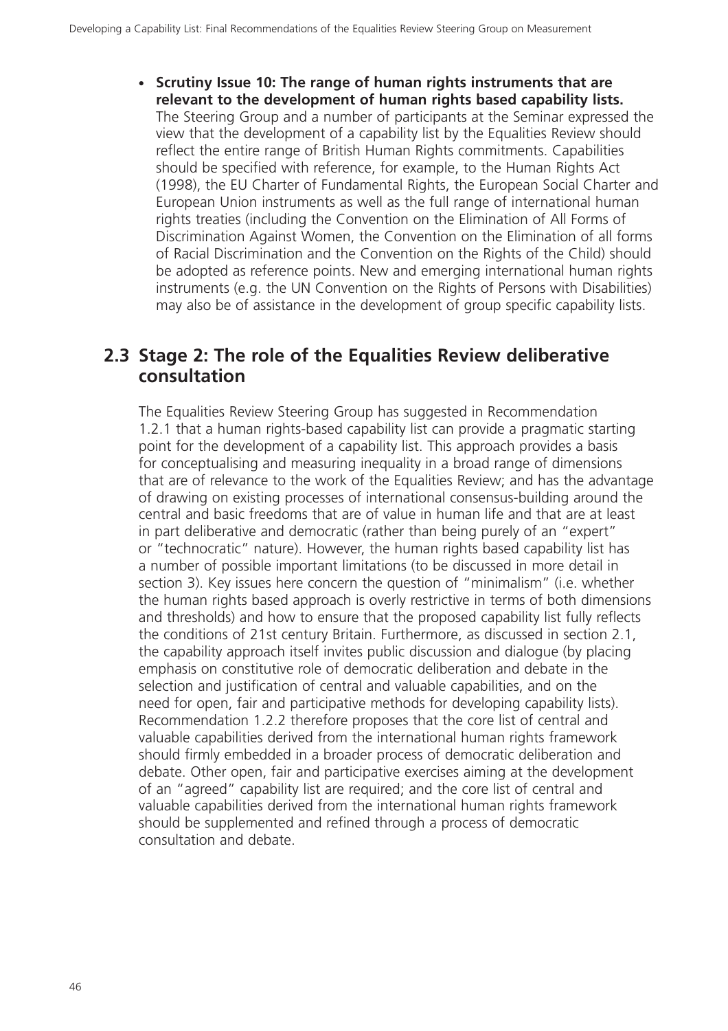- **Scrutiny Issue 10: The range of human rights instruments that are relevant to the development of human rights based capability lists.** The Steering Group and a number of participants at the Seminar expressed the view that the development of a capability list by the Equalities Review should reflect the entire range of British Human Rights commitments. Capabilities should be specified with reference, for example, to the Human Rights Act (1998), the EU Charter of Fundamental Rights, the European Social Charter and European Union instruments as well as the full range of international human rights treaties (including the Convention on the Elimination of All Forms of Discrimination Against Women, the Convention on the Elimination of all forms of Racial Discrimination and the Convention on the Rights of the Child) should be adopted as reference points. New and emerging international human rights instruments (e.g. the UN Convention on the Rights of Persons with Disabilities) may also be of assistance in the development of group specific capability lists.

## 2.3 Stage 2: The role of the Equalities Review deliberative consultation

The Equalities Review Steering Group has suggested in Recommendation 1.2.1 that a human rights-based capability list can provide a pragmatic starting point for the development of a capability list. This approach provides a basis for conceptualising and measuring inequality in a broad range of dimensions that are of relevance to the work of the Equalities Review; and has the advantage of drawing on existing processes of international consensus-building around the central and basic freedoms that are of value in human life and that are at least in part deliberative and democratic (rather than being purely of an "expert" or "technocratic" nature). However, the human rights based capability list has a number of possible important limitations (to be discussed in more detail in section 3). Key issues here concern the question of "minimalism" (i.e. whether the human rights based approach is overly restrictive in terms of both dimensions and thresholds) and how to ensure that the proposed capability list fully reflects the conditions of 21st century Britain. Furthermore, as discussed in section 2.1, the capability approach itself invites public discussion and dialogue (by placing emphasis on constitutive role of democratic deliberation and debate in the selection and justification of central and valuable capabilities, and on the need for open, fair and participative methods for developing capability lists). Recommendation 1.2.2 therefore proposes that the core list of central and valuable capabilities derived from the international human rights framework should firmly embedded in a broader process of democratic deliberation and debate. Other open, fair and participative exercises aiming at the development of an "agreed" capability list are required; and the core list of central and valuable capabilities derived from the international human rights framework should be supplemented and refined through a process of democratic consultation and debate.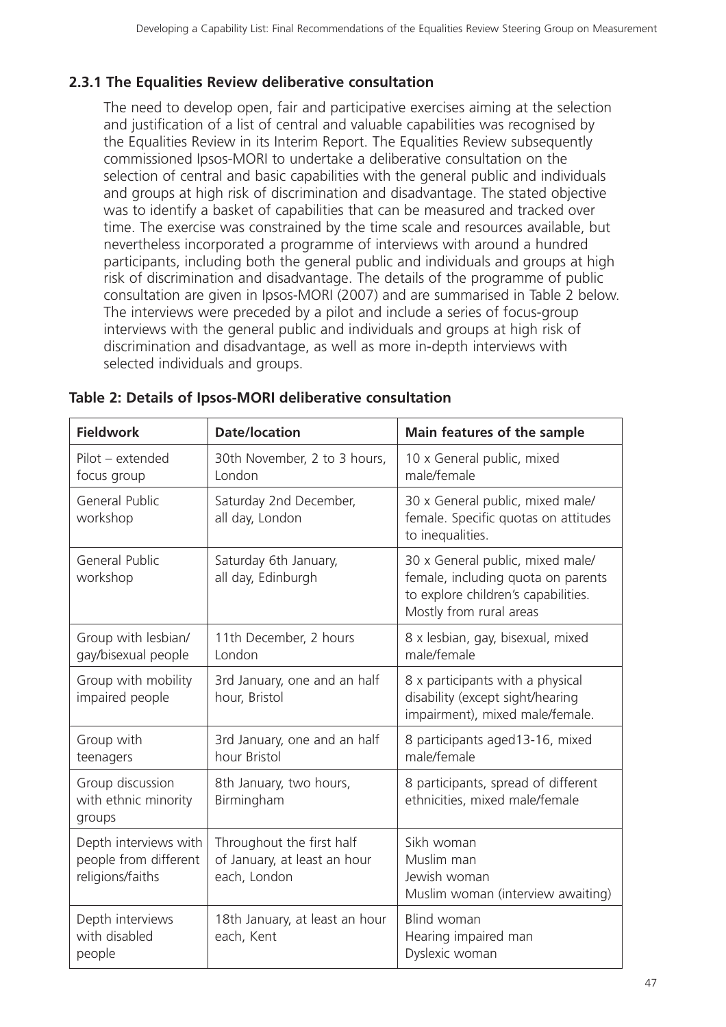### 2.3.1 The Equalities Review deliberative consultation

The need to develop open, fair and participative exercises aiming at the selection and justification of a list of central and valuable capabilities was recognised by the Equalities Review in its Interim Report. The Equalities Review subsequently commissioned Ipsos-MORI to undertake a deliberative consultation on the selection of central and basic capabilities with the general public and individuals and groups at high risk of discrimination and disadvantage. The stated objective was to identify a basket of capabilities that can be measured and tracked over time. The exercise was constrained by the time scale and resources available, but nevertheless incorporated a programme of interviews with around a hundred participants, including both the general public and individuals and groups at high risk of discrimination and disadvantage. The details of the programme of public consultation are given in Ipsos-MORI (2007) and are summarised in Table 2 below. The interviews were preceded by a pilot and include a series of focus-group interviews with the general public and individuals and groups at high risk of discrimination and disadvantage, as well as more in-depth interviews with selected individuals and groups.

**Table 2: Details of Ipsos-MORI deliberative consultation**

| Fieldwork | Date/location | Main features of the sample |
|---|---|---|
| Pilot – extended focus group | 30th November, 2 to 3 hours, London | 10 x General public, mixed male/female |
| General Public workshop | Saturday 2nd December, all day, London | 30 x General public, mixed male/female. Specific quotas on attitudes to inequalities. |
| General Public workshop | Saturday 6th January, all day, Edinburgh | 30 x General public, mixed male/female, including quota on parents to explore children's capabilities. Mostly from rural areas |
| Group with lesbian/gay/bisexual people | 11th December, 2 hours London | 8 x lesbian, gay, bisexual, mixed male/female |
| Group with mobility impaired people | 3rd January, one and an half hour, Bristol | 8 x participants with a physical disability (except sight/hearing impairment), mixed male/female. |
| Group with teenagers | 3rd January, one and an half hour Bristol | 8 participants aged13-16, mixed male/female |
| Group discussion with ethnic minority groups | 8th January, two hours, Birmingham | 8 participants, spread of different ethnicities, mixed male/female |
| Depth interviews with people from different religions/faiths | Throughout the first half of January, at least an hour each, London | Sikh woman<br>Muslim man<br>Jewish woman<br>Muslim woman (interview awaiting) |
| Depth interviews with disabled people | 18th January, at least an hour each, Kent | Blind woman<br>Hearing impaired man<br>Dyslexic woman |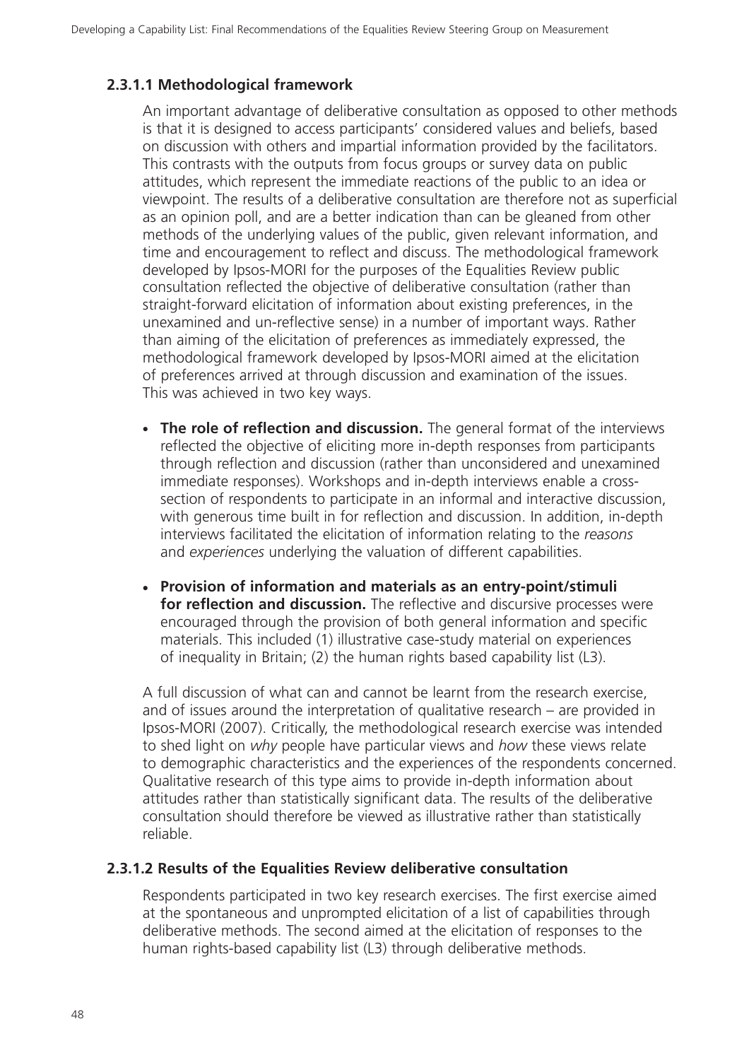### 2.3.1.1 Methodological framework

An important advantage of deliberative consultation as opposed to other methods is that it is designed to access participants' considered values and beliefs, based on discussion with others and impartial information provided by the facilitators. This contrasts with the outputs from focus groups or survey data on public attitudes, which represent the immediate reactions of the public to an idea or viewpoint. The results of a deliberative consultation are therefore not as superficial as an opinion poll, and are a better indication than can be gleaned from other methods of the underlying values of the public, given relevant information, and time and encouragement to reflect and discuss. The methodological framework developed by Ipsos-MORI for the purposes of the Equalities Review public consultation reflected the objective of deliberative consultation (rather than straight-forward elicitation of information about existing preferences, in the unexamined and un-reflective sense) in a number of important ways. Rather than aiming of the elicitation of preferences as immediately expressed, the methodological framework developed by Ipsos-MORI aimed at the elicitation of preferences arrived at through discussion and examination of the issues. This was achieved in two key ways.

- **The role of reflection and discussion.** The general format of the interviews reflected the objective of eliciting more in-depth responses from participants through reflection and discussion (rather than unconsidered and unexamined immediate responses). Workshops and in-depth interviews enable a cross-section of respondents to participate in an informal and interactive discussion, with generous time built in for reflection and discussion. In addition, in-depth interviews facilitated the elicitation of information relating to the *reasons* and *experiences* underlying the valuation of different capabilities.
- **Provision of information and materials as an entry-point/stimuli for reflection and discussion.** The reflective and discursive processes were encouraged through the provision of both general information and specific materials. This included (1) illustrative case-study material on experiences of inequality in Britain; (2) the human rights based capability list (L3).

A full discussion of what can and cannot be learnt from the research exercise, and of issues around the interpretation of qualitative research – are provided in Ipsos-MORI (2007). Critically, the methodological research exercise was intended to shed light on *why* people have particular views and *how* these views relate to demographic characteristics and the experiences of the respondents concerned. Qualitative research of this type aims to provide in-depth information about attitudes rather than statistically significant data. The results of the deliberative consultation should therefore be viewed as illustrative rather than statistically reliable.

### 2.3.1.2 Results of the Equalities Review deliberative consultation

Respondents participated in two key research exercises. The first exercise aimed at the spontaneous and unprompted elicitation of a list of capabilities through deliberative methods. The second aimed at the elicitation of responses to the human rights-based capability list (L3) through deliberative methods.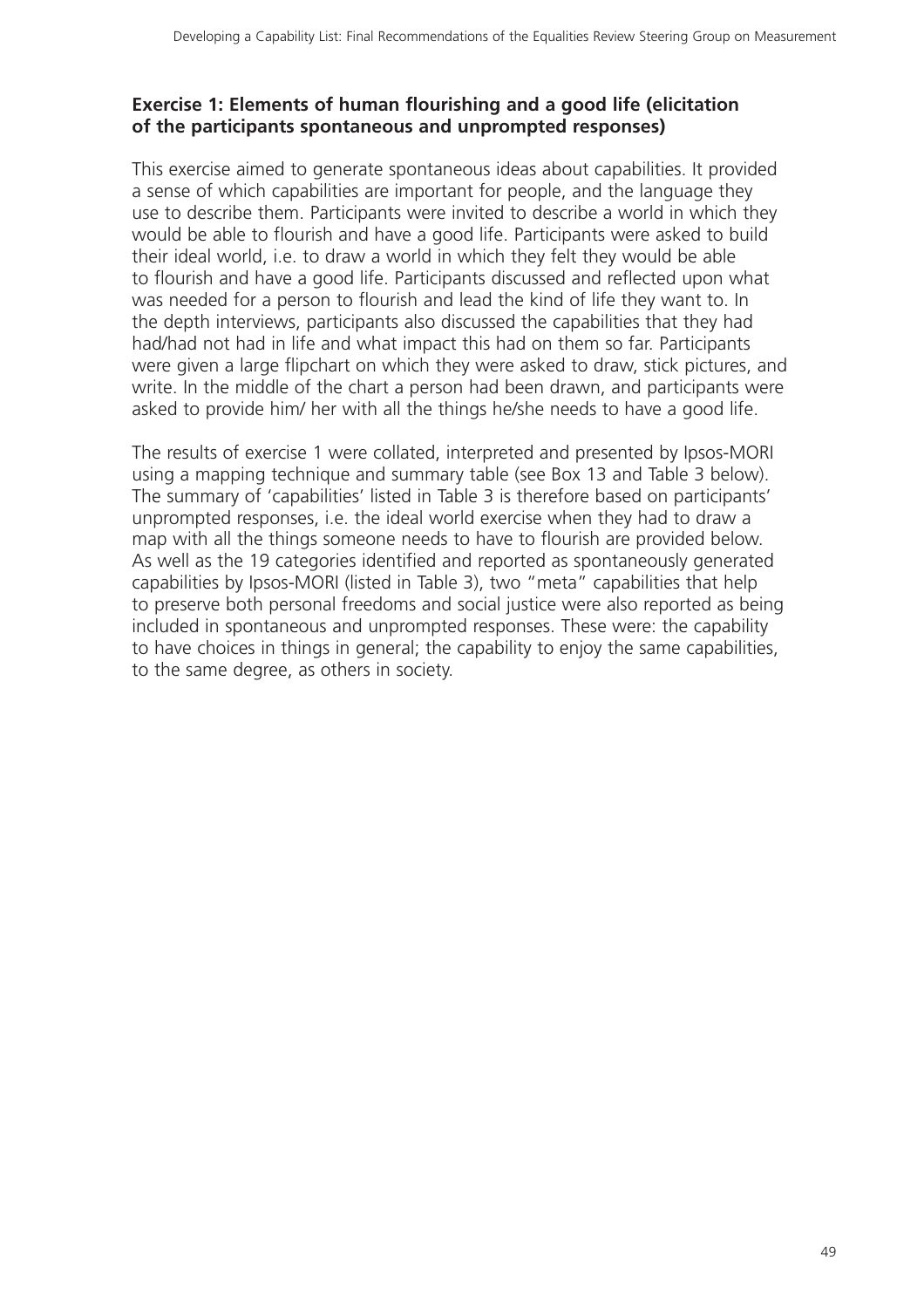**Exercise 1: Elements of human flourishing and a good life (elicitation of the participants spontaneous and unprompted responses)**

This exercise aimed to generate spontaneous ideas about capabilities. It provided a sense of which capabilities are important for people, and the language they use to describe them. Participants were invited to describe a world in which they would be able to flourish and have a good life. Participants were asked to build their ideal world, i.e. to draw a world in which they felt they would be able to flourish and have a good life. Participants discussed and reflected upon what was needed for a person to flourish and lead the kind of life they want to. In the depth interviews, participants also discussed the capabilities that they had had/had not had in life and what impact this had on them so far. Participants were given a large flipchart on which they were asked to draw, stick pictures, and write. In the middle of the chart a person had been drawn, and participants were asked to provide him/ her with all the things he/she needs to have a good life.

The results of exercise 1 were collated, interpreted and presented by Ipsos-MORI using a mapping technique and summary table (see Box 13 and Table 3 below). The summary of 'capabilities' listed in Table 3 is therefore based on participants' unprompted responses, i.e. the ideal world exercise when they had to draw a map with all the things someone needs to have to flourish are provided below. As well as the 19 categories identified and reported as spontaneously generated capabilities by Ipsos-MORI (listed in Table 3), two "meta" capabilities that help to preserve both personal freedoms and social justice were also reported as being included in spontaneous and unprompted responses. These were: the capability to have choices in things in general; the capability to enjoy the same capabilities, to the same degree, as others in society.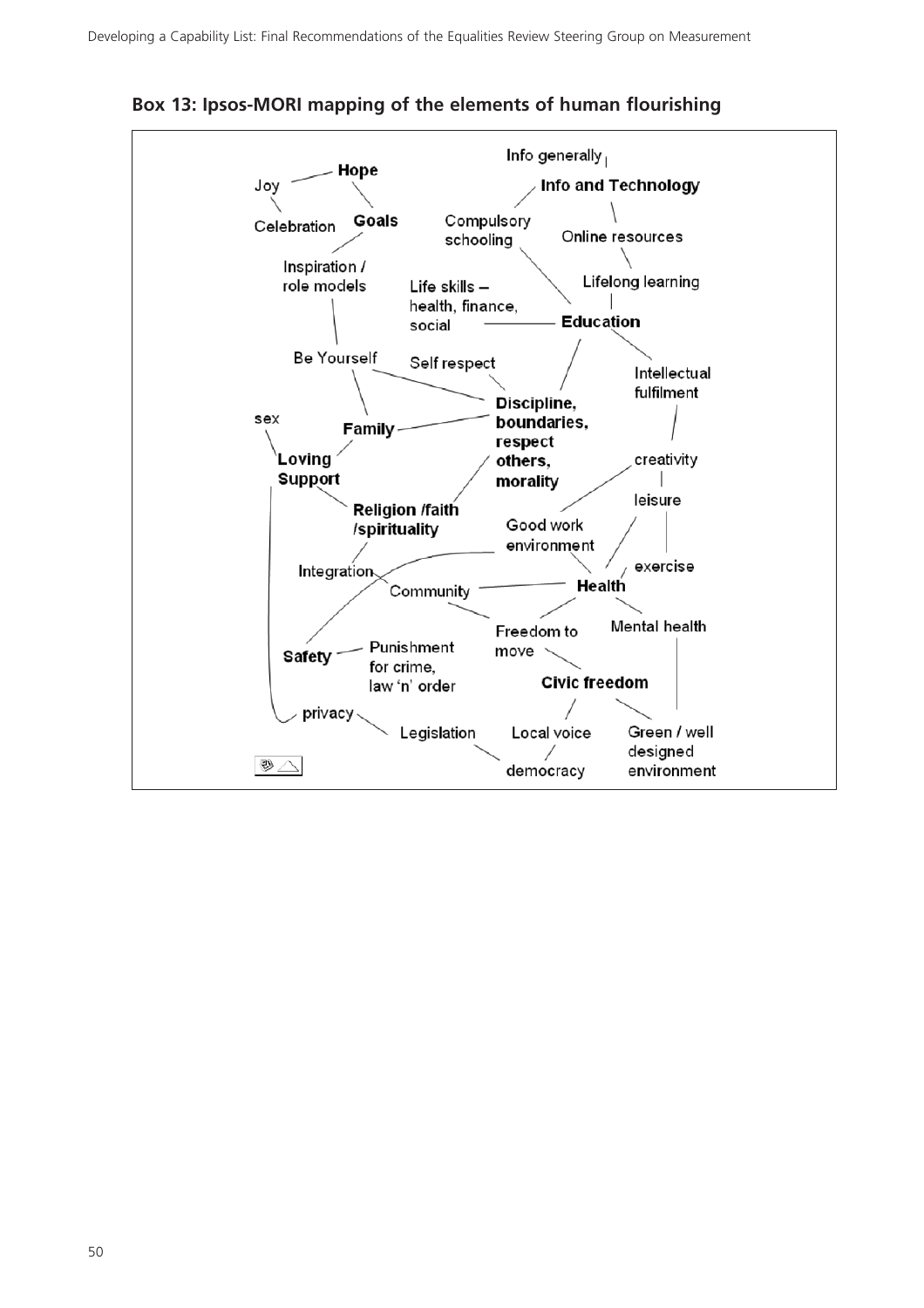**Box 13: Ipsos-MORI mapping of the elements of human flourishing**

Info generally

Joy — **Hope**

**Info and Technology**

Celebration

**Goals**

Compulsory schooling

Online resources

Inspiration / role models

Life skills – health, finance, social

Lifelong learning

**Education**

Be Yourself

Self respect

Intellectual fulfilment

sex

**Family**

**Discipline, boundaries, respect others, morality**

**Loving Support**

creativity

**Religion /faith /spirituality**

leisure

Good work environment

Integration

exercise

Community

**Health**

Freedom to move

Mental health

**Safety**

Punishment for crime, law 'n' order

**Civic freedom**

privacy

Legislation

Local voice

Green / well designed environment

democracy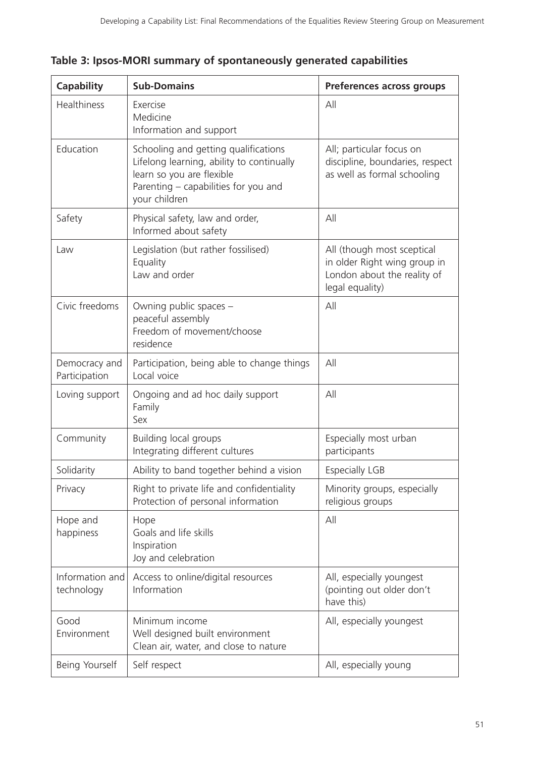**Table 3: Ipsos-MORI summary of spontaneously generated capabilities**

| Capability | Sub-Domains | Preferences across groups |
|---|---|---|
| Healthiness | Exercise<br>Medicine<br>Information and support | All |
| Education | Schooling and getting qualifications<br>Lifelong learning, ability to continually learn so you are flexible<br>Parenting – capabilities for you and your children | All; particular focus on discipline, boundaries, respect as well as formal schooling |
| Safety | Physical safety, law and order,<br>Informed about safety | All |
| Law | Legislation (but rather fossilised)<br>Equality<br>Law and order | All (though most sceptical in older Right wing group in London about the reality of legal equality) |
| Civic freedoms | Owning public spaces – peaceful assembly<br>Freedom of movement/choose residence | All |
| Democracy and Participation | Participation, being able to change things<br>Local voice | All |
| Loving support | Ongoing and ad hoc daily support<br>Family<br>Sex | All |
| Community | Building local groups<br>Integrating different cultures | Especially most urban participants |
| Solidarity | Ability to band together behind a vision | Especially LGB |
| Privacy | Right to private life and confidentiality<br>Protection of personal information | Minority groups, especially religious groups |
| Hope and happiness | Hope<br>Goals and life skills<br>Inspiration<br>Joy and celebration | All |
| Information and technology | Access to online/digital resources<br>Information | All, especially youngest (pointing out older don't have this) |
| Good Environment | Minimum income<br>Well designed built environment<br>Clean air, water, and close to nature | All, especially youngest |
| Being Yourself | Self respect | All, especially young |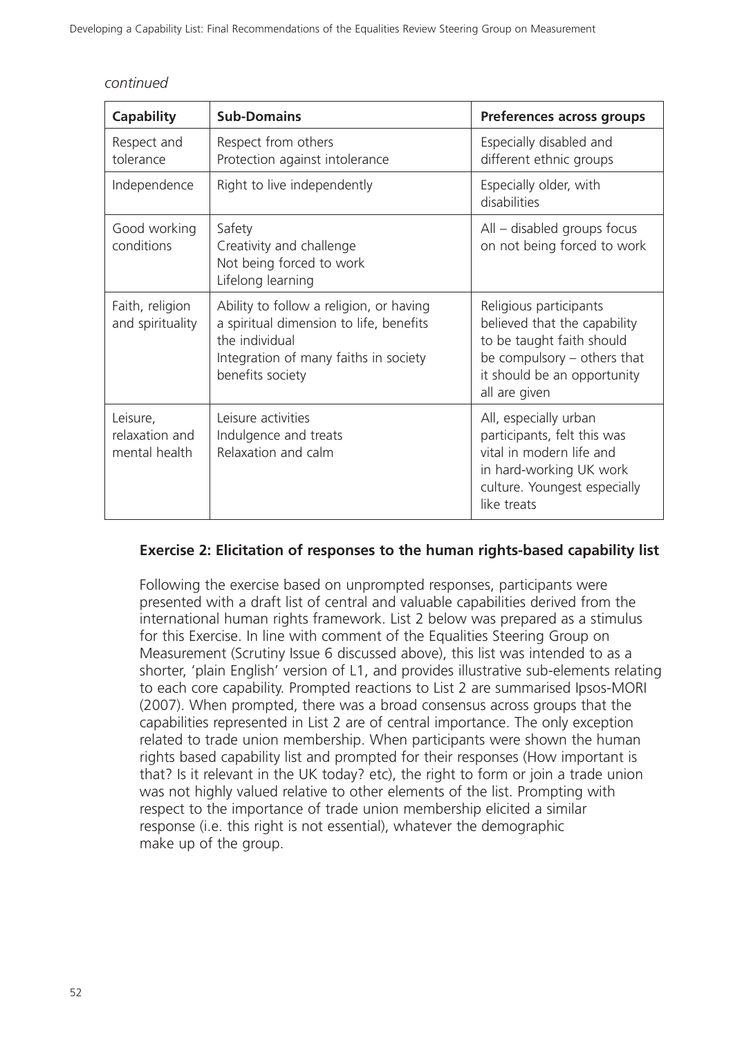*continued*

| Capability | Sub-Domains | Preferences across groups |
|---|---|---|
| Respect and tolerance | Respect from others<br>Protection against intolerance | Especially disabled and different ethnic groups |
| Independence | Right to live independently | Especially older, with disabilities |
| Good working conditions | Safety<br>Creativity and challenge<br>Not being forced to work<br>Lifelong learning | All – disabled groups focus on not being forced to work |
| Faith, religion and spirituality | Ability to follow a religion, or having a spiritual dimension to life, benefits the individual<br>Integration of many faiths in society benefits society | Religious participants believed that the capability to be taught faith should be compulsory – others that it should be an opportunity all are given |
| Leisure, relaxation and mental health | Leisure activities<br>Indulgence and treats<br>Relaxation and calm | All, especially urban participants, felt this was vital in modern life and in hard-working UK work culture. Youngest especially like treats |

### Exercise 2: Elicitation of responses to the human rights-based capability list

Following the exercise based on unprompted responses, participants were presented with a draft list of central and valuable capabilities derived from the international human rights framework. List 2 below was prepared as a stimulus for this Exercise. In line with comment of the Equalities Steering Group on Measurement (Scrutiny Issue 6 discussed above), this list was intended to as a shorter, 'plain English' version of L1, and provides illustrative sub-elements relating to each core capability. Prompted reactions to List 2 are summarised Ipsos-MORI (2007). When prompted, there was a broad consensus across groups that the capabilities represented in List 2 are of central importance. The only exception related to trade union membership. When participants were shown the human rights based capability list and prompted for their responses (How important is that? Is it relevant in the UK today? etc), the right to form or join a trade union was not highly valued relative to other elements of the list. Prompting with respect to the importance of trade union membership elicited a similar response (i.e. this right is not essential), whatever the demographic make up of the group.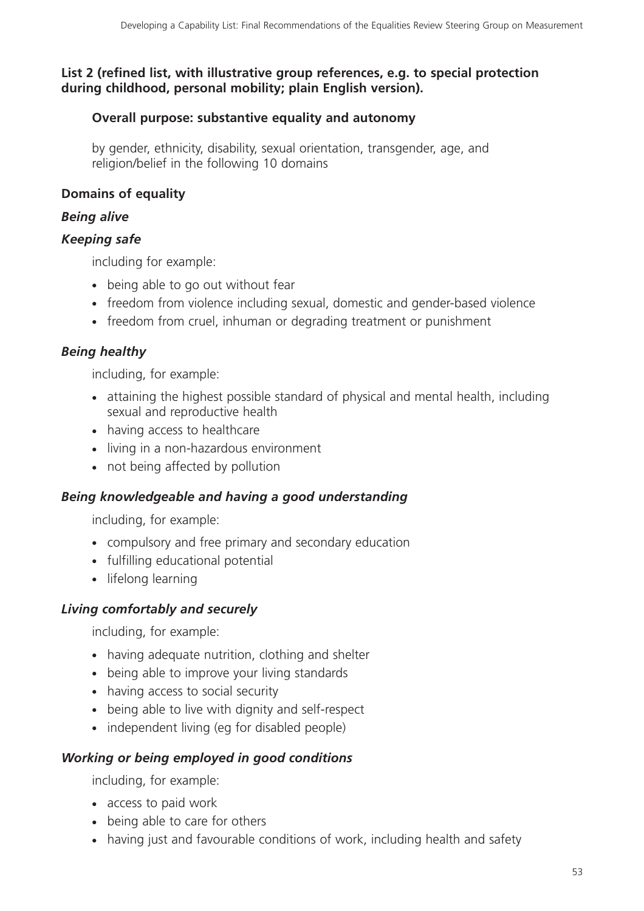**List 2 (refined list, with illustrative group references, e.g. to special protection during childhood, personal mobility; plain English version).**

**Overall purpose: substantive equality and autonomy**

by gender, ethnicity, disability, sexual orientation, transgender, age, and religion/belief in the following 10 domains

**Domains of equality**

***Being alive***

***Keeping safe***

including for example:

- being able to go out without fear
- freedom from violence including sexual, domestic and gender-based violence
- freedom from cruel, inhuman or degrading treatment or punishment

***Being healthy***

including, for example:

- attaining the highest possible standard of physical and mental health, including sexual and reproductive health
- having access to healthcare
- living in a non-hazardous environment
- not being affected by pollution

***Being knowledgeable and having a good understanding***

including, for example:

- compulsory and free primary and secondary education
- fulfilling educational potential
- lifelong learning

***Living comfortably and securely***

including, for example:

- having adequate nutrition, clothing and shelter
- being able to improve your living standards
- having access to social security
- being able to live with dignity and self-respect
- independent living (eg for disabled people)

***Working or being employed in good conditions***

including, for example:

- access to paid work
- being able to care for others
- having just and favourable conditions of work, including health and safety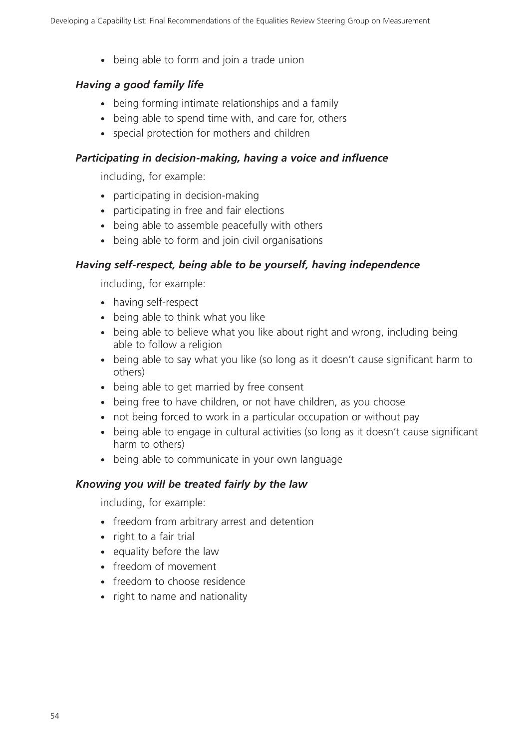- being able to form and join a trade union

***Having a good family life***

- being forming intimate relationships and a family
- being able to spend time with, and care for, others
- special protection for mothers and children

***Participating in decision-making, having a voice and influence***

including, for example:

- participating in decision-making
- participating in free and fair elections
- being able to assemble peacefully with others
- being able to form and join civil organisations

***Having self-respect, being able to be yourself, having independence***

including, for example:

- having self-respect
- being able to think what you like
- being able to believe what you like about right and wrong, including being able to follow a religion
- being able to say what you like (so long as it doesn't cause significant harm to others)
- being able to get married by free consent
- being free to have children, or not have children, as you choose
- not being forced to work in a particular occupation or without pay
- being able to engage in cultural activities (so long as it doesn't cause significant harm to others)
- being able to communicate in your own language

***Knowing you will be treated fairly by the law***

including, for example:

- freedom from arbitrary arrest and detention
- right to a fair trial
- equality before the law
- freedom of movement
- freedom to choose residence
- right to name and nationality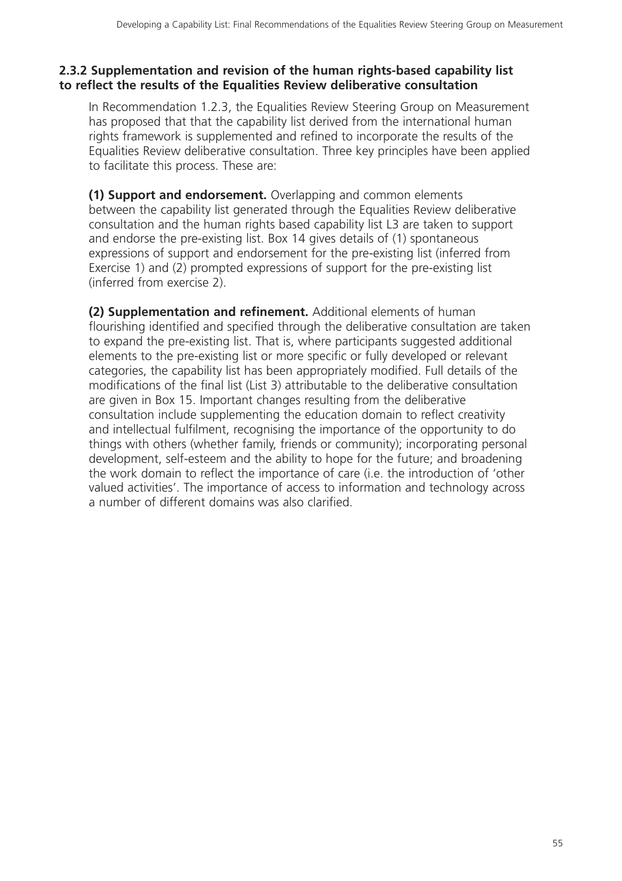### 2.3.2 Supplementation and revision of the human rights-based capability list to reflect the results of the Equalities Review deliberative consultation

In Recommendation 1.2.3, the Equalities Review Steering Group on Measurement has proposed that that the capability list derived from the international human rights framework is supplemented and refined to incorporate the results of the Equalities Review deliberative consultation. Three key principles have been applied to facilitate this process. These are:

**(1) Support and endorsement.** Overlapping and common elements between the capability list generated through the Equalities Review deliberative consultation and the human rights based capability list L3 are taken to support and endorse the pre-existing list. Box 14 gives details of (1) spontaneous expressions of support and endorsement for the pre-existing list (inferred from Exercise 1) and (2) prompted expressions of support for the pre-existing list (inferred from exercise 2).

**(2) Supplementation and refinement.** Additional elements of human flourishing identified and specified through the deliberative consultation are taken to expand the pre-existing list. That is, where participants suggested additional elements to the pre-existing list or more specific or fully developed or relevant categories, the capability list has been appropriately modified. Full details of the modifications of the final list (List 3) attributable to the deliberative consultation are given in Box 15. Important changes resulting from the deliberative consultation include supplementing the education domain to reflect creativity and intellectual fulfilment, recognising the importance of the opportunity to do things with others (whether family, friends or community); incorporating personal development, self-esteem and the ability to hope for the future; and broadening the work domain to reflect the importance of care (i.e. the introduction of 'other valued activities'. The importance of access to information and technology across a number of different domains was also clarified.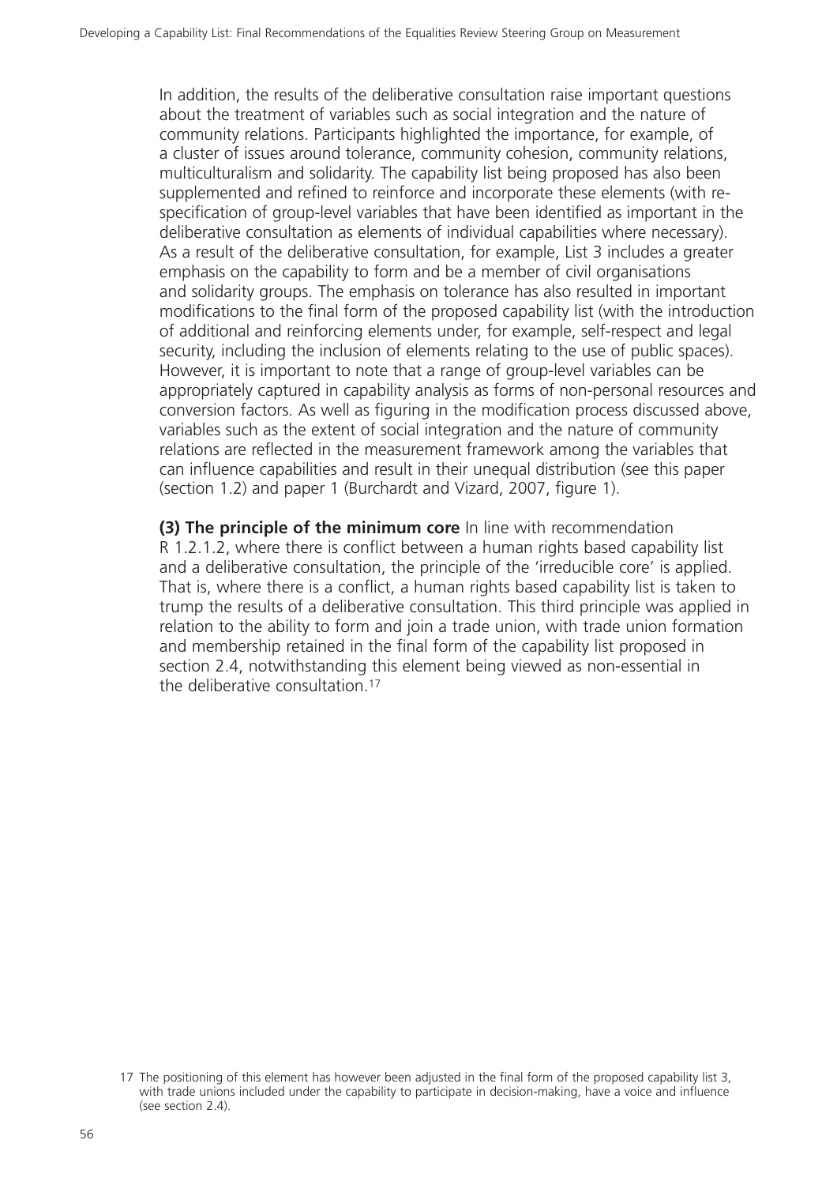In addition, the results of the deliberative consultation raise important questions about the treatment of variables such as social integration and the nature of community relations. Participants highlighted the importance, for example, of a cluster of issues around tolerance, community cohesion, community relations, multiculturalism and solidarity. The capability list being proposed has also been supplemented and refined to reinforce and incorporate these elements (with re-specification of group-level variables that have been identified as important in the deliberative consultation as elements of individual capabilities where necessary). As a result of the deliberative consultation, for example, List 3 includes a greater emphasis on the capability to form and be a member of civil organisations and solidarity groups. The emphasis on tolerance has also resulted in important modifications to the final form of the proposed capability list (with the introduction of additional and reinforcing elements under, for example, self-respect and legal security, including the inclusion of elements relating to the use of public spaces). However, it is important to note that a range of group-level variables can be appropriately captured in capability analysis as forms of non-personal resources and conversion factors. As well as figuring in the modification process discussed above, variables such as the extent of social integration and the nature of community relations are reflected in the measurement framework among the variables that can influence capabilities and result in their unequal distribution (see this paper (section 1.2) and paper 1 (Burchardt and Vizard, 2007, figure 1).

**(3) The principle of the minimum core** In line with recommendation R 1.2.1.2, where there is conflict between a human rights based capability list and a deliberative consultation, the principle of the 'irreducible core' is applied. That is, where there is a conflict, a human rights based capability list is taken to trump the results of a deliberative consultation. This third principle was applied in relation to the ability to form and join a trade union, with trade union formation and membership retained in the final form of the capability list proposed in section 2.4, notwithstanding this element being viewed as non-essential in the deliberative consultation.[17]

[17] The positioning of this element has however been adjusted in the final form of the proposed capability list 3, with trade unions included under the capability to participate in decision-making, have a voice and influence (see section 2.4).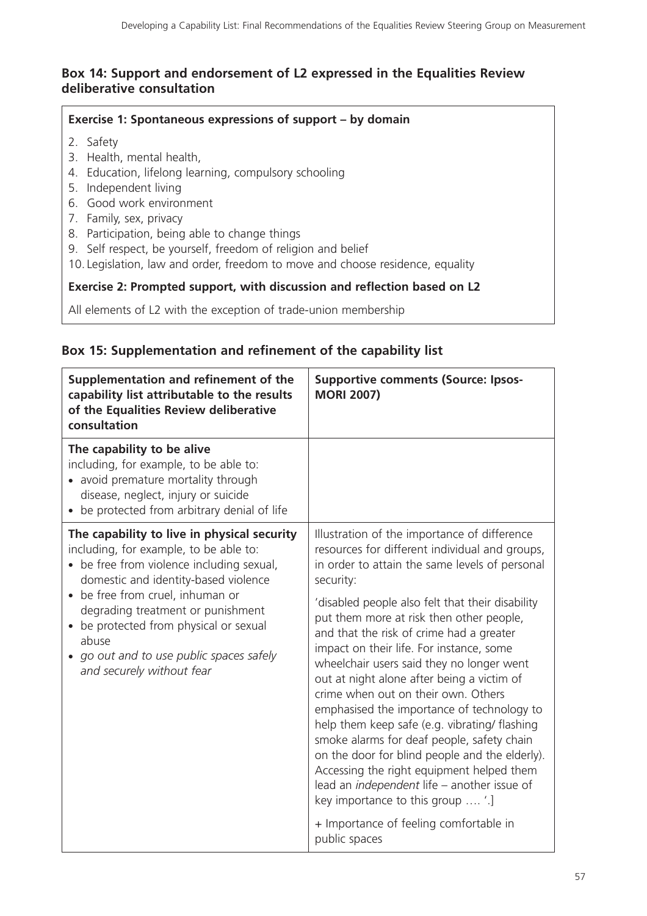### Box 14: Support and endorsement of L2 expressed in the Equalities Review deliberative consultation

**Exercise 1: Spontaneous expressions of support – by domain**

2. Safety
3. Health, mental health,
4. Education, lifelong learning, compulsory schooling
5. Independent living
6. Good work environment
7. Family, sex, privacy
8. Participation, being able to change things
9. Self respect, be yourself, freedom of religion and belief
10. Legislation, law and order, freedom to move and choose residence, equality

**Exercise 2: Prompted support, with discussion and reflection based on L2**

All elements of L2 with the exception of trade-union membership

### Box 15: Supplementation and refinement of the capability list

| Supplementation and refinement of the capability list attributable to the results of the Equalities Review deliberative consultation | Supportive comments (Source: Ipsos-MORI 2007) |
|---|---|
| **The capability to be alive**<br>including, for example, to be able to:<br>• avoid premature mortality through disease, neglect, injury or suicide<br>• be protected from arbitrary denial of life | |
| **The capability to live in physical security**<br>including, for example, to be able to:<br>• be free from violence including sexual, domestic and identity-based violence<br>• be free from cruel, inhuman or degrading treatment or punishment<br>• be protected from physical or sexual abuse<br>• *go out and to use public spaces safely and securely without fear* | Illustration of the importance of difference resources for different individual and groups, in order to attain the same levels of personal security:<br><br>'disabled people also felt that their disability put them more at risk then other people, and that the risk of crime had a greater impact on their life. For instance, some wheelchair users said they no longer went out at night alone after being a victim of crime when out on their own. Others emphasised the importance of technology to help them keep safe (e.g. vibrating/ flashing smoke alarms for deaf people, safety chain on the door for blind people and the elderly). Accessing the right equipment helped them lead an *independent* life – another issue of key importance to this group …. '.]<br><br>+ Importance of feeling comfortable in public spaces |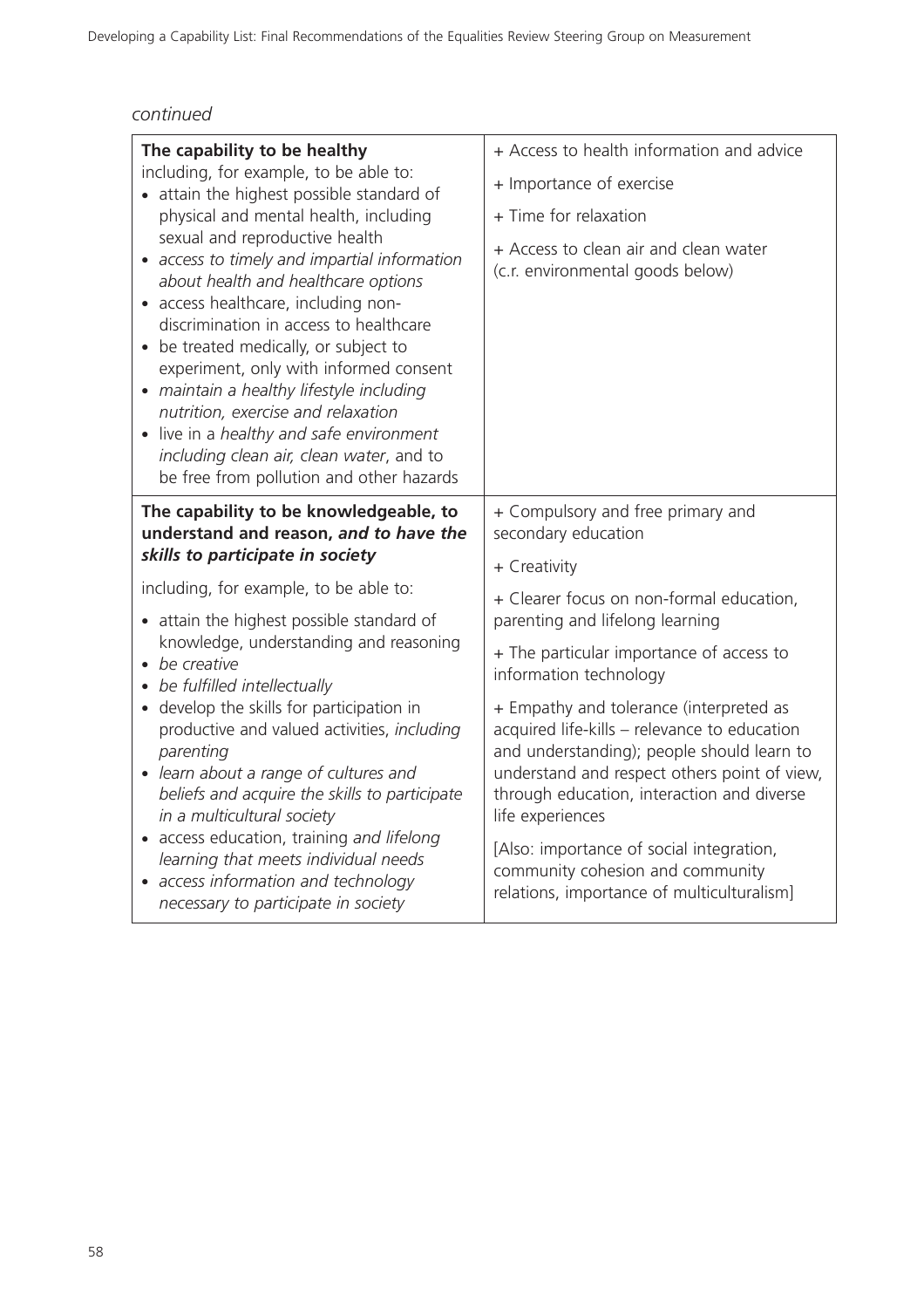*continued*

| | |
|---|---|
| **The capability to be healthy**<br>including, for example, to be able to:<br>• attain the highest possible standard of physical and mental health, including sexual and reproductive health<br>• *access to timely and impartial information about health and healthcare options*<br>• access healthcare, including non-discrimination in access to healthcare<br>• be treated medically, or subject to experiment, only with informed consent<br>• *maintain a healthy lifestyle including nutrition, exercise and relaxation*<br>• live in a *healthy and safe environment including clean air, clean water*, and to be free from pollution and other hazards | + Access to health information and advice<br>+ Importance of exercise<br>+ Time for relaxation<br>+ Access to clean air and clean water (c.r. environmental goods below) |
| **The capability to be knowledgeable, to understand and reason, *and to have the skills to participate in society***<br>including, for example, to be able to:<br>• attain the highest possible standard of knowledge, understanding and reasoning<br>• *be creative*<br>• *be fulfilled intellectually*<br>• develop the skills for participation in productive and valued activities, *including parenting*<br>• *learn about a range of cultures and beliefs and acquire the skills to participate in a multicultural society*<br>• access education, training *and lifelong learning that meets individual needs*<br>• *access information and technology necessary to participate in society* | + Compulsory and free primary and secondary education<br>+ Creativity<br>+ Clearer focus on non-formal education, parenting and lifelong learning<br>+ The particular importance of access to information technology<br>+ Empathy and tolerance (interpreted as acquired life-kills – relevance to education and understanding); people should learn to understand and respect others point of view, through education, interaction and diverse life experiences<br>[Also: importance of social integration, community cohesion and community relations, importance of multiculturalism] |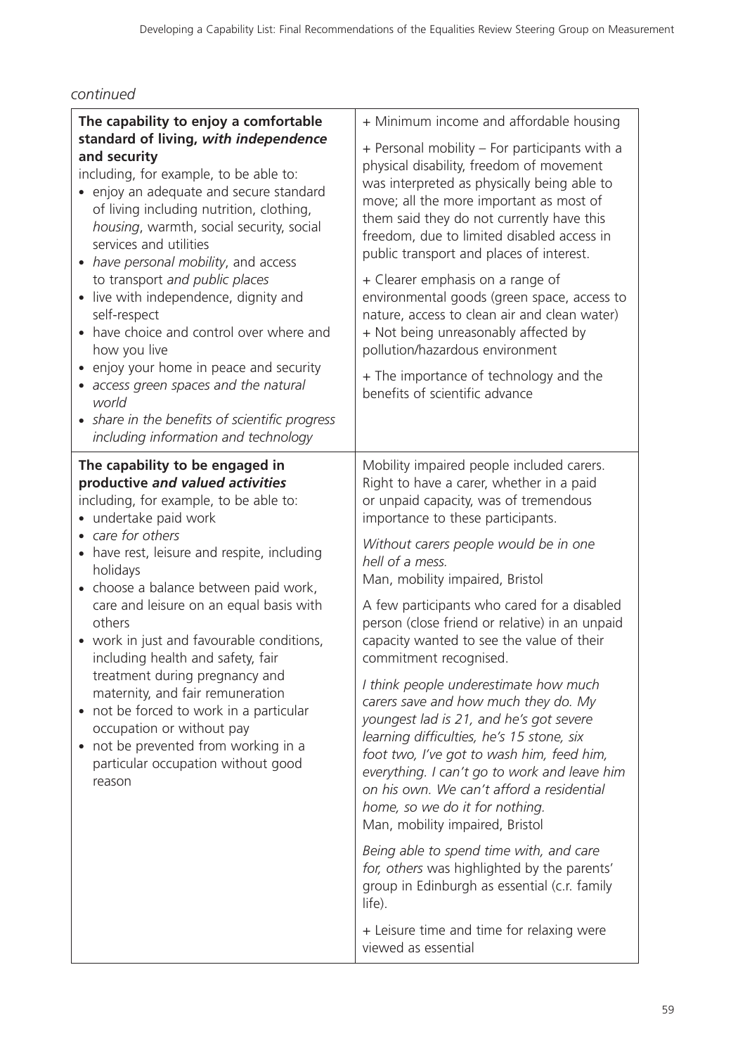*continued*

| | |
|---|---|
| **The capability to enjoy a comfortable standard of living, *with independence* and security**<br>including, for example, to be able to:<br>• enjoy an adequate and secure standard of living including nutrition, clothing, *housing*, warmth, social security, social services and utilities<br>• *have personal mobility*, and access to transport *and public places*<br>• live with independence, dignity and self-respect<br>• have choice and control over where and how you live<br>• enjoy your home in peace and security<br>• *access green spaces and the natural world*<br>• *share in the benefits of scientific progress including information and technology* | + Minimum income and affordable housing<br><br>+ Personal mobility – For participants with a physical disability, freedom of movement was interpreted as physically being able to move; all the more important as most of them said they do not currently have this freedom, due to limited disabled access in public transport and places of interest.<br><br>+ Clearer emphasis on a range of environmental goods (green space, access to nature, access to clean air and clean water)<br>+ Not being unreasonably affected by pollution/hazardous environment<br><br>+ The importance of technology and the benefits of scientific advance |
| **The capability to be engaged in productive *and valued activities***<br>including, for example, to be able to:<br>• undertake paid work<br>• *care for others*<br>• have rest, leisure and respite, including holidays<br>• choose a balance between paid work, care and leisure on an equal basis with others<br>• work in just and favourable conditions, including health and safety, fair treatment during pregnancy and maternity, and fair remuneration<br>• not be forced to work in a particular occupation or without pay<br>• not be prevented from working in a particular occupation without good reason | Mobility impaired people included carers. Right to have a carer, whether in a paid or unpaid capacity, was of tremendous importance to these participants.<br><br>*Without carers people would be in one hell of a mess.*<br>Man, mobility impaired, Bristol<br><br>A few participants who cared for a disabled person (close friend or relative) in an unpaid capacity wanted to see the value of their commitment recognised.<br><br>*I think people underestimate how much carers save and how much they do. My youngest lad is 21, and he's got severe learning difficulties, he's 15 stone, six foot two, I've got to wash him, feed him, everything. I can't go to work and leave him on his own. We can't afford a residential home, so we do it for nothing.*<br>Man, mobility impaired, Bristol<br><br>*Being able to spend time with, and care for, others* was highlighted by the parents' group in Edinburgh as essential (c.r. family life).<br><br>+ Leisure time and time for relaxing were viewed as essential |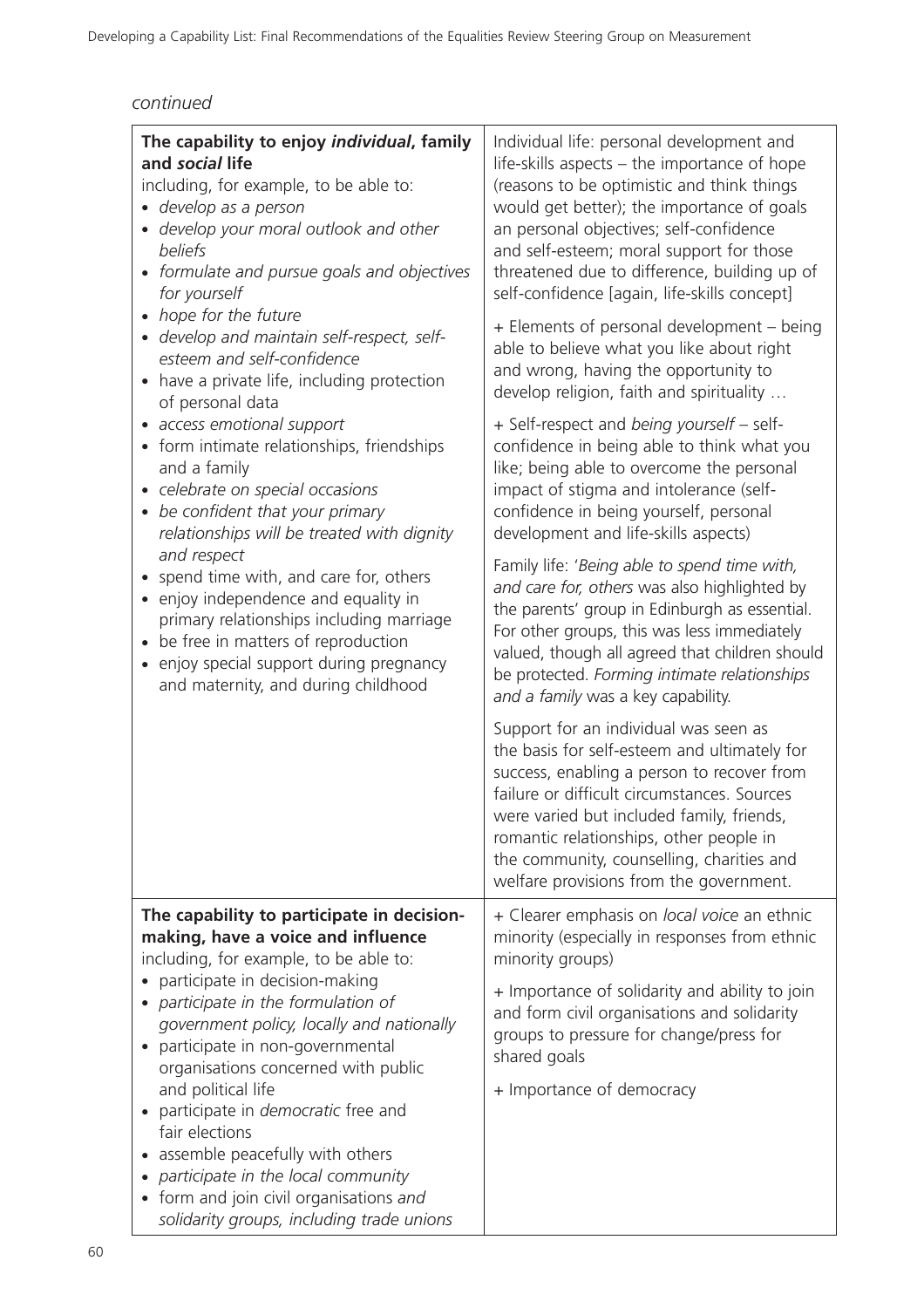*continued*

| | |
|---|---|
| **The capability to enjoy *individual*, family and *social* life**<br>including, for example, to be able to:<br>• *develop as a person*<br>• *develop your moral outlook and other beliefs*<br>• *formulate and pursue goals and objectives for yourself*<br>• *hope for the future*<br>• *develop and maintain self-respect, self-esteem and self-confidence*<br>• have a private life, including protection of personal data<br>• *access emotional support*<br>• form intimate relationships, friendships and a family<br>• *celebrate on special occasions*<br>• *be confident that your primary relationships will be treated with dignity and respect*<br>• spend time with, and care for, others<br>• enjoy independence and equality in primary relationships including marriage<br>• be free in matters of reproduction<br>• enjoy special support during pregnancy and maternity, and during childhood | Individual life: personal development and life-skills aspects – the importance of hope (reasons to be optimistic and think things would get better); the importance of goals an personal objectives; self-confidence and self-esteem; moral support for those threatened due to difference, building up of self-confidence [again, life-skills concept]<br><br>+ Elements of personal development – being able to believe what you like about right and wrong, having the opportunity to develop religion, faith and spirituality …<br><br>+ Self-respect and *being yourself* – self-confidence in being able to think what you like; being able to overcome the personal impact of stigma and intolerance (self-confidence in being yourself, personal development and life-skills aspects)<br><br>Family life: '*Being able to spend time with, and care for, others* was also highlighted by the parents' group in Edinburgh as essential. For other groups, this was less immediately valued, though all agreed that children should be protected. *Forming intimate relationships and a family* was a key capability.<br><br>Support for an individual was seen as the basis for self-esteem and ultimately for success, enabling a person to recover from failure or difficult circumstances. Sources were varied but included family, friends, romantic relationships, other people in the community, counselling, charities and welfare provisions from the government. |
| **The capability to participate in decision-making, have a voice and influence**<br>including, for example, to be able to:<br>• participate in decision-making<br>• *participate in the formulation of government policy, locally and nationally*<br>• participate in non-governmental organisations concerned with public and political life<br>• participate in *democratic* free and fair elections<br>• assemble peacefully with others<br>• *participate in the local community*<br>• form and join civil organisations *and solidarity groups, including trade unions* | + Clearer emphasis on *local voice* an ethnic minority (especially in responses from ethnic minority groups)<br><br>+ Importance of solidarity and ability to join and form civil organisations and solidarity groups to pressure for change/press for shared goals<br><br>+ Importance of democracy |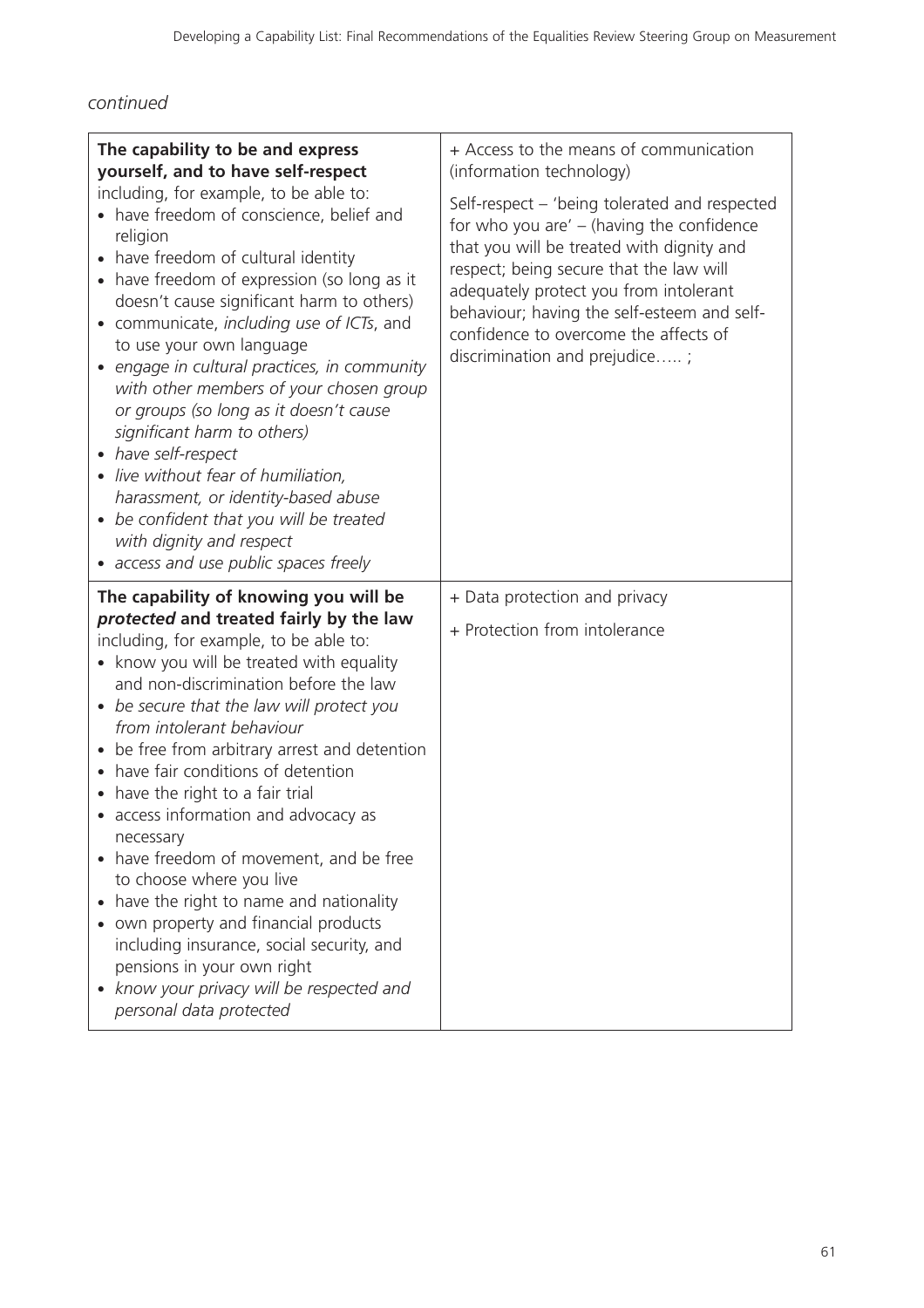*continued*

| | |
|---|---|
| **The capability to be and express yourself, and to have self-respect**<br>including, for example, to be able to:<br>• have freedom of conscience, belief and religion<br>• have freedom of cultural identity<br>• have freedom of expression (so long as it doesn't cause significant harm to others)<br>• communicate, *including use of ICTs*, and to use your own language<br>• *engage in cultural practices, in community with other members of your chosen group or groups (so long as it doesn't cause significant harm to others)*<br>• *have self-respect*<br>• *live without fear of humiliation, harassment, or identity-based abuse*<br>• *be confident that you will be treated with dignity and respect*<br>• *access and use public spaces freely* | + Access to the means of communication (information technology)<br><br>Self-respect – 'being tolerated and respected for who you are' – (having the confidence that you will be treated with dignity and respect; being secure that the law will adequately protect you from intolerant behaviour; having the self-esteem and self-confidence to overcome the affects of discrimination and prejudice….. ; |
| **The capability of knowing you will be *protected* and treated fairly by the law**<br>including, for example, to be able to:<br>• know you will be treated with equality and non-discrimination before the law<br>• *be secure that the law will protect you from intolerant behaviour*<br>• be free from arbitrary arrest and detention<br>• have fair conditions of detention<br>• have the right to a fair trial<br>• access information and advocacy as necessary<br>• have freedom of movement, and be free to choose where you live<br>• have the right to name and nationality<br>• own property and financial products including insurance, social security, and pensions in your own right<br>• *know your privacy will be respected and personal data protected* | + Data protection and privacy<br><br>+ Protection from intolerance |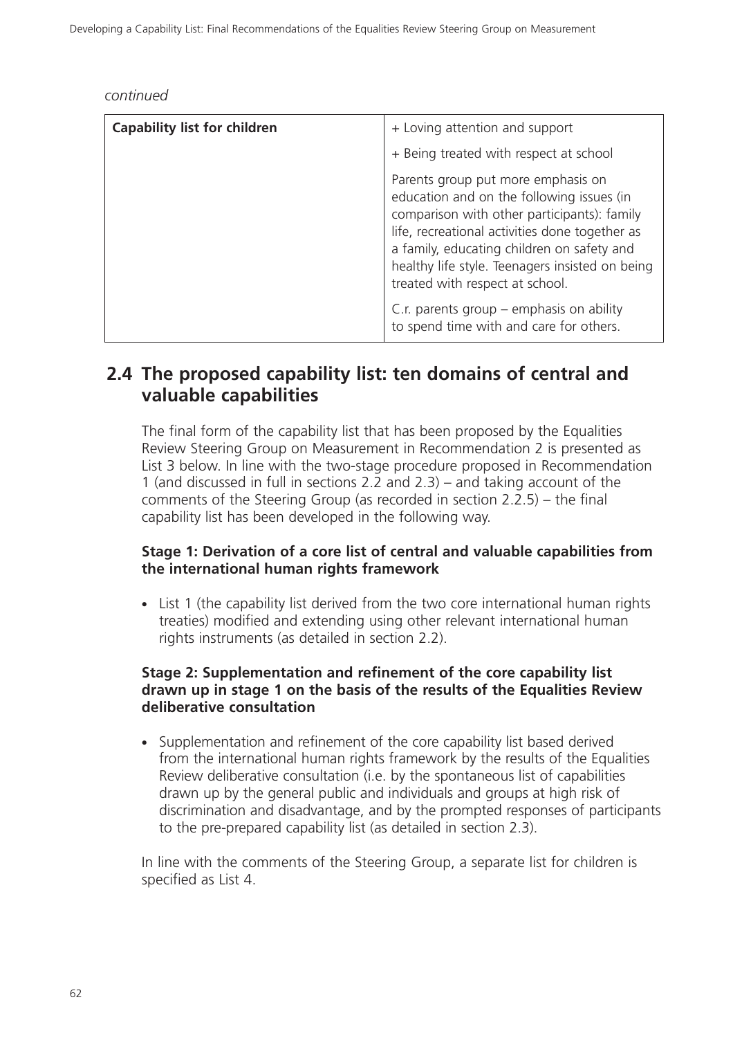*continued*

| Capability list for children | + Loving attention and support |
|---|---|
| | + Being treated with respect at school |
| | Parents group put more emphasis on education and on the following issues (in comparison with other participants): family life, recreational activities done together as a family, educating children on safety and healthy life style. Teenagers insisted on being treated with respect at school. |
| | C.r. parents group – emphasis on ability to spend time with and care for others. |

## 2.4 The proposed capability list: ten domains of central and valuable capabilities

The final form of the capability list that has been proposed by the Equalities Review Steering Group on Measurement in Recommendation 2 is presented as List 3 below. In line with the two-stage procedure proposed in Recommendation 1 (and discussed in full in sections 2.2 and 2.3) – and taking account of the comments of the Steering Group (as recorded in section 2.2.5) – the final capability list has been developed in the following way.

**Stage 1: Derivation of a core list of central and valuable capabilities from the international human rights framework**

- List 1 (the capability list derived from the two core international human rights treaties) modified and extending using other relevant international human rights instruments (as detailed in section 2.2).

**Stage 2: Supplementation and refinement of the core capability list drawn up in stage 1 on the basis of the results of the Equalities Review deliberative consultation**

- Supplementation and refinement of the core capability list based derived from the international human rights framework by the results of the Equalities Review deliberative consultation (i.e. by the spontaneous list of capabilities drawn up by the general public and individuals and groups at high risk of discrimination and disadvantage, and by the prompted responses of participants to the pre-prepared capability list (as detailed in section 2.3).

In line with the comments of the Steering Group, a separate list for children is specified as List 4.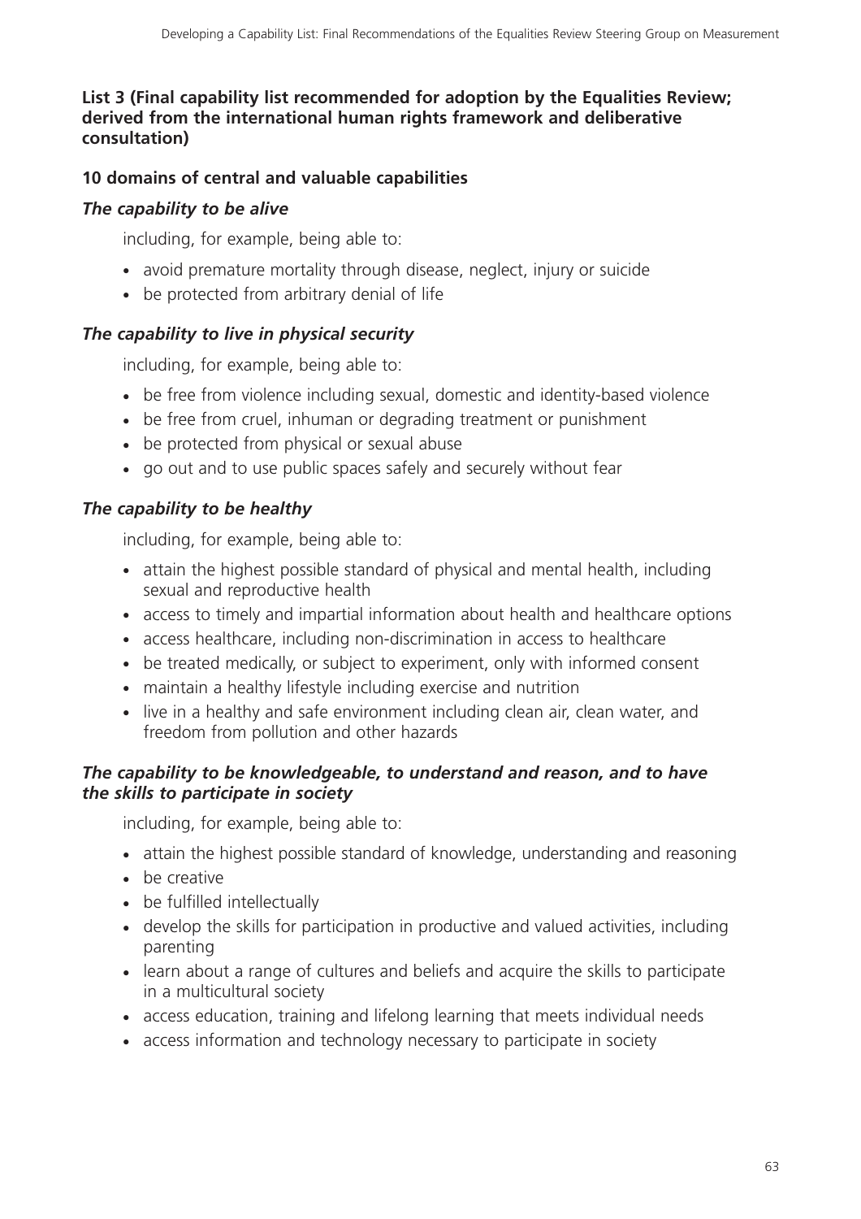**List 3 (Final capability list recommended for adoption by the Equalities Review; derived from the international human rights framework and deliberative consultation)**

**10 domains of central and valuable capabilities**

***The capability to be alive***

including, for example, being able to:

- avoid premature mortality through disease, neglect, injury or suicide
- be protected from arbitrary denial of life

***The capability to live in physical security***

including, for example, being able to:

- be free from violence including sexual, domestic and identity-based violence
- be free from cruel, inhuman or degrading treatment or punishment
- be protected from physical or sexual abuse
- go out and to use public spaces safely and securely without fear

***The capability to be healthy***

including, for example, being able to:

- attain the highest possible standard of physical and mental health, including sexual and reproductive health
- access to timely and impartial information about health and healthcare options
- access healthcare, including non-discrimination in access to healthcare
- be treated medically, or subject to experiment, only with informed consent
- maintain a healthy lifestyle including exercise and nutrition
- live in a healthy and safe environment including clean air, clean water, and freedom from pollution and other hazards

***The capability to be knowledgeable, to understand and reason, and to have the skills to participate in society***

including, for example, being able to:

- attain the highest possible standard of knowledge, understanding and reasoning
- be creative
- be fulfilled intellectually
- develop the skills for participation in productive and valued activities, including parenting
- learn about a range of cultures and beliefs and acquire the skills to participate in a multicultural society
- access education, training and lifelong learning that meets individual needs
- access information and technology necessary to participate in society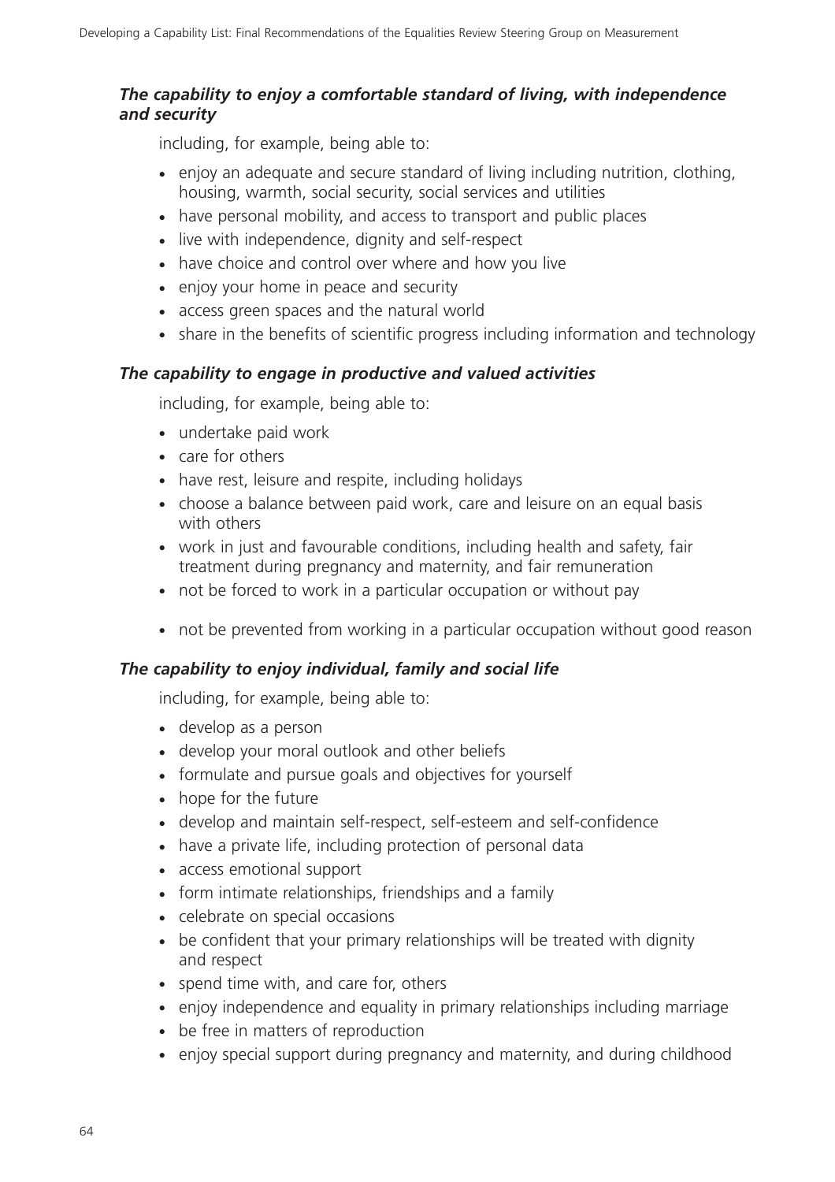***The capability to enjoy a comfortable standard of living, with independence and security***

including, for example, being able to:

- enjoy an adequate and secure standard of living including nutrition, clothing, housing, warmth, social security, social services and utilities
- have personal mobility, and access to transport and public places
- live with independence, dignity and self-respect
- have choice and control over where and how you live
- enjoy your home in peace and security
- access green spaces and the natural world
- share in the benefits of scientific progress including information and technology

***The capability to engage in productive and valued activities***

including, for example, being able to:

- undertake paid work
- care for others
- have rest, leisure and respite, including holidays
- choose a balance between paid work, care and leisure on an equal basis with others
- work in just and favourable conditions, including health and safety, fair treatment during pregnancy and maternity, and fair remuneration
- not be forced to work in a particular occupation or without pay
- not be prevented from working in a particular occupation without good reason

***The capability to enjoy individual, family and social life***

including, for example, being able to:

- develop as a person
- develop your moral outlook and other beliefs
- formulate and pursue goals and objectives for yourself
- hope for the future
- develop and maintain self-respect, self-esteem and self-confidence
- have a private life, including protection of personal data
- access emotional support
- form intimate relationships, friendships and a family
- celebrate on special occasions
- be confident that your primary relationships will be treated with dignity and respect
- spend time with, and care for, others
- enjoy independence and equality in primary relationships including marriage
- be free in matters of reproduction
- enjoy special support during pregnancy and maternity, and during childhood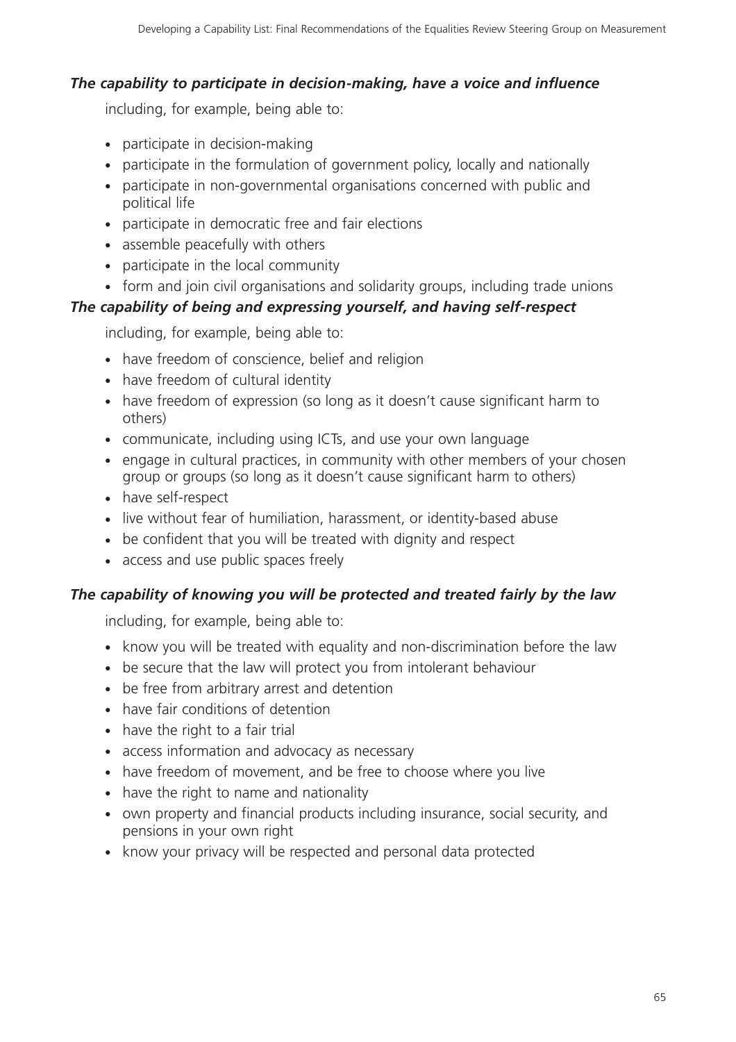***The capability to participate in decision-making, have a voice and influence***

including, for example, being able to:

- participate in decision-making
- participate in the formulation of government policy, locally and nationally
- participate in non-governmental organisations concerned with public and political life
- participate in democratic free and fair elections
- assemble peacefully with others
- participate in the local community
- form and join civil organisations and solidarity groups, including trade unions

***The capability of being and expressing yourself, and having self-respect***

including, for example, being able to:

- have freedom of conscience, belief and religion
- have freedom of cultural identity
- have freedom of expression (so long as it doesn't cause significant harm to others)
- communicate, including using ICTs, and use your own language
- engage in cultural practices, in community with other members of your chosen group or groups (so long as it doesn't cause significant harm to others)
- have self-respect
- live without fear of humiliation, harassment, or identity-based abuse
- be confident that you will be treated with dignity and respect
- access and use public spaces freely

***The capability of knowing you will be protected and treated fairly by the law***

including, for example, being able to:

- know you will be treated with equality and non-discrimination before the law
- be secure that the law will protect you from intolerant behaviour
- be free from arbitrary arrest and detention
- have fair conditions of detention
- have the right to a fair trial
- access information and advocacy as necessary
- have freedom of movement, and be free to choose where you live
- have the right to name and nationality
- own property and financial products including insurance, social security, and pensions in your own right
- know your privacy will be respected and personal data protected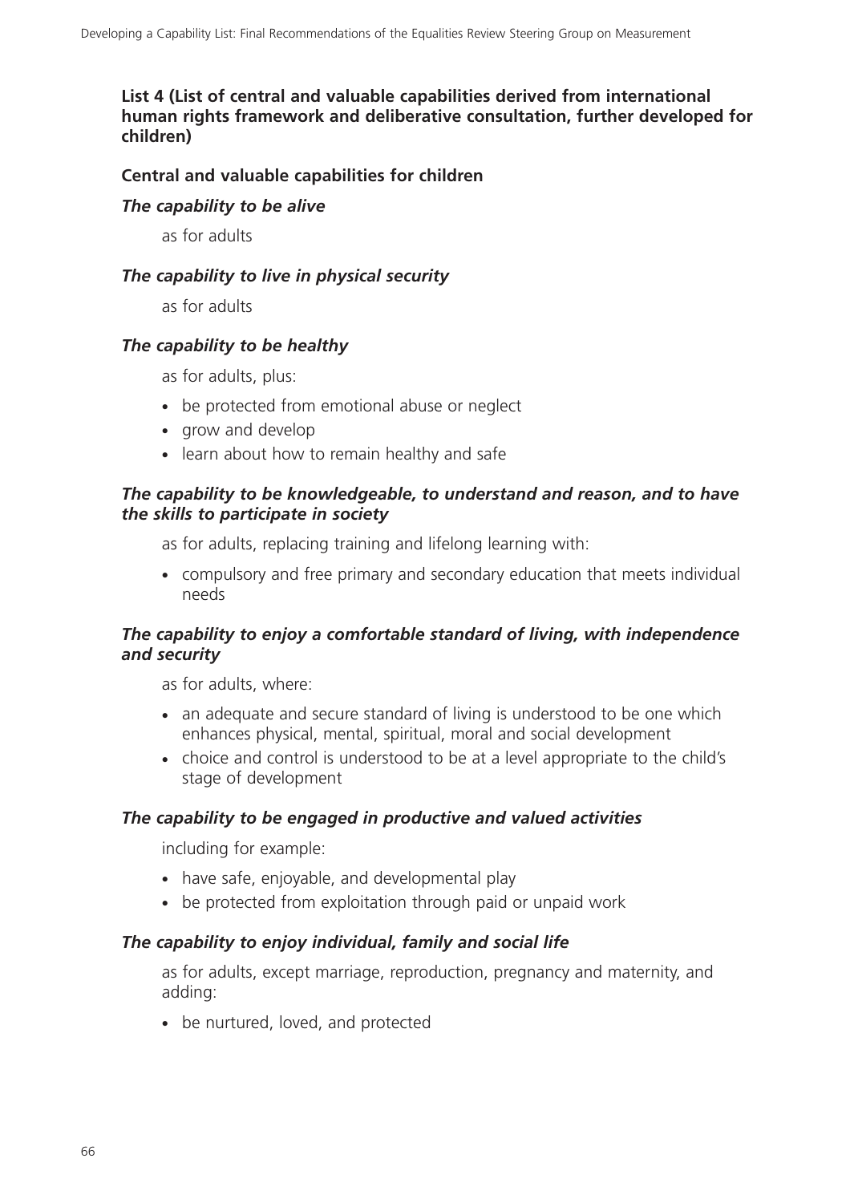**List 4 (List of central and valuable capabilities derived from international human rights framework and deliberative consultation, further developed for children)**

**Central and valuable capabilities for children**

***The capability to be alive***

as for adults

***The capability to live in physical security***

as for adults

***The capability to be healthy***

as for adults, plus:

- be protected from emotional abuse or neglect
- grow and develop
- learn about how to remain healthy and safe

***The capability to be knowledgeable, to understand and reason, and to have the skills to participate in society***

as for adults, replacing training and lifelong learning with:

- compulsory and free primary and secondary education that meets individual needs

***The capability to enjoy a comfortable standard of living, with independence and security***

as for adults, where:

- an adequate and secure standard of living is understood to be one which enhances physical, mental, spiritual, moral and social development
- choice and control is understood to be at a level appropriate to the child's stage of development

***The capability to be engaged in productive and valued activities***

including for example:

- have safe, enjoyable, and developmental play
- be protected from exploitation through paid or unpaid work

***The capability to enjoy individual, family and social life***

as for adults, except marriage, reproduction, pregnancy and maternity, and adding:

- be nurtured, loved, and protected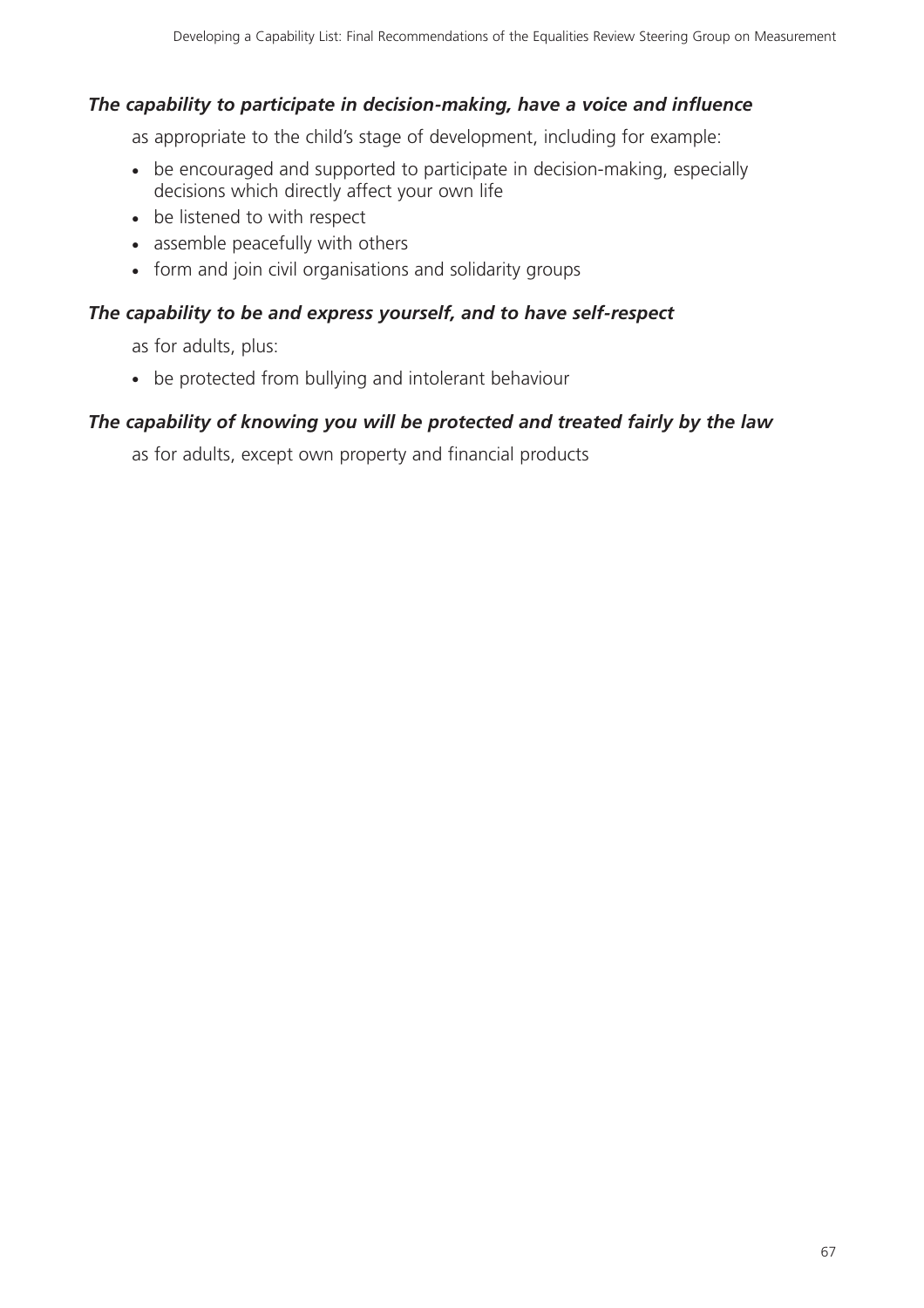***The capability to participate in decision-making, have a voice and influence***

as appropriate to the child's stage of development, including for example:

- be encouraged and supported to participate in decision-making, especially decisions which directly affect your own life
- be listened to with respect
- assemble peacefully with others
- form and join civil organisations and solidarity groups

***The capability to be and express yourself, and to have self-respect***

as for adults, plus:

- be protected from bullying and intolerant behaviour

***The capability of knowing you will be protected and treated fairly by the law***

as for adults, except own property and financial products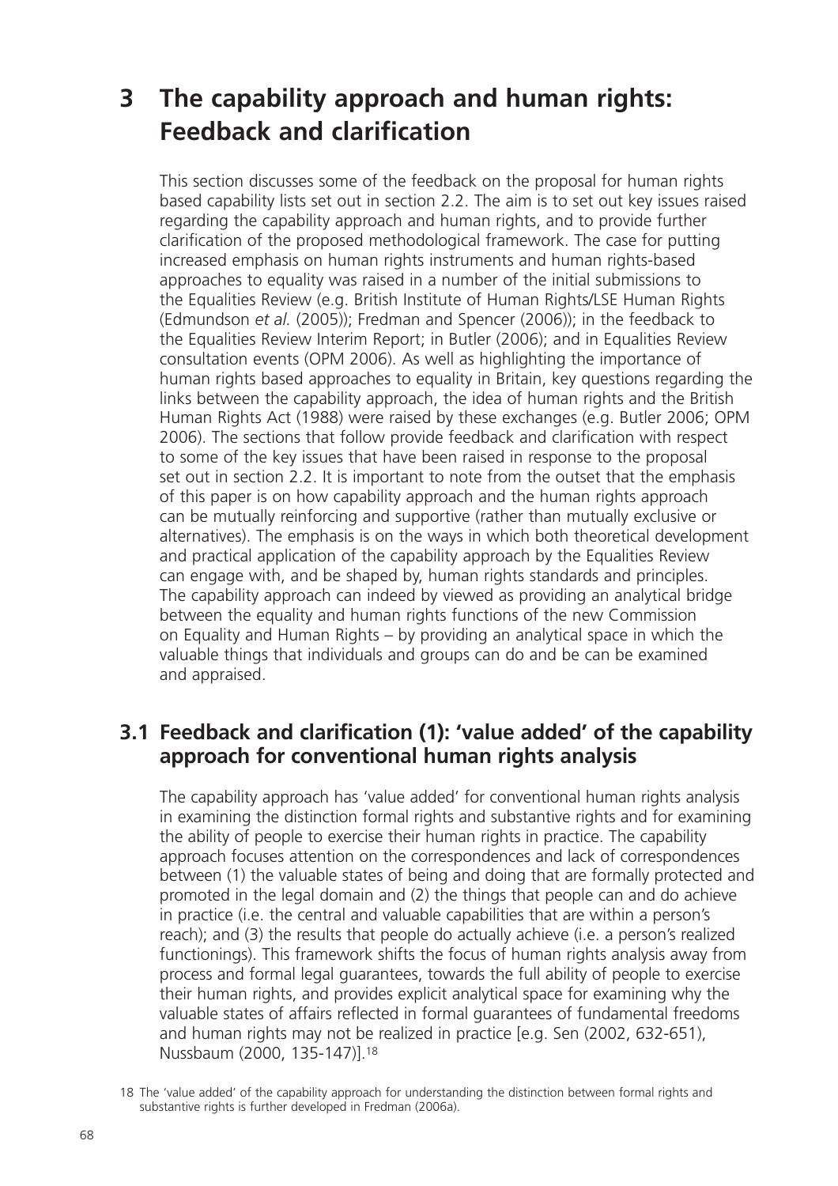# 3 The capability approach and human rights: Feedback and clarification

This section discusses some of the feedback on the proposal for human rights based capability lists set out in section 2.2. The aim is to set out key issues raised regarding the capability approach and human rights, and to provide further clarification of the proposed methodological framework. The case for putting increased emphasis on human rights instruments and human rights-based approaches to equality was raised in a number of the initial submissions to the Equalities Review (e.g. British Institute of Human Rights/LSE Human Rights (Edmundson *et al.* (2005)); Fredman and Spencer (2006)); in the feedback to the Equalities Review Interim Report; in Butler (2006); and in Equalities Review consultation events (OPM 2006). As well as highlighting the importance of human rights based approaches to equality in Britain, key questions regarding the links between the capability approach, the idea of human rights and the British Human Rights Act (1988) were raised by these exchanges (e.g. Butler 2006; OPM 2006). The sections that follow provide feedback and clarification with respect to some of the key issues that have been raised in response to the proposal set out in section 2.2. It is important to note from the outset that the emphasis of this paper is on how capability approach and the human rights approach can be mutually reinforcing and supportive (rather than mutually exclusive or alternatives). The emphasis is on the ways in which both theoretical development and practical application of the capability approach by the Equalities Review can engage with, and be shaped by, human rights standards and principles. The capability approach can indeed by viewed as providing an analytical bridge between the equality and human rights functions of the new Commission on Equality and Human Rights – by providing an analytical space in which the valuable things that individuals and groups can do and be can be examined and appraised.

## 3.1 Feedback and clarification (1): 'value added' of the capability approach for conventional human rights analysis

The capability approach has 'value added' for conventional human rights analysis in examining the distinction formal rights and substantive rights and for examining the ability of people to exercise their human rights in practice. The capability approach focuses attention on the correspondences and lack of correspondences between (1) the valuable states of being and doing that are formally protected and promoted in the legal domain and (2) the things that people can and do achieve in practice (i.e. the central and valuable capabilities that are within a person's reach); and (3) the results that people do actually achieve (i.e. a person's realized functionings). This framework shifts the focus of human rights analysis away from process and formal legal guarantees, towards the full ability of people to exercise their human rights, and provides explicit analytical space for examining why the valuable states of affairs reflected in formal guarantees of fundamental freedoms and human rights may not be realized in practice [e.g. Sen (2002, 632-651), Nussbaum (2000, 135-147)].[18]

18 The 'value added' of the capability approach for understanding the distinction between formal rights and substantive rights is further developed in Fredman (2006a).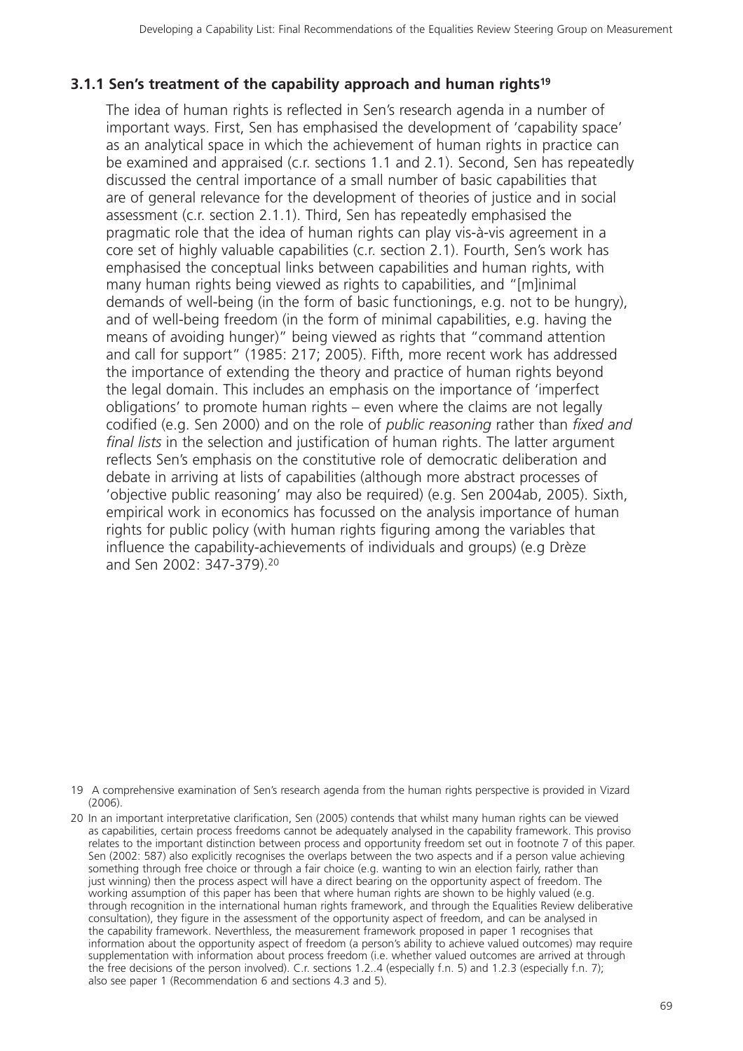### 3.1.1 Sen's treatment of the capability approach and human rights[19]

The idea of human rights is reflected in Sen's research agenda in a number of important ways. First, Sen has emphasised the development of 'capability space' as an analytical space in which the achievement of human rights in practice can be examined and appraised (c.r. sections 1.1 and 2.1). Second, Sen has repeatedly discussed the central importance of a small number of basic capabilities that are of general relevance for the development of theories of justice and in social assessment (c.r. section 2.1.1). Third, Sen has repeatedly emphasised the pragmatic role that the idea of human rights can play vis-à-vis agreement in a core set of highly valuable capabilities (c.r. section 2.1). Fourth, Sen's work has emphasised the conceptual links between capabilities and human rights, with many human rights being viewed as rights to capabilities, and "[m]inimal demands of well-being (in the form of basic functionings, e.g. not to be hungry), and of well-being freedom (in the form of minimal capabilities, e.g. having the means of avoiding hunger)" being viewed as rights that "command attention and call for support" (1985: 217; 2005). Fifth, more recent work has addressed the importance of extending the theory and practice of human rights beyond the legal domain. This includes an emphasis on the importance of 'imperfect obligations' to promote human rights – even where the claims are not legally codified (e.g. Sen 2000) and on the role of *public reasoning* rather than *fixed and final lists* in the selection and justification of human rights. The latter argument reflects Sen's emphasis on the constitutive role of democratic deliberation and debate in arriving at lists of capabilities (although more abstract processes of 'objective public reasoning' may also be required) (e.g. Sen 2004ab, 2005). Sixth, empirical work in economics has focussed on the analysis importance of human rights for public policy (with human rights figuring among the variables that influence the capability-achievements of individuals and groups) (e.g Drèze and Sen 2002: 347-379).[20]

19 A comprehensive examination of Sen's research agenda from the human rights perspective is provided in Vizard (2006).

20 In an important interpretative clarification, Sen (2005) contends that whilst many human rights can be viewed as capabilities, certain process freedoms cannot be adequately analysed in the capability framework. This proviso relates to the important distinction between process and opportunity freedom set out in footnote 7 of this paper. Sen (2002: 587) also explicitly recognises the overlaps between the two aspects and if a person value achieving something through free choice or through a fair choice (e.g. wanting to win an election fairly, rather than just winning) then the process aspect will have a direct bearing on the opportunity aspect of freedom. The working assumption of this paper has been that where human rights are shown to be highly valued (e.g. through recognition in the international human rights framework, and through the Equalities Review deliberative consultation), they figure in the assessment of the opportunity aspect of freedom, and can be analysed in the capability framework. Nevertheless, the measurement framework proposed in paper 1 recognises that information about the opportunity aspect of freedom (a person's ability to achieve valued outcomes) may require supplementation with information about process freedom (i.e. whether valued outcomes are arrived at through the free decisions of the person involved). C.r. sections 1.2..4 (especially f.n. 5) and 1.2.3 (especially f.n. 7); also see paper 1 (Recommendation 6 and sections 4.3 and 5).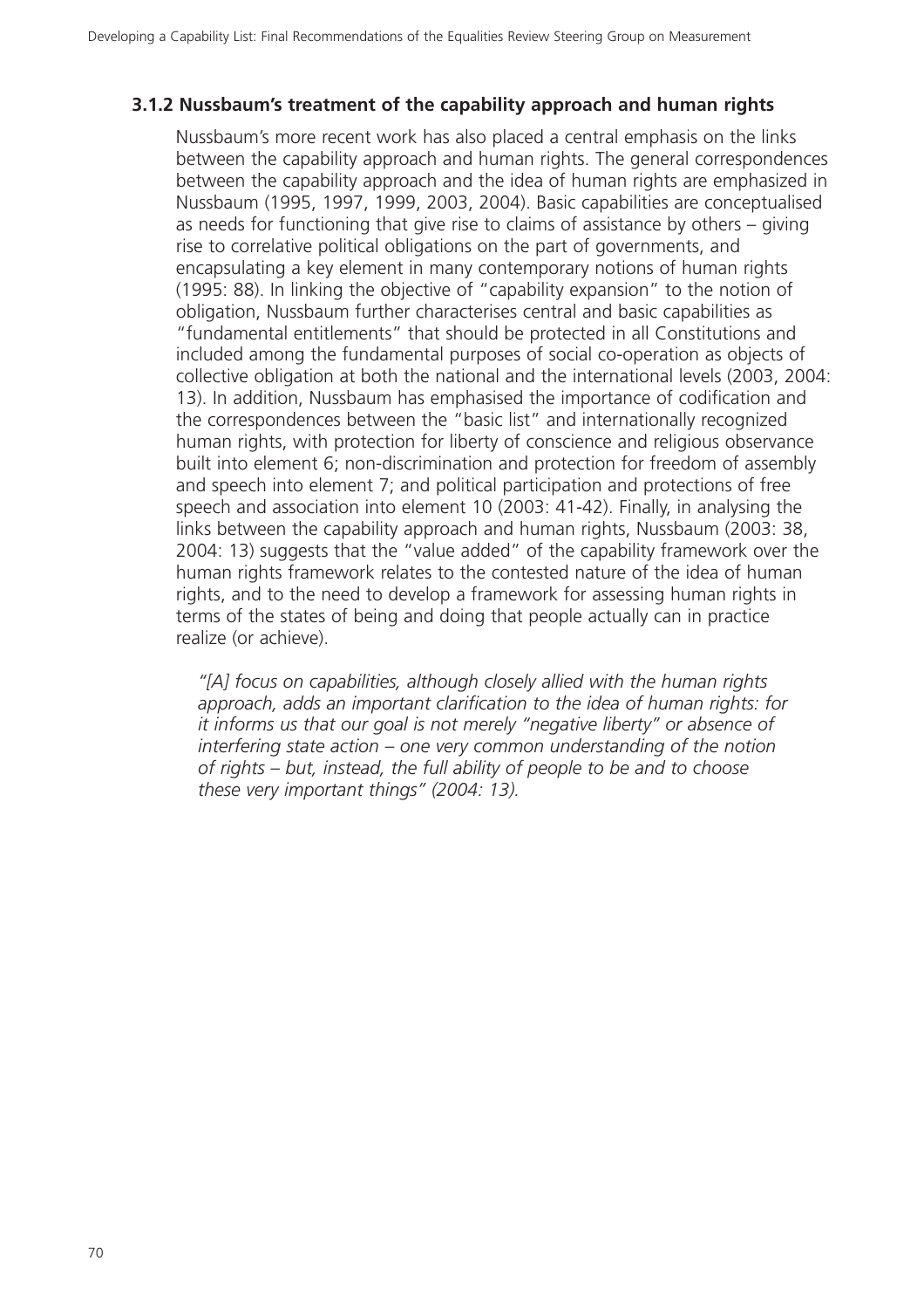### 3.1.2 Nussbaum's treatment of the capability approach and human rights

Nussbaum's more recent work has also placed a central emphasis on the links between the capability approach and human rights. The general correspondences between the capability approach and the idea of human rights are emphasized in Nussbaum (1995, 1997, 1999, 2003, 2004). Basic capabilities are conceptualised as needs for functioning that give rise to claims of assistance by others – giving rise to correlative political obligations on the part of governments, and encapsulating a key element in many contemporary notions of human rights (1995: 88). In linking the objective of "capability expansion" to the notion of obligation, Nussbaum further characterises central and basic capabilities as "fundamental entitlements" that should be protected in all Constitutions and included among the fundamental purposes of social co-operation as objects of collective obligation at both the national and the international levels (2003, 2004: 13). In addition, Nussbaum has emphasised the importance of codification and the correspondences between the "basic list" and internationally recognized human rights, with protection for liberty of conscience and religious observance built into element 6; non-discrimination and protection for freedom of assembly and speech into element 7; and political participation and protections of free speech and association into element 10 (2003: 41-42). Finally, in analysing the links between the capability approach and human rights, Nussbaum (2003: 38, 2004: 13) suggests that the "value added" of the capability framework over the human rights framework relates to the contested nature of the idea of human rights, and to the need to develop a framework for assessing human rights in terms of the states of being and doing that people actually can in practice realize (or achieve).

> *"[A] focus on capabilities, although closely allied with the human rights approach, adds an important clarification to the idea of human rights: for it informs us that our goal is not merely "negative liberty" or absence of interfering state action – one very common understanding of the notion of rights – but, instead, the full ability of people to be and to choose these very important things" (2004: 13).*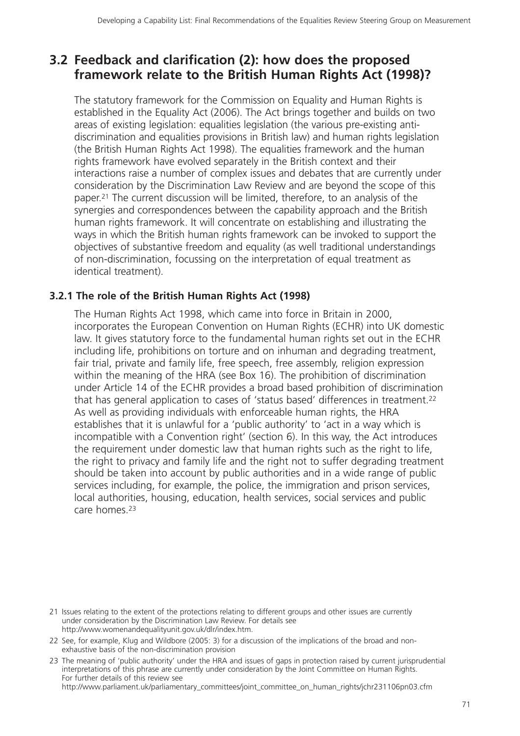## 3.2 Feedback and clarification (2): how does the proposed framework relate to the British Human Rights Act (1998)?

The statutory framework for the Commission on Equality and Human Rights is established in the Equality Act (2006). The Act brings together and builds on two areas of existing legislation: equalities legislation (the various pre-existing anti-discrimination and equalities provisions in British law) and human rights legislation (the British Human Rights Act 1998). The equalities framework and the human rights framework have evolved separately in the British context and their interactions raise a number of complex issues and debates that are currently under consideration by the Discrimination Law Review and are beyond the scope of this paper.[21] The current discussion will be limited, therefore, to an analysis of the synergies and correspondences between the capability approach and the British human rights framework. It will concentrate on establishing and illustrating the ways in which the British human rights framework can be invoked to support the objectives of substantive freedom and equality (as well traditional understandings of non-discrimination, focussing on the interpretation of equal treatment as identical treatment).

### 3.2.1 The role of the British Human Rights Act (1998)

The Human Rights Act 1998, which came into force in Britain in 2000, incorporates the European Convention on Human Rights (ECHR) into UK domestic law. It gives statutory force to the fundamental human rights set out in the ECHR including life, prohibitions on torture and on inhuman and degrading treatment, fair trial, private and family life, free speech, free assembly, religion expression within the meaning of the HRA (see Box 16). The prohibition of discrimination under Article 14 of the ECHR provides a broad based prohibition of discrimination that has general application to cases of 'status based' differences in treatment.[22] As well as providing individuals with enforceable human rights, the HRA establishes that it is unlawful for a 'public authority' to 'act in a way which is incompatible with a Convention right' (section 6). In this way, the Act introduces the requirement under domestic law that human rights such as the right to life, the right to privacy and family life and the right not to suffer degrading treatment should be taken into account by public authorities and in a wide range of public services including, for example, the police, the immigration and prison services, local authorities, housing, education, health services, social services and public care homes.[23]

---

21 Issues relating to the extent of the protections relating to different groups and other issues are currently under consideration by the Discrimination Law Review. For details see http://www.womenandequalityunit.gov.uk/dlr/index.htm.

22 See, for example, Klug and Wildbore (2005: 3) for a discussion of the implications of the broad and non-exhaustive basis of the non-discrimination provision

23 The meaning of 'public authority' under the HRA and issues of gaps in protection raised by current jurisprudential interpretations of this phrase are currently under consideration by the Joint Committee on Human Rights. For further details of this review see http://www.parliament.uk/parliamentary_committees/joint_committee_on_human_rights/jchr231106pn03.cfm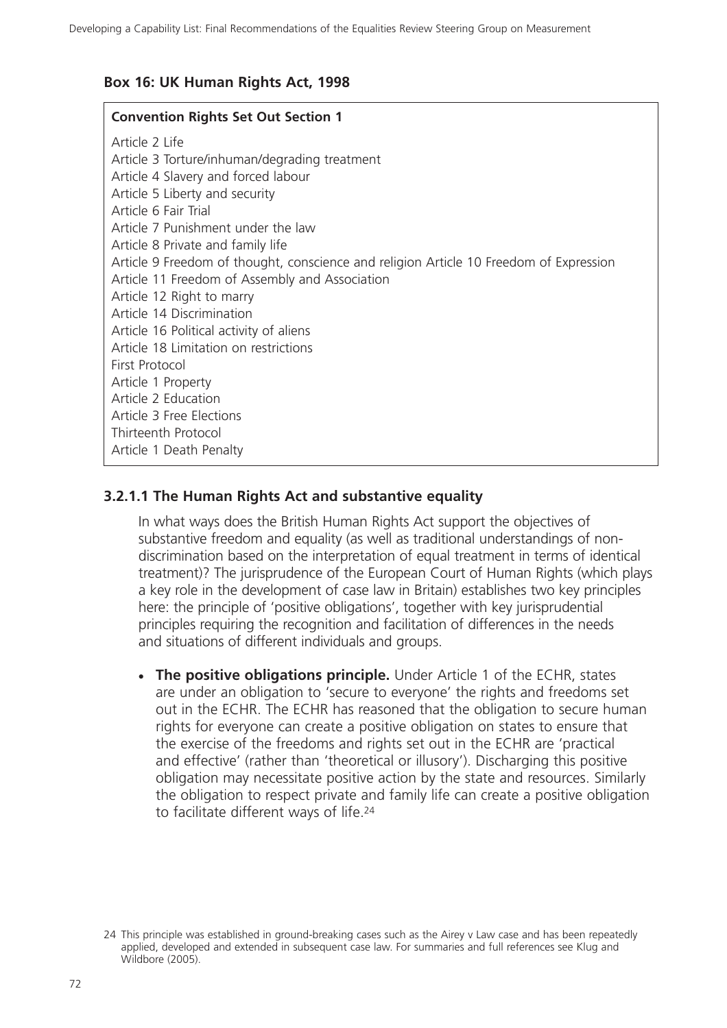### Box 16: UK Human Rights Act, 1998

**Convention Rights Set Out Section 1**

Article 2 Life
Article 3 Torture/inhuman/degrading treatment
Article 4 Slavery and forced labour
Article 5 Liberty and security
Article 6 Fair Trial
Article 7 Punishment under the law
Article 8 Private and family life
Article 9 Freedom of thought, conscience and religion Article 10 Freedom of Expression
Article 11 Freedom of Assembly and Association
Article 12 Right to marry
Article 14 Discrimination
Article 16 Political activity of aliens
Article 18 Limitation on restrictions
First Protocol
Article 1 Property
Article 2 Education
Article 3 Free Elections
Thirteenth Protocol
Article 1 Death Penalty

### 3.2.1.1 The Human Rights Act and substantive equality

In what ways does the British Human Rights Act support the objectives of substantive freedom and equality (as well as traditional understandings of non-discrimination based on the interpretation of equal treatment in terms of identical treatment)? The jurisprudence of the European Court of Human Rights (which plays a key role in the development of case law in Britain) establishes two key principles here: the principle of 'positive obligations', together with key jurisprudential principles requiring the recognition and facilitation of differences in the needs and situations of different individuals and groups.

- **The positive obligations principle.** Under Article 1 of the ECHR, states are under an obligation to 'secure to everyone' the rights and freedoms set out in the ECHR. The ECHR has reasoned that the obligation to secure human rights for everyone can create a positive obligation on states to ensure that the exercise of the freedoms and rights set out in the ECHR are 'practical and effective' (rather than 'theoretical or illusory'). Discharging this positive obligation may necessitate positive action by the state and resources. Similarly the obligation to respect private and family life can create a positive obligation to facilitate different ways of life.[24]

24 This principle was established in ground-breaking cases such as the Airey v Law case and has been repeatedly applied, developed and extended in subsequent case law. For summaries and full references see Klug and Wildbore (2005).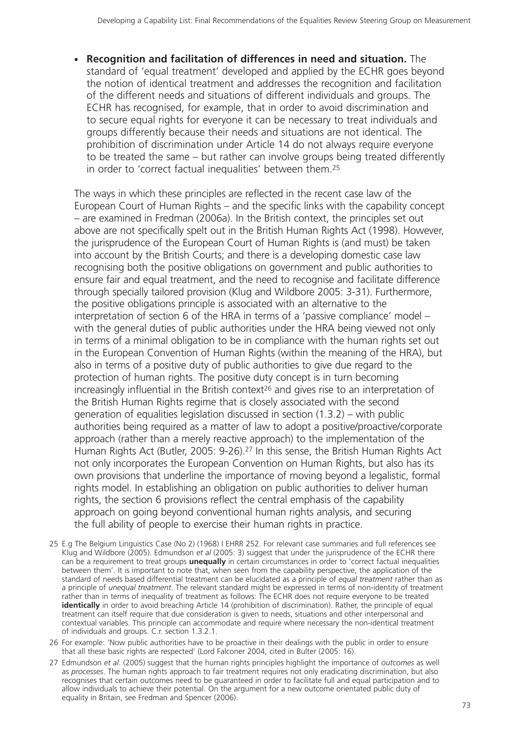- **Recognition and facilitation of differences in need and situation.** The standard of 'equal treatment' developed and applied by the ECHR goes beyond the notion of identical treatment and addresses the recognition and facilitation of the different needs and situations of different individuals and groups. The ECHR has recognised, for example, that in order to avoid discrimination and to secure equal rights for everyone it can be necessary to treat individuals and groups differently because their needs and situations are not identical. The prohibition of discrimination under Article 14 do not always require everyone to be treated the same – but rather can involve groups being treated differently in order to 'correct factual inequalities' between them.[25]

The ways in which these principles are reflected in the recent case law of the European Court of Human Rights – and the specific links with the capability concept – are examined in Fredman (2006a). In the British context, the principles set out above are not specifically spelt out in the British Human Rights Act (1998). However, the jurisprudence of the European Court of Human Rights is (and must) be taken into account by the British Courts; and there is a developing domestic case law recognising both the positive obligations on government and public authorities to ensure fair and equal treatment, and the need to recognise and facilitate difference through specially tailored provision (Klug and Wildbore 2005: 3-31). Furthermore, the positive obligations principle is associated with an alternative to the interpretation of section 6 of the HRA in terms of a 'passive compliance' model – with the general duties of public authorities under the HRA being viewed not only in terms of a minimal obligation to be in compliance with the human rights set out in the European Convention of Human Rights (within the meaning of the HRA), but also in terms of a positive duty of public authorities to give due regard to the protection of human rights. The positive duty concept is in turn becoming increasingly influential in the British context[26] and gives rise to an interpretation of the British Human Rights regime that is closely associated with the second generation of equalities legislation discussed in section (1.3.2) – with public authorities being required as a matter of law to adopt a positive/proactive/corporate approach (rather than a merely reactive approach) to the implementation of the Human Rights Act (Butler, 2005: 9-26).[27] In this sense, the British Human Rights Act not only incorporates the European Convention on Human Rights, but also has its own provisions that underline the importance of moving beyond a legalistic, formal rights model. In establishing an obligation on public authorities to deliver human rights, the section 6 provisions reflect the central emphasis of the capability approach on going beyond conventional human rights analysis, and securing the full ability of people to exercise their human rights in practice.

25 E.g The Belgium Linguistics Case (No 2) (1968) I EHRR 252. For relevant case summaries and full references see Klug and Wildbore (2005). Edmundson *et al* (2005: 3) suggest that under the jurisprudence of the ECHR there can be a requirement to treat groups **unequally** in certain circumstances in order to 'correct factual inequalities between them'. It is important to note that, when seen from the capability perspective, the application of the standard of needs based differential treatment can be elucidated as a principle of *equal treatment* rather than as a principle of *unequal treatment*. The relevant standard might be expressed in terms of non-identity of treatment rather than in terms of inequality of treatment as follows: The ECHR does not require everyone to be treated **identically** in order to avoid breaching Article 14 (prohibition of discrimination). Rather, the principle of equal treatment can itself require that due consideration is given to needs, situations and other interpersonal and contextual variables. This principle can accommodate and require where necessary the non-identical treatment of individuals and groups. C.r. section 1.3.2.1.

26 For example: 'Now public authorities have to be proactive in their dealings with the public in order to ensure that all these basic rights are respected' (Lord Falconer 2004, cited in Bulter (2005: 16).

27 Edmundson *et al*. (2005) suggest that the human rights principles highlight the importance of *outcomes* as well as *processes*. The human rights approach to fair treatment requires not only eradicating discrimination, but also recognises that certain outcomes need to be guaranteed in order to facilitate full and equal participation and to allow individuals to achieve their potential. On the argument for a new outcome orientated public duty of equality in Britain, see Fredman and Spencer (2006).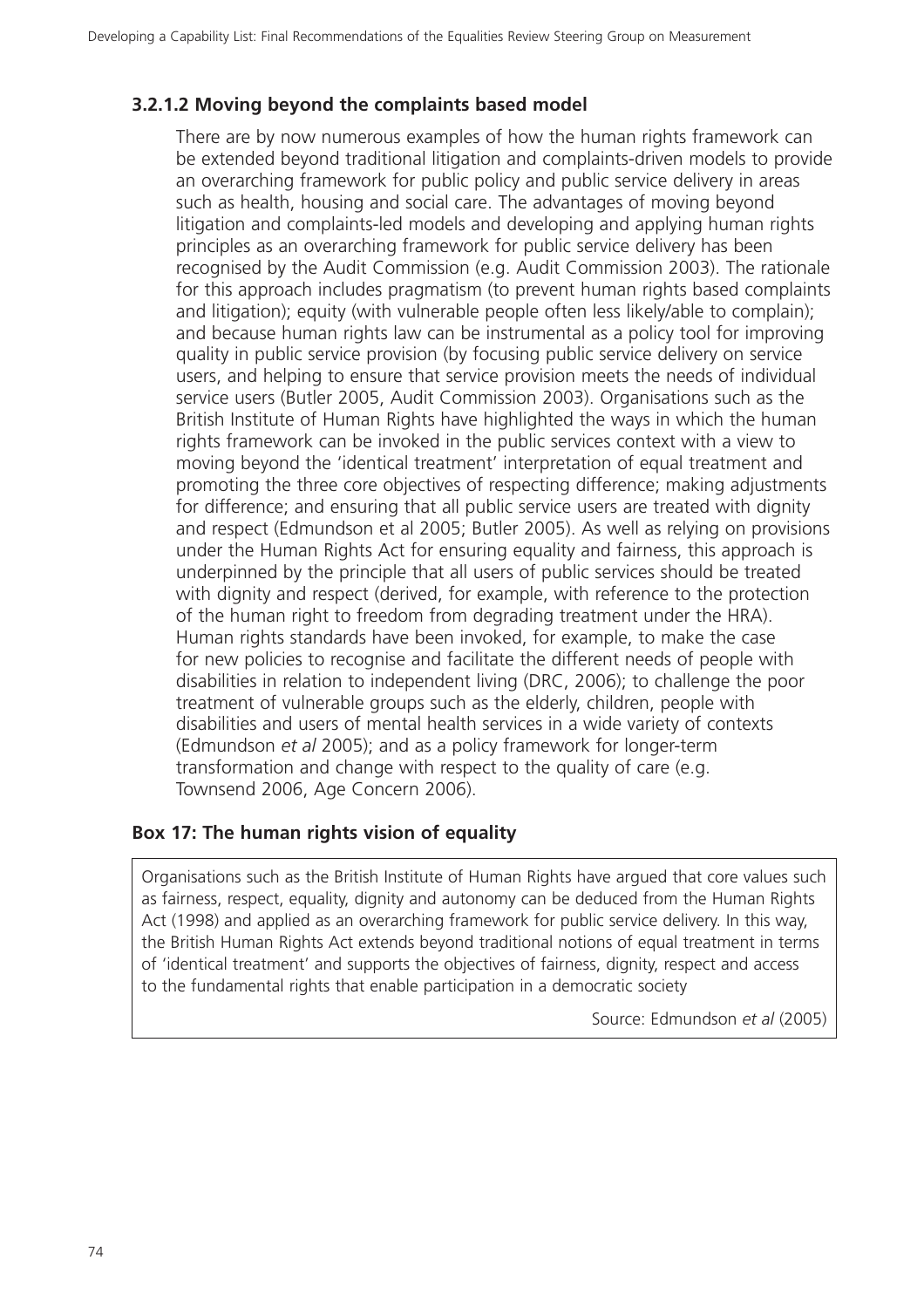### 3.2.1.2 Moving beyond the complaints based model

There are by now numerous examples of how the human rights framework can be extended beyond traditional litigation and complaints-driven models to provide an overarching framework for public policy and public service delivery in areas such as health, housing and social care. The advantages of moving beyond litigation and complaints-led models and developing and applying human rights principles as an overarching framework for public service delivery has been recognised by the Audit Commission (e.g. Audit Commission 2003). The rationale for this approach includes pragmatism (to prevent human rights based complaints and litigation); equity (with vulnerable people often less likely/able to complain); and because human rights law can be instrumental as a policy tool for improving quality in public service provision (by focusing public service delivery on service users, and helping to ensure that service provision meets the needs of individual service users (Butler 2005, Audit Commission 2003). Organisations such as the British Institute of Human Rights have highlighted the ways in which the human rights framework can be invoked in the public services context with a view to moving beyond the 'identical treatment' interpretation of equal treatment and promoting the three core objectives of respecting difference; making adjustments for difference; and ensuring that all public service users are treated with dignity and respect (Edmundson et al 2005; Butler 2005). As well as relying on provisions under the Human Rights Act for ensuring equality and fairness, this approach is underpinned by the principle that all users of public services should be treated with dignity and respect (derived, for example, with reference to the protection of the human right to freedom from degrading treatment under the HRA). Human rights standards have been invoked, for example, to make the case for new policies to recognise and facilitate the different needs of people with disabilities in relation to independent living (DRC, 2006); to challenge the poor treatment of vulnerable groups such as the elderly, children, people with disabilities and users of mental health services in a wide variety of contexts (Edmundson *et al* 2005); and as a policy framework for longer-term transformation and change with respect to the quality of care (e.g. Townsend 2006, Age Concern 2006).

**Box 17: The human rights vision of equality**

Organisations such as the British Institute of Human Rights have argued that core values such as fairness, respect, equality, dignity and autonomy can be deduced from the Human Rights Act (1998) and applied as an overarching framework for public service delivery. In this way, the British Human Rights Act extends beyond traditional notions of equal treatment in terms of 'identical treatment' and supports the objectives of fairness, dignity, respect and access to the fundamental rights that enable participation in a democratic society

Source: Edmundson *et al* (2005)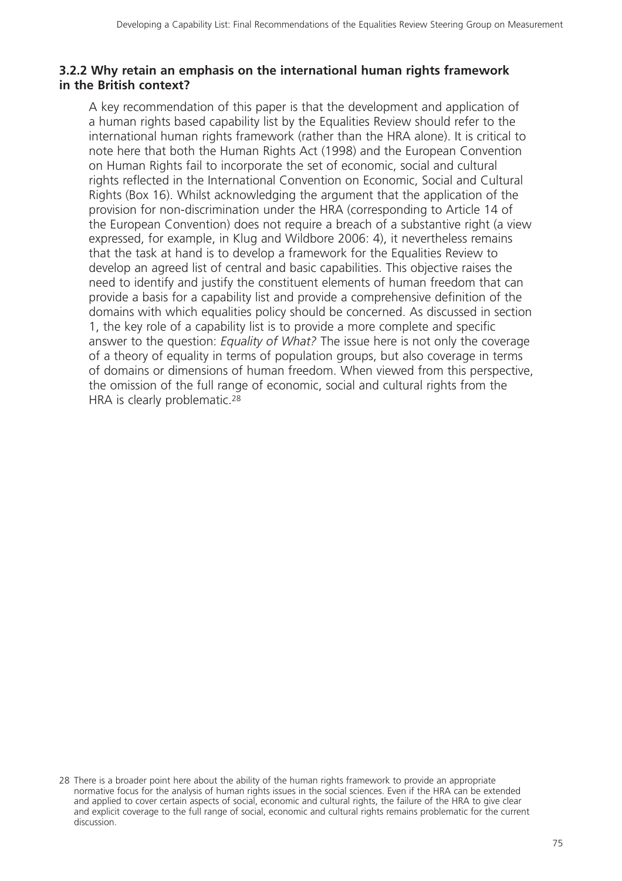### 3.2.2 Why retain an emphasis on the international human rights framework in the British context?

A key recommendation of this paper is that the development and application of a human rights based capability list by the Equalities Review should refer to the international human rights framework (rather than the HRA alone). It is critical to note here that both the Human Rights Act (1998) and the European Convention on Human Rights fail to incorporate the set of economic, social and cultural rights reflected in the International Convention on Economic, Social and Cultural Rights (Box 16). Whilst acknowledging the argument that the application of the provision for non-discrimination under the HRA (corresponding to Article 14 of the European Convention) does not require a breach of a substantive right (a view expressed, for example, in Klug and Wildbore 2006: 4), it nevertheless remains that the task at hand is to develop a framework for the Equalities Review to develop an agreed list of central and basic capabilities. This objective raises the need to identify and justify the constituent elements of human freedom that can provide a basis for a capability list and provide a comprehensive definition of the domains with which equalities policy should be concerned. As discussed in section 1, the key role of a capability list is to provide a more complete and specific answer to the question: *Equality of What?* The issue here is not only the coverage of a theory of equality in terms of population groups, but also coverage in terms of domains or dimensions of human freedom. When viewed from this perspective, the omission of the full range of economic, social and cultural rights from the HRA is clearly problematic.[28]

28 There is a broader point here about the ability of the human rights framework to provide an appropriate normative focus for the analysis of human rights issues in the social sciences. Even if the HRA can be extended and applied to cover certain aspects of social, economic and cultural rights, the failure of the HRA to give clear and explicit coverage to the full range of social, economic and cultural rights remains problematic for the current discussion.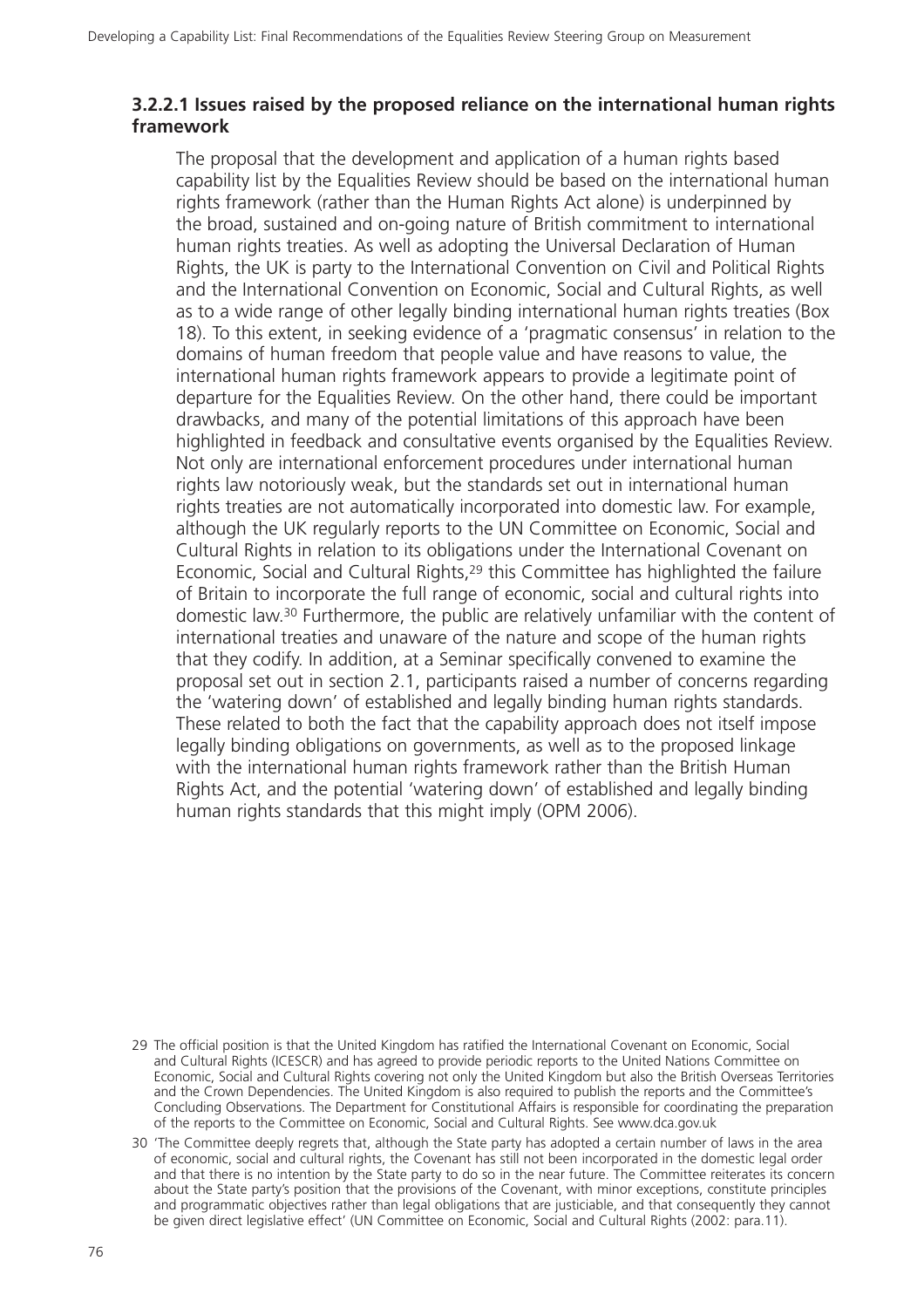### 3.2.2.1 Issues raised by the proposed reliance on the international human rights framework

The proposal that the development and application of a human rights based capability list by the Equalities Review should be based on the international human rights framework (rather than the Human Rights Act alone) is underpinned by the broad, sustained and on-going nature of British commitment to international human rights treaties. As well as adopting the Universal Declaration of Human Rights, the UK is party to the International Convention on Civil and Political Rights and the International Convention on Economic, Social and Cultural Rights, as well as to a wide range of other legally binding international human rights treaties (Box 18). To this extent, in seeking evidence of a 'pragmatic consensus' in relation to the domains of human freedom that people value and have reasons to value, the international human rights framework appears to provide a legitimate point of departure for the Equalities Review. On the other hand, there could be important drawbacks, and many of the potential limitations of this approach have been highlighted in feedback and consultative events organised by the Equalities Review. Not only are international enforcement procedures under international human rights law notoriously weak, but the standards set out in international human rights treaties are not automatically incorporated into domestic law. For example, although the UK regularly reports to the UN Committee on Economic, Social and Cultural Rights in relation to its obligations under the International Covenant on Economic, Social and Cultural Rights,[29] this Committee has highlighted the failure of Britain to incorporate the full range of economic, social and cultural rights into domestic law.[30] Furthermore, the public are relatively unfamiliar with the content of international treaties and unaware of the nature and scope of the human rights that they codify. In addition, at a Seminar specifically convened to examine the proposal set out in section 2.1, participants raised a number of concerns regarding the 'watering down' of established and legally binding human rights standards. These related to both the fact that the capability approach does not itself impose legally binding obligations on governments, as well as to the proposed linkage with the international human rights framework rather than the British Human Rights Act, and the potential 'watering down' of established and legally binding human rights standards that this might imply (OPM 2006).

29 The official position is that the United Kingdom has ratified the International Covenant on Economic, Social and Cultural Rights (ICESCR) and has agreed to provide periodic reports to the United Nations Committee on Economic, Social and Cultural Rights covering not only the United Kingdom but also the British Overseas Territories and the Crown Dependencies. The United Kingdom is also required to publish the reports and the Committee's Concluding Observations. The Department for Constitutional Affairs is responsible for coordinating the preparation of the reports to the Committee on Economic, Social and Cultural Rights. See www.dca.gov.uk

30 'The Committee deeply regrets that, although the State party has adopted a certain number of laws in the area of economic, social and cultural rights, the Covenant has still not been incorporated in the domestic legal order and that there is no intention by the State party to do so in the near future. The Committee reiterates its concern about the State party's position that the provisions of the Covenant, with minor exceptions, constitute principles and programmatic objectives rather than legal obligations that are justiciable, and that consequently they cannot be given direct legislative effect' (UN Committee on Economic, Social and Cultural Rights (2002: para.11).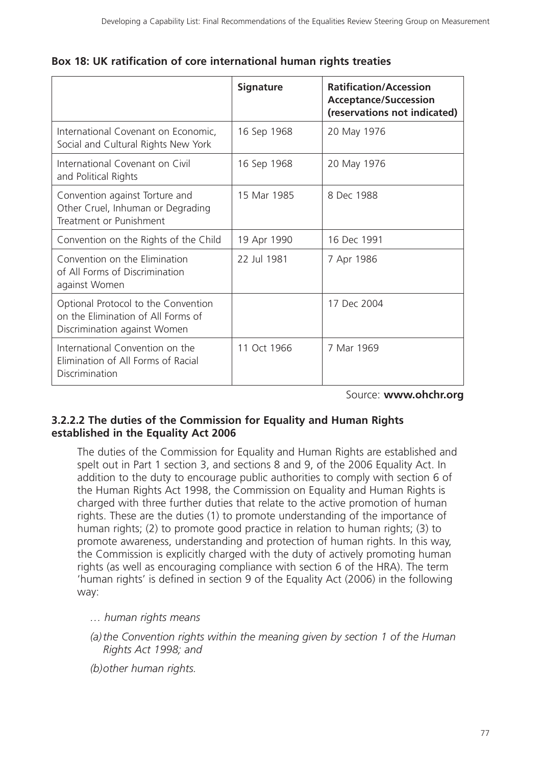**Box 18: UK ratification of core international human rights treaties**

| | Signature | Ratification/Accession Acceptance/Succession (reservations not indicated) |
|---|---|---|
| International Covenant on Economic, Social and Cultural Rights New York | 16 Sep 1968 | 20 May 1976 |
| International Covenant on Civil and Political Rights | 16 Sep 1968 | 20 May 1976 |
| Convention against Torture and Other Cruel, Inhuman or Degrading Treatment or Punishment | 15 Mar 1985 | 8 Dec 1988 |
| Convention on the Rights of the Child | 19 Apr 1990 | 16 Dec 1991 |
| Convention on the Elimination of All Forms of Discrimination against Women | 22 Jul 1981 | 7 Apr 1986 |
| Optional Protocol to the Convention on the Elimination of All Forms of Discrimination against Women | | 17 Dec 2004 |
| International Convention on the Elimination of All Forms of Racial Discrimination | 11 Oct 1966 | 7 Mar 1969 |

Source: **www.ohchr.org**

### 3.2.2.2 The duties of the Commission for Equality and Human Rights established in the Equality Act 2006

The duties of the Commission for Equality and Human Rights are established and spelt out in Part 1 section 3, and sections 8 and 9, of the 2006 Equality Act. In addition to the duty to encourage public authorities to comply with section 6 of the Human Rights Act 1998, the Commission on Equality and Human Rights is charged with three further duties that relate to the active promotion of human rights. These are the duties (1) to promote understanding of the importance of human rights; (2) to promote good practice in relation to human rights; (3) to promote awareness, understanding and protection of human rights. In this way, the Commission is explicitly charged with the duty of actively promoting human rights (as well as encouraging compliance with section 6 of the HRA). The term 'human rights' is defined in section 9 of the Equality Act (2006) in the following way:

*… human rights means*

*(a) the Convention rights within the meaning given by section 1 of the Human Rights Act 1998; and*

*(b) other human rights.*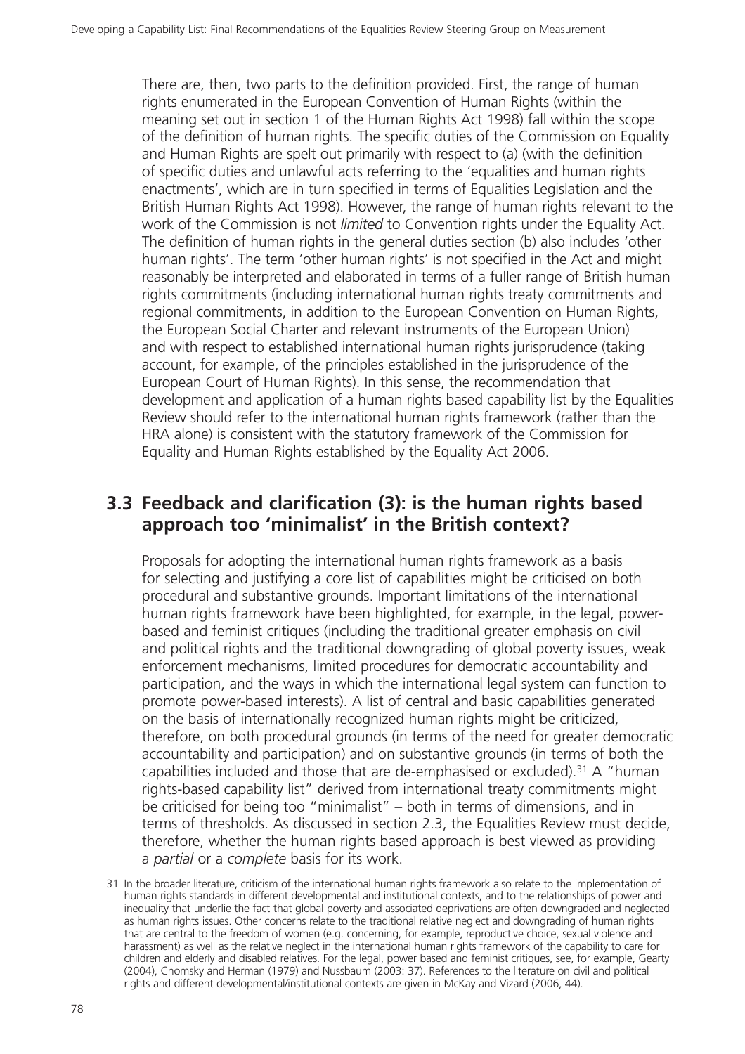There are, then, two parts to the definition provided. First, the range of human rights enumerated in the European Convention of Human Rights (within the meaning set out in section 1 of the Human Rights Act 1998) fall within the scope of the definition of human rights. The specific duties of the Commission on Equality and Human Rights are spelt out primarily with respect to (a) (with the definition of specific duties and unlawful acts referring to the 'equalities and human rights enactments', which are in turn specified in terms of Equalities Legislation and the British Human Rights Act 1998). However, the range of human rights relevant to the work of the Commission is not *limited* to Convention rights under the Equality Act. The definition of human rights in the general duties section (b) also includes 'other human rights'. The term 'other human rights' is not specified in the Act and might reasonably be interpreted and elaborated in terms of a fuller range of British human rights commitments (including international human rights treaty commitments and regional commitments, in addition to the European Convention on Human Rights, the European Social Charter and relevant instruments of the European Union) and with respect to established international human rights jurisprudence (taking account, for example, of the principles established in the jurisprudence of the European Court of Human Rights). In this sense, the recommendation that development and application of a human rights based capability list by the Equalities Review should refer to the international human rights framework (rather than the HRA alone) is consistent with the statutory framework of the Commission for Equality and Human Rights established by the Equality Act 2006.

## 3.3 Feedback and clarification (3): is the human rights based approach too 'minimalist' in the British context?

Proposals for adopting the international human rights framework as a basis for selecting and justifying a core list of capabilities might be criticised on both procedural and substantive grounds. Important limitations of the international human rights framework have been highlighted, for example, in the legal, power-based and feminist critiques (including the traditional greater emphasis on civil and political rights and the traditional downgrading of global poverty issues, weak enforcement mechanisms, limited procedures for democratic accountability and participation, and the ways in which the international legal system can function to promote power-based interests). A list of central and basic capabilities generated on the basis of internationally recognized human rights might be criticized, therefore, on both procedural grounds (in terms of the need for greater democratic accountability and participation) and on substantive grounds (in terms of both the capabilities included and those that are de-emphasised or excluded).[31] A "human rights-based capability list" derived from international treaty commitments might be criticised for being too "minimalist" – both in terms of dimensions, and in terms of thresholds. As discussed in section 2.3, the Equalities Review must decide, therefore, whether the human rights based approach is best viewed as providing a *partial* or a *complete* basis for its work.

[31] In the broader literature, criticism of the international human rights framework also relate to the implementation of human rights standards in different developmental and institutional contexts, and to the relationships of power and inequality that underlie the fact that global poverty and associated deprivations are often downgraded and neglected as human rights issues. Other concerns relate to the traditional relative neglect and downgrading of human rights that are central to the freedom of women (e.g. concerning, for example, reproductive choice, sexual violence and harassment) as well as the relative neglect in the international human rights framework of the capability to care for children and elderly and disabled relatives. For the legal, power based and feminist critiques, see, for example, Gearty (2004), Chomsky and Herman (1979) and Nussbaum (2003: 37). References to the literature on civil and political rights and different developmental/institutional contexts are given in McKay and Vizard (2006, 44).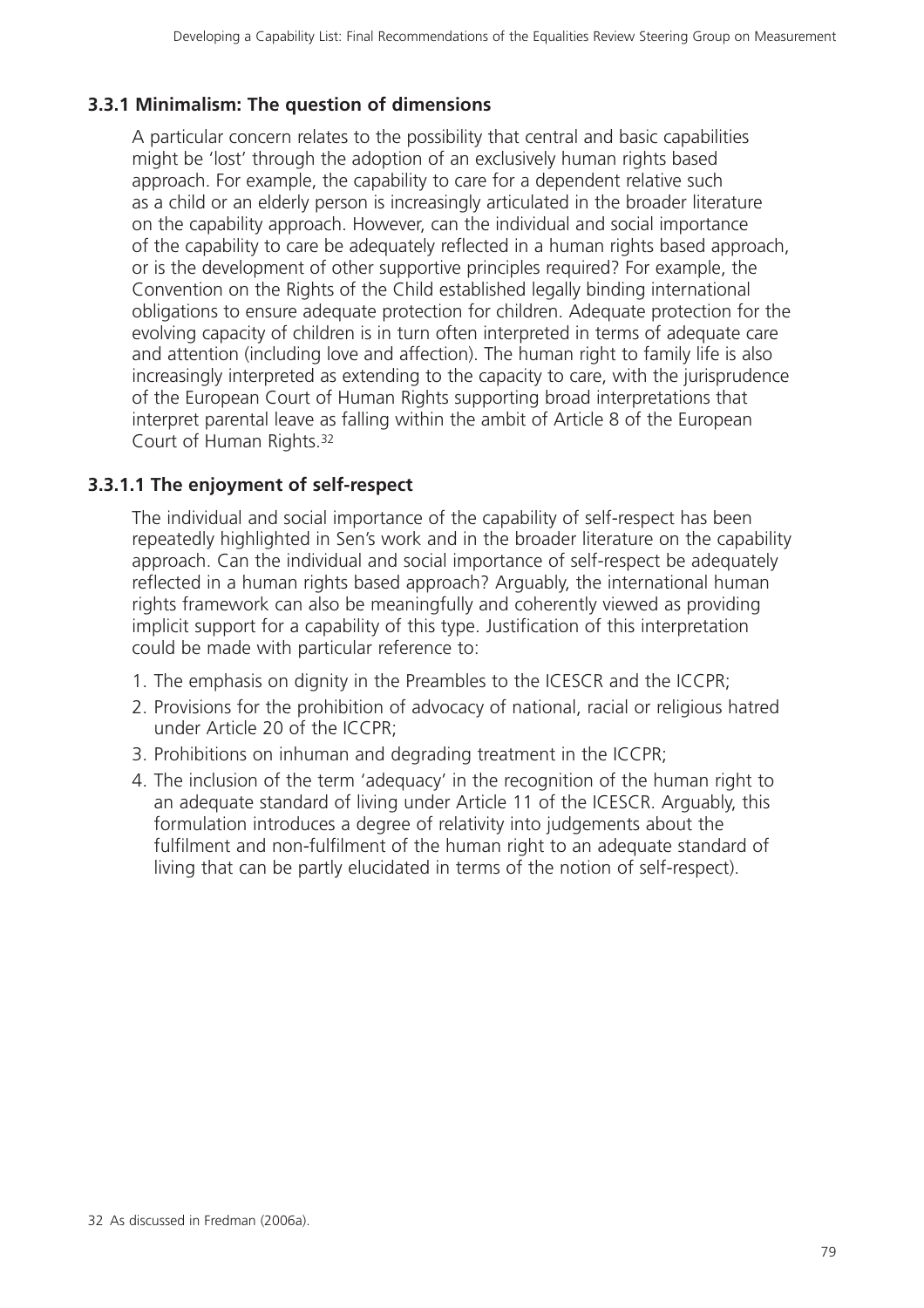### 3.3.1 Minimalism: The question of dimensions

A particular concern relates to the possibility that central and basic capabilities might be 'lost' through the adoption of an exclusively human rights based approach. For example, the capability to care for a dependent relative such as a child or an elderly person is increasingly articulated in the broader literature on the capability approach. However, can the individual and social importance of the capability to care be adequately reflected in a human rights based approach, or is the development of other supportive principles required? For example, the Convention on the Rights of the Child established legally binding international obligations to ensure adequate protection for children. Adequate protection for the evolving capacity of children is in turn often interpreted in terms of adequate care and attention (including love and affection). The human right to family life is also increasingly interpreted as extending to the capacity to care, with the jurisprudence of the European Court of Human Rights supporting broad interpretations that interpret parental leave as falling within the ambit of Article 8 of the European Court of Human Rights.[32]

#### 3.3.1.1 The enjoyment of self-respect

The individual and social importance of the capability of self-respect has been repeatedly highlighted in Sen's work and in the broader literature on the capability approach. Can the individual and social importance of self-respect be adequately reflected in a human rights based approach? Arguably, the international human rights framework can also be meaningfully and coherently viewed as providing implicit support for a capability of this type. Justification of this interpretation could be made with particular reference to:

1. The emphasis on dignity in the Preambles to the ICESCR and the ICCPR;
2. Provisions for the prohibition of advocacy of national, racial or religious hatred under Article 20 of the ICCPR;
3. Prohibitions on inhuman and degrading treatment in the ICCPR;
4. The inclusion of the term 'adequacy' in the recognition of the human right to an adequate standard of living under Article 11 of the ICESCR. Arguably, this formulation introduces a degree of relativity into judgements about the fulfilment and non-fulfilment of the human right to an adequate standard of living that can be partly elucidated in terms of the notion of self-respect).

32 As discussed in Fredman (2006a).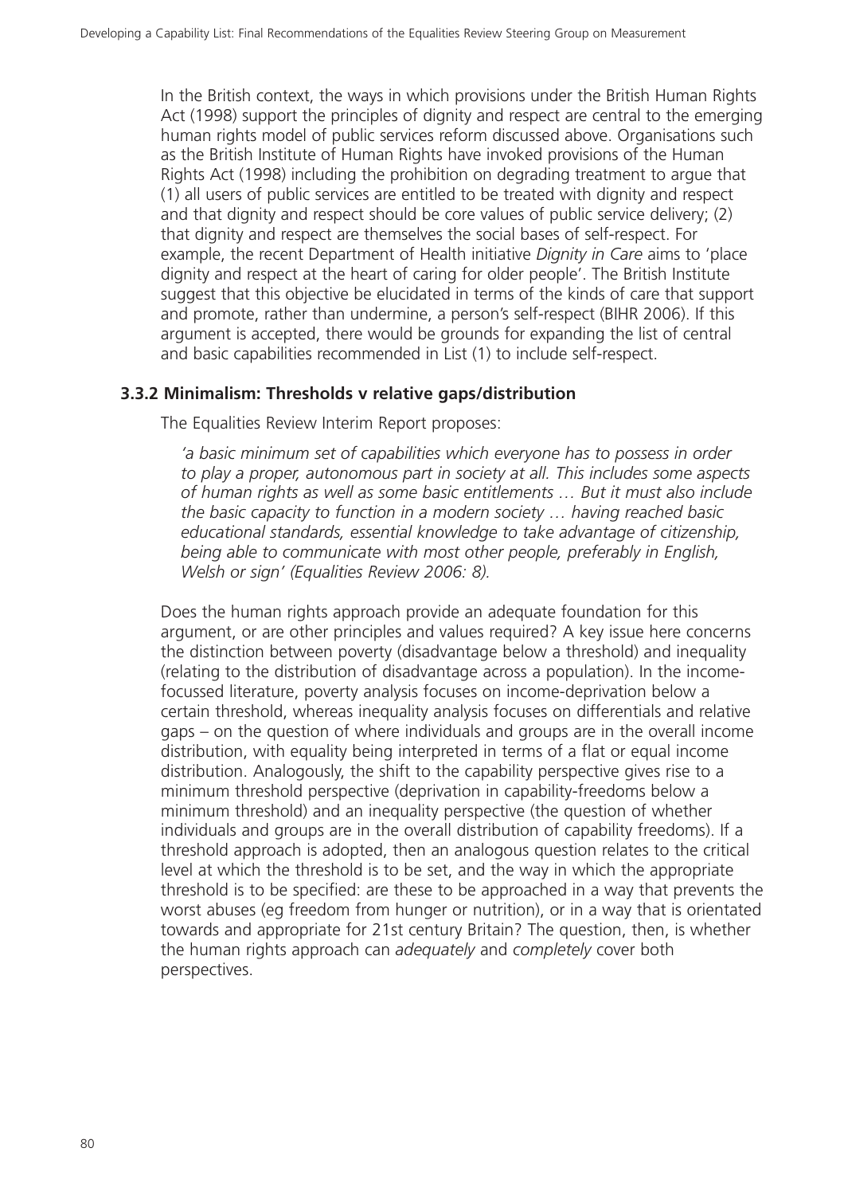In the British context, the ways in which provisions under the British Human Rights Act (1998) support the principles of dignity and respect are central to the emerging human rights model of public services reform discussed above. Organisations such as the British Institute of Human Rights have invoked provisions of the Human Rights Act (1998) including the prohibition on degrading treatment to argue that (1) all users of public services are entitled to be treated with dignity and respect and that dignity and respect should be core values of public service delivery; (2) that dignity and respect are themselves the social bases of self-respect. For example, the recent Department of Health initiative *Dignity in Care* aims to 'place dignity and respect at the heart of caring for older people'. The British Institute suggest that this objective be elucidated in terms of the kinds of care that support and promote, rather than undermine, a person's self-respect (BIHR 2006). If this argument is accepted, there would be grounds for expanding the list of central and basic capabilities recommended in List (1) to include self-respect.

### 3.3.2 Minimalism: Thresholds v relative gaps/distribution

The Equalities Review Interim Report proposes:

> *'a basic minimum set of capabilities which everyone has to possess in order to play a proper, autonomous part in society at all. This includes some aspects of human rights as well as some basic entitlements … But it must also include the basic capacity to function in a modern society … having reached basic educational standards, essential knowledge to take advantage of citizenship, being able to communicate with most other people, preferably in English, Welsh or sign' (Equalities Review 2006: 8).*

Does the human rights approach provide an adequate foundation for this argument, or are other principles and values required? A key issue here concerns the distinction between poverty (disadvantage below a threshold) and inequality (relating to the distribution of disadvantage across a population). In the income-focussed literature, poverty analysis focuses on income-deprivation below a certain threshold, whereas inequality analysis focuses on differentials and relative gaps – on the question of where individuals and groups are in the overall income distribution, with equality being interpreted in terms of a flat or equal income distribution. Analogously, the shift to the capability perspective gives rise to a minimum threshold perspective (deprivation in capability-freedoms below a minimum threshold) and an inequality perspective (the question of whether individuals and groups are in the overall distribution of capability freedoms). If a threshold approach is adopted, then an analogous question relates to the critical level at which the threshold is to be set, and the way in which the appropriate threshold is to be specified: are these to be approached in a way that prevents the worst abuses (eg freedom from hunger or nutrition), or in a way that is orientated towards and appropriate for 21st century Britain? The question, then, is whether the human rights approach can *adequately* and *completely* cover both perspectives.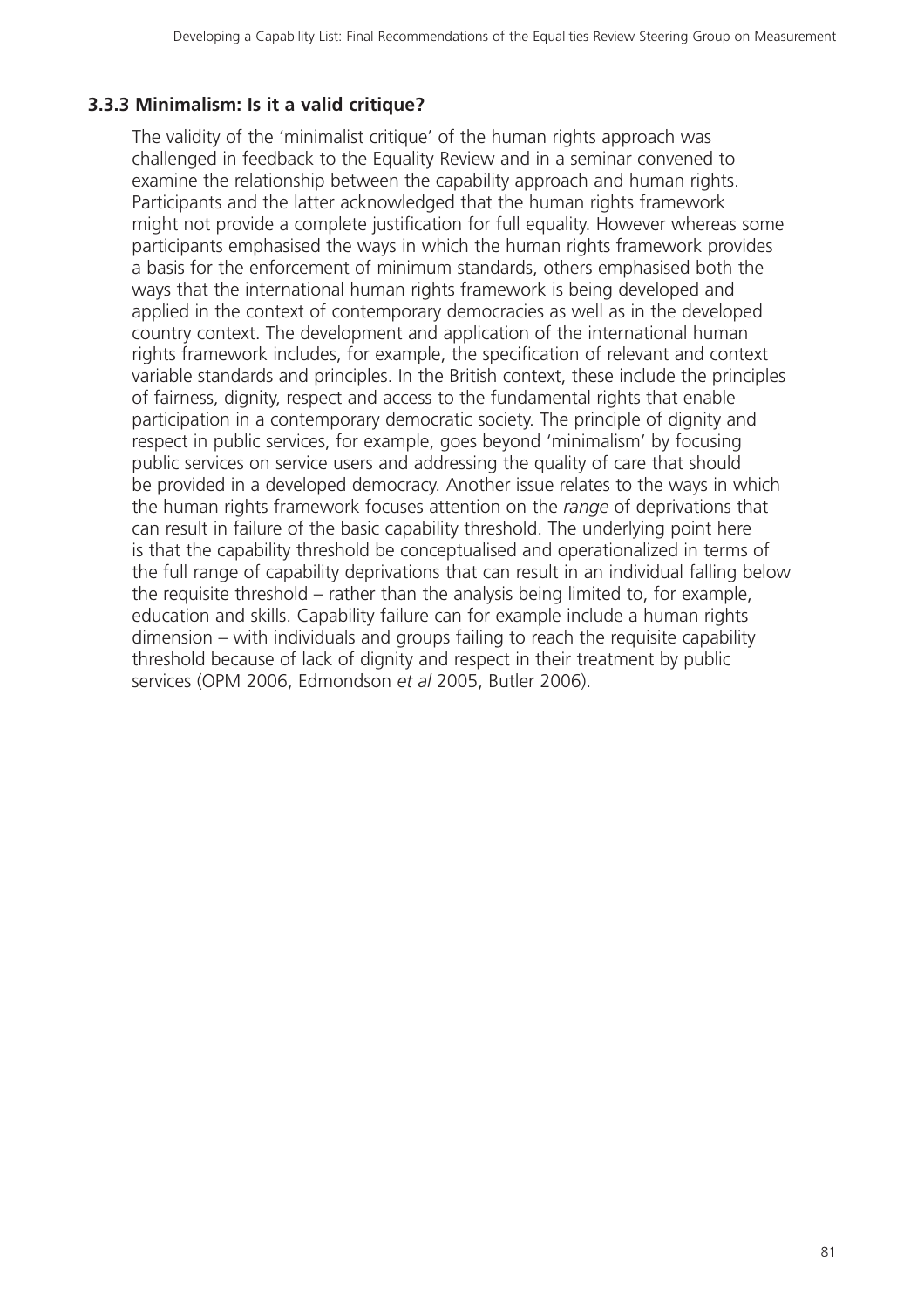### 3.3.3 Minimalism: Is it a valid critique?

The validity of the 'minimalist critique' of the human rights approach was challenged in feedback to the Equality Review and in a seminar convened to examine the relationship between the capability approach and human rights. Participants and the latter acknowledged that the human rights framework might not provide a complete justification for full equality. However whereas some participants emphasised the ways in which the human rights framework provides a basis for the enforcement of minimum standards, others emphasised both the ways that the international human rights framework is being developed and applied in the context of contemporary democracies as well as in the developed country context. The development and application of the international human rights framework includes, for example, the specification of relevant and context variable standards and principles. In the British context, these include the principles of fairness, dignity, respect and access to the fundamental rights that enable participation in a contemporary democratic society. The principle of dignity and respect in public services, for example, goes beyond 'minimalism' by focusing public services on service users and addressing the quality of care that should be provided in a developed democracy. Another issue relates to the ways in which the human rights framework focuses attention on the *range* of deprivations that can result in failure of the basic capability threshold. The underlying point here is that the capability threshold be conceptualised and operationalized in terms of the full range of capability deprivations that can result in an individual falling below the requisite threshold – rather than the analysis being limited to, for example, education and skills. Capability failure can for example include a human rights dimension – with individuals and groups failing to reach the requisite capability threshold because of lack of dignity and respect in their treatment by public services (OPM 2006, Edmondson *et al* 2005, Butler 2006).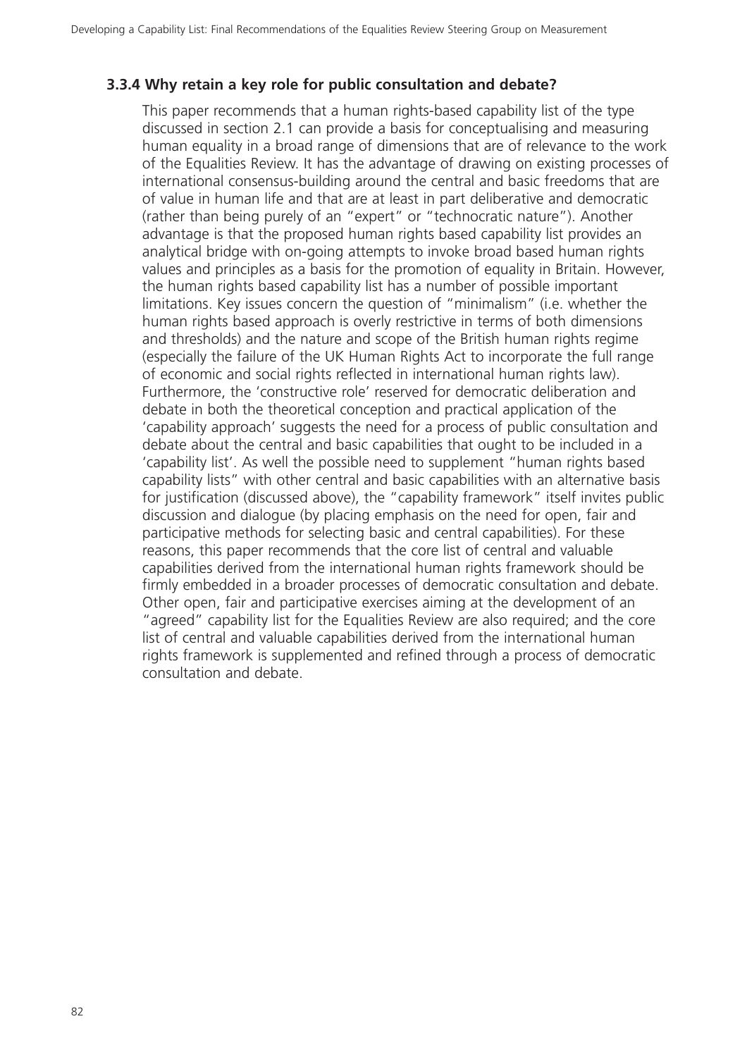### 3.3.4 Why retain a key role for public consultation and debate?

This paper recommends that a human rights-based capability list of the type discussed in section 2.1 can provide a basis for conceptualising and measuring human equality in a broad range of dimensions that are of relevance to the work of the Equalities Review. It has the advantage of drawing on existing processes of international consensus-building around the central and basic freedoms that are of value in human life and that are at least in part deliberative and democratic (rather than being purely of an "expert" or "technocratic nature"). Another advantage is that the proposed human rights based capability list provides an analytical bridge with on-going attempts to invoke broad based human rights values and principles as a basis for the promotion of equality in Britain. However, the human rights based capability list has a number of possible important limitations. Key issues concern the question of "minimalism" (i.e. whether the human rights based approach is overly restrictive in terms of both dimensions and thresholds) and the nature and scope of the British human rights regime (especially the failure of the UK Human Rights Act to incorporate the full range of economic and social rights reflected in international human rights law). Furthermore, the 'constructive role' reserved for democratic deliberation and debate in both the theoretical conception and practical application of the 'capability approach' suggests the need for a process of public consultation and debate about the central and basic capabilities that ought to be included in a 'capability list'. As well the possible need to supplement "human rights based capability lists" with other central and basic capabilities with an alternative basis for justification (discussed above), the "capability framework" itself invites public discussion and dialogue (by placing emphasis on the need for open, fair and participative methods for selecting basic and central capabilities). For these reasons, this paper recommends that the core list of central and valuable capabilities derived from the international human rights framework should be firmly embedded in a broader processes of democratic consultation and debate. Other open, fair and participative exercises aiming at the development of an "agreed" capability list for the Equalities Review are also required; and the core list of central and valuable capabilities derived from the international human rights framework is supplemented and refined through a process of democratic consultation and debate.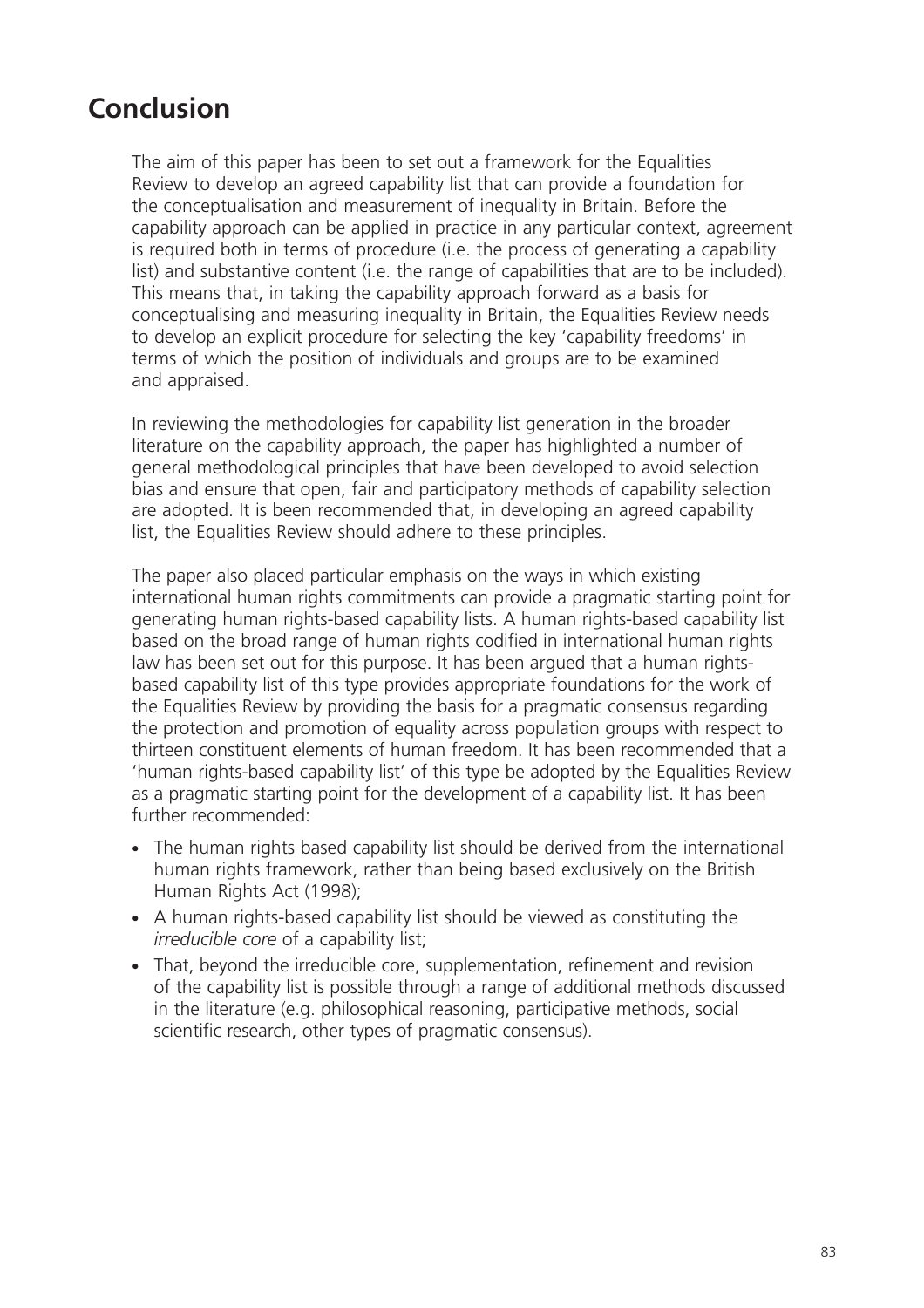# Conclusion

The aim of this paper has been to set out a framework for the Equalities Review to develop an agreed capability list that can provide a foundation for the conceptualisation and measurement of inequality in Britain. Before the capability approach can be applied in practice in any particular context, agreement is required both in terms of procedure (i.e. the process of generating a capability list) and substantive content (i.e. the range of capabilities that are to be included). This means that, in taking the capability approach forward as a basis for conceptualising and measuring inequality in Britain, the Equalities Review needs to develop an explicit procedure for selecting the key 'capability freedoms' in terms of which the position of individuals and groups are to be examined and appraised.

In reviewing the methodologies for capability list generation in the broader literature on the capability approach, the paper has highlighted a number of general methodological principles that have been developed to avoid selection bias and ensure that open, fair and participatory methods of capability selection are adopted. It is been recommended that, in developing an agreed capability list, the Equalities Review should adhere to these principles.

The paper also placed particular emphasis on the ways in which existing international human rights commitments can provide a pragmatic starting point for generating human rights-based capability lists. A human rights-based capability list based on the broad range of human rights codified in international human rights law has been set out for this purpose. It has been argued that a human rights-based capability list of this type provides appropriate foundations for the work of the Equalities Review by providing the basis for a pragmatic consensus regarding the protection and promotion of equality across population groups with respect to thirteen constituent elements of human freedom. It has been recommended that a 'human rights-based capability list' of this type be adopted by the Equalities Review as a pragmatic starting point for the development of a capability list. It has been further recommended:

- The human rights based capability list should be derived from the international human rights framework, rather than being based exclusively on the British Human Rights Act (1998);
- A human rights-based capability list should be viewed as constituting the *irreducible core* of a capability list;
- That, beyond the irreducible core, supplementation, refinement and revision of the capability list is possible through a range of additional methods discussed in the literature (e.g. philosophical reasoning, participative methods, social scientific research, other types of pragmatic consensus).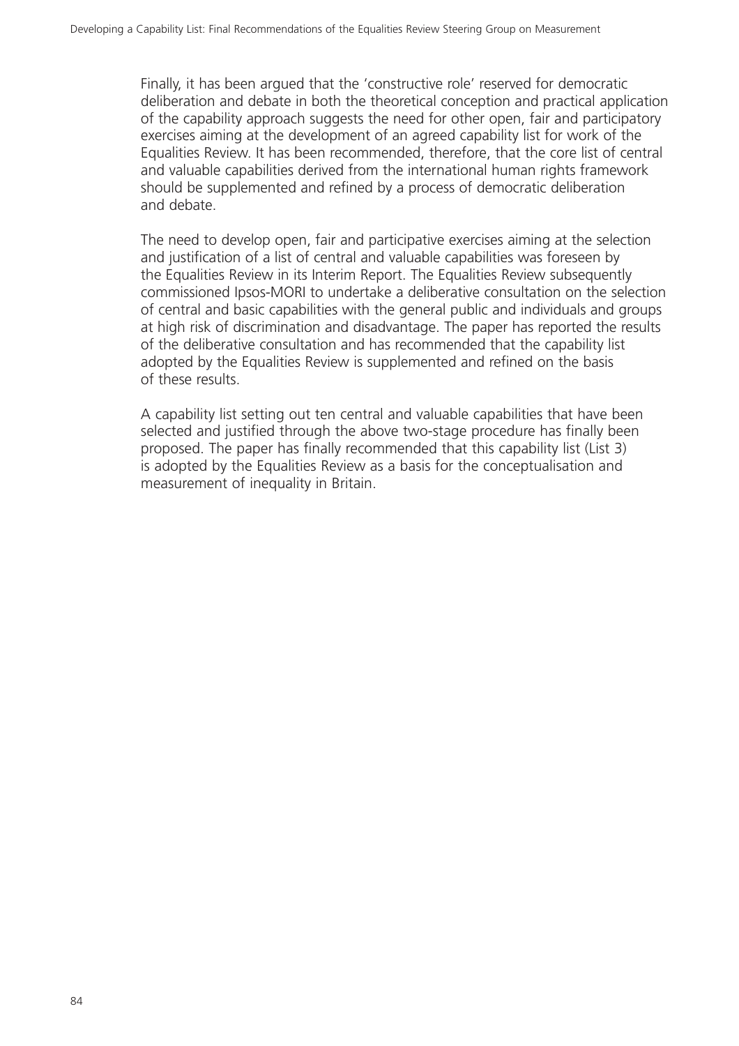Finally, it has been argued that the 'constructive role' reserved for democratic deliberation and debate in both the theoretical conception and practical application of the capability approach suggests the need for other open, fair and participatory exercises aiming at the development of an agreed capability list for work of the Equalities Review. It has been recommended, therefore, that the core list of central and valuable capabilities derived from the international human rights framework should be supplemented and refined by a process of democratic deliberation and debate.

The need to develop open, fair and participative exercises aiming at the selection and justification of a list of central and valuable capabilities was foreseen by the Equalities Review in its Interim Report. The Equalities Review subsequently commissioned Ipsos-MORI to undertake a deliberative consultation on the selection of central and basic capabilities with the general public and individuals and groups at high risk of discrimination and disadvantage. The paper has reported the results of the deliberative consultation and has recommended that the capability list adopted by the Equalities Review is supplemented and refined on the basis of these results.

A capability list setting out ten central and valuable capabilities that have been selected and justified through the above two-stage procedure has finally been proposed. The paper has finally recommended that this capability list (List 3) is adopted by the Equalities Review as a basis for the conceptualisation and measurement of inequality in Britain.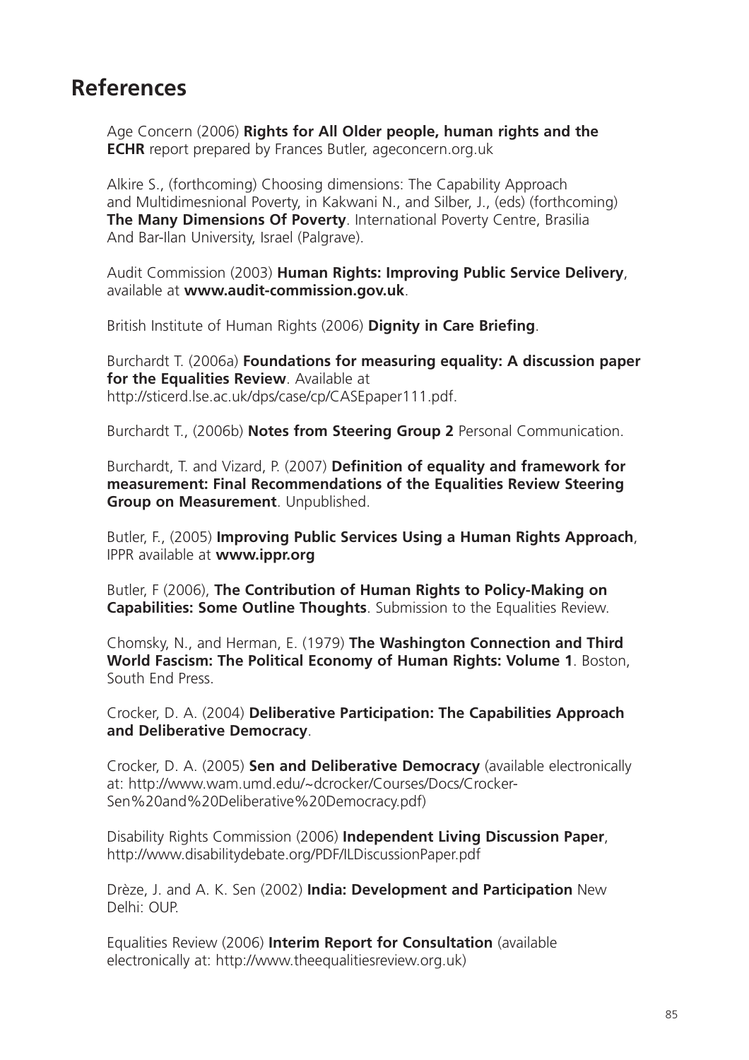# References

Age Concern (2006) **Rights for All Older people, human rights and the ECHR** report prepared by Frances Butler, ageconcern.org.uk

Alkire S., (forthcoming) Choosing dimensions: The Capability Approach and Multidimesnional Poverty, in Kakwani N., and Silber, J., (eds) (forthcoming) **The Many Dimensions Of Poverty**. International Poverty Centre, Brasilia And Bar-Ilan University, Israel (Palgrave).

Audit Commission (2003) **Human Rights: Improving Public Service Delivery**, available at **www.audit-commission.gov.uk**.

British Institute of Human Rights (2006) **Dignity in Care Briefing**.

Burchardt T. (2006a) **Foundations for measuring equality: A discussion paper for the Equalities Review**. Available at http://sticerd.lse.ac.uk/dps/case/cp/CASEpaper111.pdf.

Burchardt T., (2006b) **Notes from Steering Group 2** Personal Communication.

Burchardt, T. and Vizard, P. (2007) **Definition of equality and framework for measurement: Final Recommendations of the Equalities Review Steering Group on Measurement**. Unpublished.

Butler, F., (2005) **Improving Public Services Using a Human Rights Approach**, IPPR available at **www.ippr.org**

Butler, F (2006), **The Contribution of Human Rights to Policy-Making on Capabilities: Some Outline Thoughts**. Submission to the Equalities Review.

Chomsky, N., and Herman, E. (1979) **The Washington Connection and Third World Fascism: The Political Economy of Human Rights: Volume 1**. Boston, South End Press.

Crocker, D. A. (2004) **Deliberative Participation: The Capabilities Approach and Deliberative Democracy**.

Crocker, D. A. (2005) **Sen and Deliberative Democracy** (available electronically at: http://www.wam.umd.edu/~dcrocker/Courses/Docs/Crocker-Sen%20and%20Deliberative%20Democracy.pdf)

Disability Rights Commission (2006) **Independent Living Discussion Paper**, http://www.disabilitydebate.org/PDF/ILDiscussionPaper.pdf

Drèze, J. and A. K. Sen (2002) **India: Development and Participation** New Delhi: OUP.

Equalities Review (2006) **Interim Report for Consultation** (available electronically at: http://www.theequalitiesreview.org.uk)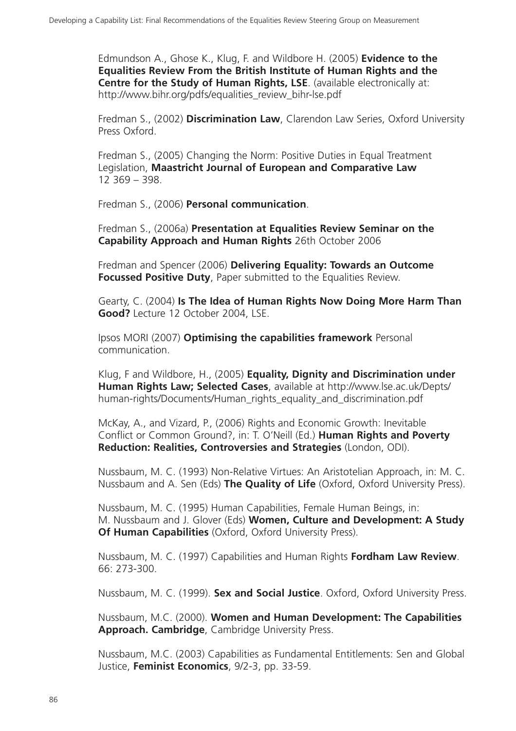Edmundson A., Ghose K., Klug, F. and Wildbore H. (2005) **Evidence to the Equalities Review From the British Institute of Human Rights and the Centre for the Study of Human Rights, LSE**. (available electronically at: http://www.bihr.org/pdfs/equalities_review_bihr-lse.pdf

Fredman S., (2002) **Discrimination Law**, Clarendon Law Series, Oxford University Press Oxford.

Fredman S., (2005) Changing the Norm: Positive Duties in Equal Treatment Legislation, **Maastricht Journal of European and Comparative Law** 12 369 – 398.

Fredman S., (2006) **Personal communication**.

Fredman S., (2006a) **Presentation at Equalities Review Seminar on the Capability Approach and Human Rights** 26th October 2006

Fredman and Spencer (2006) **Delivering Equality: Towards an Outcome Focussed Positive Duty**, Paper submitted to the Equalities Review.

Gearty, C. (2004) **Is The Idea of Human Rights Now Doing More Harm Than Good?** Lecture 12 October 2004, LSE.

Ipsos MORI (2007) **Optimising the capabilities framework** Personal communication.

Klug, F and Wildbore, H., (2005) **Equality, Dignity and Discrimination under Human Rights Law; Selected Cases**, available at http://www.lse.ac.uk/Depts/human-rights/Documents/Human_rights_equality_and_discrimination.pdf

McKay, A., and Vizard, P., (2006) Rights and Economic Growth: Inevitable Conflict or Common Ground?, in: T. O'Neill (Ed.) **Human Rights and Poverty Reduction: Realities, Controversies and Strategies** (London, ODI).

Nussbaum, M. C. (1993) Non-Relative Virtues: An Aristotelian Approach, in: M. C. Nussbaum and A. Sen (Eds) **The Quality of Life** (Oxford, Oxford University Press).

Nussbaum, M. C. (1995) Human Capabilities, Female Human Beings, in: M. Nussbaum and J. Glover (Eds) **Women, Culture and Development: A Study Of Human Capabilities** (Oxford, Oxford University Press).

Nussbaum, M. C. (1997) Capabilities and Human Rights **Fordham Law Review**. 66: 273-300.

Nussbaum, M. C. (1999). **Sex and Social Justice**. Oxford, Oxford University Press.

Nussbaum, M.C. (2000). **Women and Human Development: The Capabilities Approach. Cambridge**, Cambridge University Press.

Nussbaum, M.C. (2003) Capabilities as Fundamental Entitlements: Sen and Global Justice, **Feminist Economics**, 9/2-3, pp. 33-59.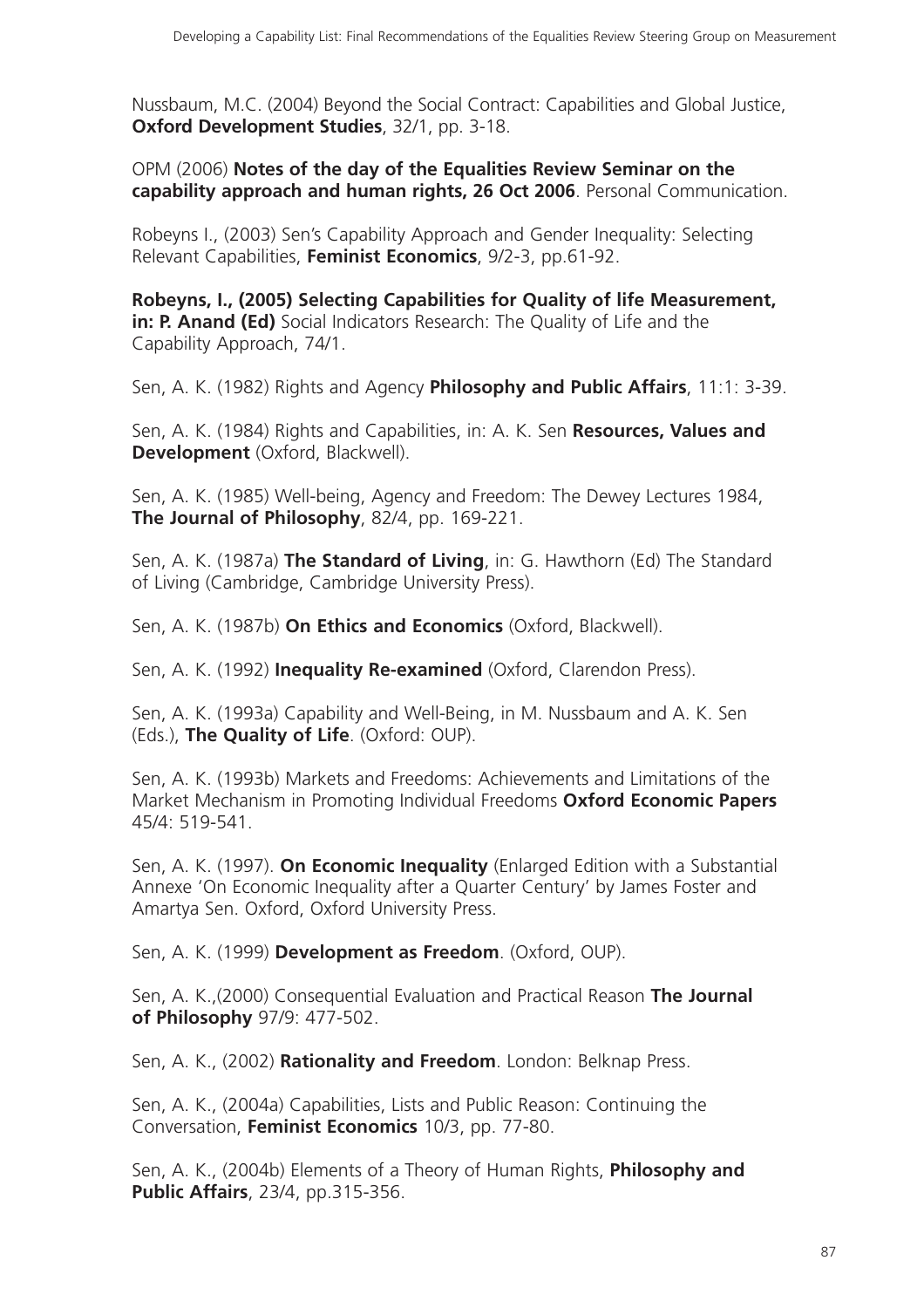Nussbaum, M.C. (2004) Beyond the Social Contract: Capabilities and Global Justice, **Oxford Development Studies**, 32/1, pp. 3-18.

OPM (2006) **Notes of the day of the Equalities Review Seminar on the capability approach and human rights, 26 Oct 2006**. Personal Communication.

Robeyns I., (2003) Sen's Capability Approach and Gender Inequality: Selecting Relevant Capabilities, **Feminist Economics**, 9/2-3, pp.61-92.

**Robeyns, I., (2005) Selecting Capabilities for Quality of life Measurement, in: P. Anand (Ed)** Social Indicators Research: The Quality of Life and the Capability Approach, 74/1.

Sen, A. K. (1982) Rights and Agency **Philosophy and Public Affairs**, 11:1: 3-39.

Sen, A. K. (1984) Rights and Capabilities, in: A. K. Sen **Resources, Values and Development** (Oxford, Blackwell).

Sen, A. K. (1985) Well-being, Agency and Freedom: The Dewey Lectures 1984, **The Journal of Philosophy**, 82/4, pp. 169-221.

Sen, A. K. (1987a) **The Standard of Living**, in: G. Hawthorn (Ed) The Standard of Living (Cambridge, Cambridge University Press).

Sen, A. K. (1987b) **On Ethics and Economics** (Oxford, Blackwell).

Sen, A. K. (1992) **Inequality Re-examined** (Oxford, Clarendon Press).

Sen, A. K. (1993a) Capability and Well-Being, in M. Nussbaum and A. K. Sen (Eds.), **The Quality of Life**. (Oxford: OUP).

Sen, A. K. (1993b) Markets and Freedoms: Achievements and Limitations of the Market Mechanism in Promoting Individual Freedoms **Oxford Economic Papers** 45/4: 519-541.

Sen, A. K. (1997). **On Economic Inequality** (Enlarged Edition with a Substantial Annexe 'On Economic Inequality after a Quarter Century' by James Foster and Amartya Sen. Oxford, Oxford University Press.

Sen, A. K. (1999) **Development as Freedom**. (Oxford, OUP).

Sen, A. K.,(2000) Consequential Evaluation and Practical Reason **The Journal of Philosophy** 97/9: 477-502.

Sen, A. K., (2002) **Rationality and Freedom**. London: Belknap Press.

Sen, A. K., (2004a) Capabilities, Lists and Public Reason: Continuing the Conversation, **Feminist Economics** 10/3, pp. 77-80.

Sen, A. K., (2004b) Elements of a Theory of Human Rights, **Philosophy and Public Affairs**, 23/4, pp.315-356.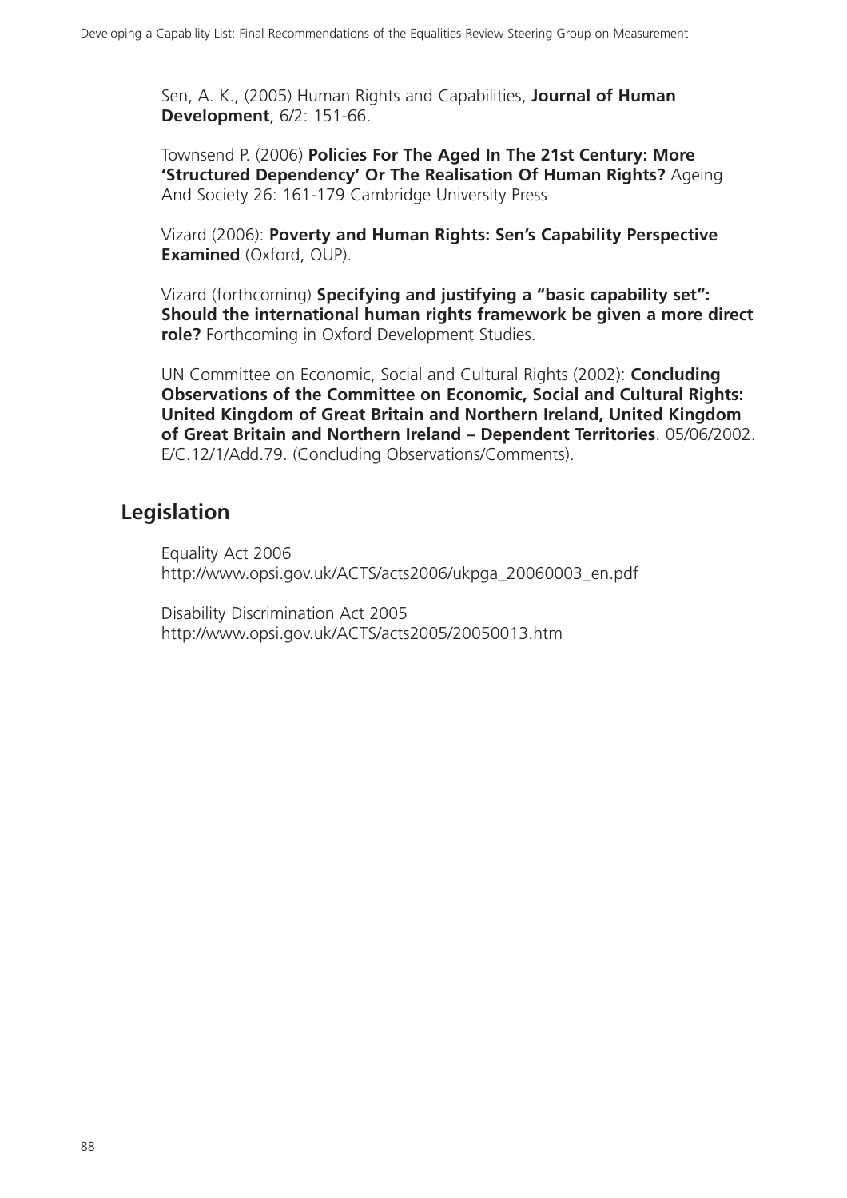Sen, A. K., (2005) Human Rights and Capabilities, **Journal of Human Development**, 6/2: 151-66.

Townsend P. (2006) **Policies For The Aged In The 21st Century: More 'Structured Dependency' Or The Realisation Of Human Rights?** Ageing And Society 26: 161-179 Cambridge University Press

Vizard (2006): **Poverty and Human Rights: Sen's Capability Perspective Examined** (Oxford, OUP).

Vizard (forthcoming) **Specifying and justifying a "basic capability set": Should the international human rights framework be given a more direct role?** Forthcoming in Oxford Development Studies.

UN Committee on Economic, Social and Cultural Rights (2002): **Concluding Observations of the Committee on Economic, Social and Cultural Rights: United Kingdom of Great Britain and Northern Ireland, United Kingdom of Great Britain and Northern Ireland – Dependent Territories**. 05/06/2002. E/C.12/1/Add.79. (Concluding Observations/Comments).

## Legislation

Equality Act 2006
http://www.opsi.gov.uk/ACTS/acts2006/ukpga_20060003_en.pdf

Disability Discrimination Act 2005
http://www.opsi.gov.uk/ACTS/acts2005/20050013.htm